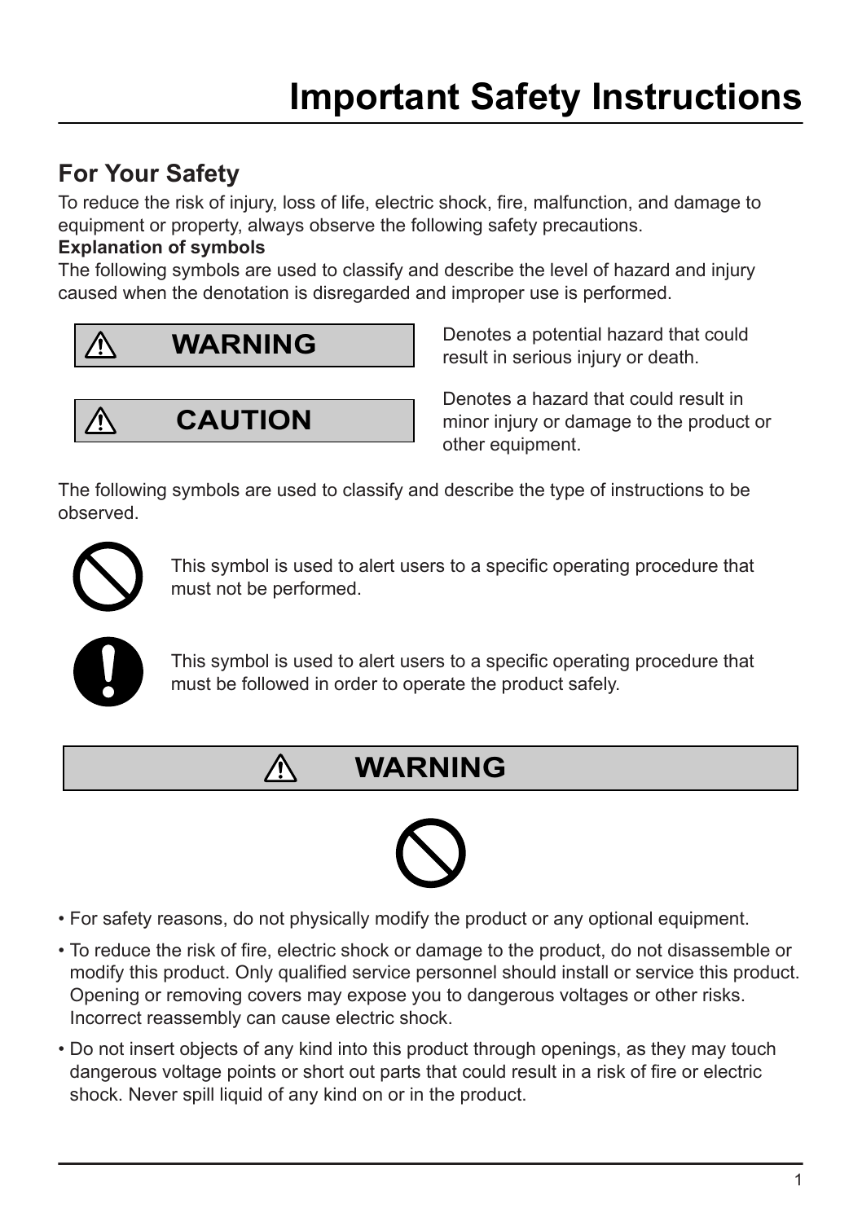# Important Safety Instructions

## For Your Safety

To reduce the risk of injury, loss of life, electric shock, fire, malfunction, and damage to equipment or property, always observe the following safety precautions.

**Explanation of symbols**

The following symbols are used to classify and describe the level of hazard and injury caused when the denotation is disregarded and improper use is performed.

| Symbol | Description |
| --- | --- |
| ⚠ **WARNING** | Denotes a potential hazard that could result in serious injury or death. |
| ⚠ **CAUTION** | Denotes a hazard that could result in minor injury or damage to the product or other equipment. |

The following symbols are used to classify and describe the type of instructions to be observed.

This symbol is used to alert users to a specific operating procedure that must not be performed.

This symbol is used to alert users to a specific operating procedure that must be followed in order to operate the product safely.

### ⚠ WARNING

- For safety reasons, do not physically modify the product or any optional equipment.
- To reduce the risk of fire, electric shock or damage to the product, do not disassemble or modify this product. Only qualified service personnel should install or service this product. Opening or removing covers may expose you to dangerous voltages or other risks. Incorrect reassembly can cause electric shock.
- Do not insert objects of any kind into this product through openings, as they may touch dangerous voltage points or short out parts that could result in a risk of fire or electric shock. Never spill liquid of any kind on or in the product.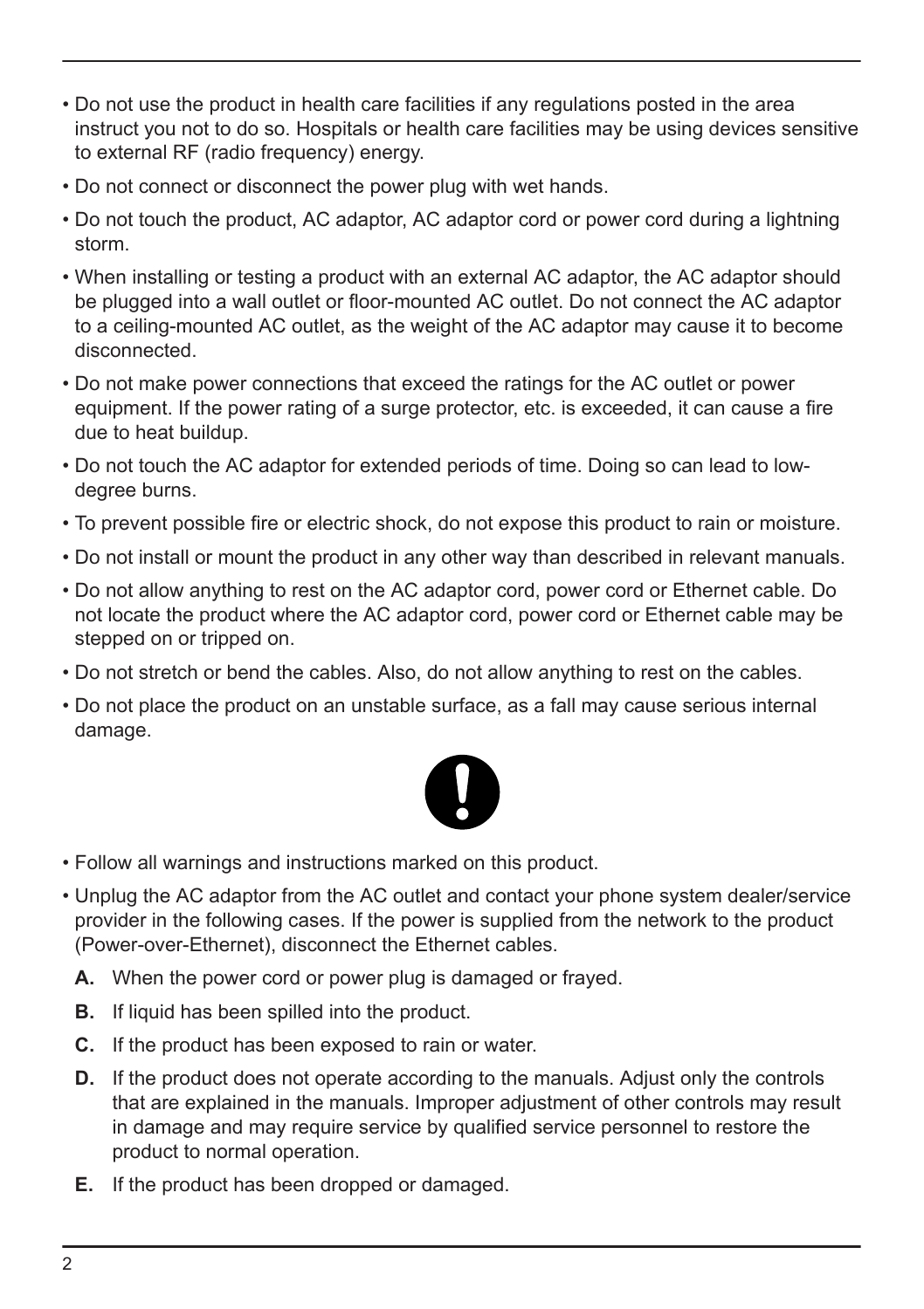- Do not use the product in health care facilities if any regulations posted in the area instruct you not to do so. Hospitals or health care facilities may be using devices sensitive to external RF (radio frequency) energy.
- Do not connect or disconnect the power plug with wet hands.
- Do not touch the product, AC adaptor, AC adaptor cord or power cord during a lightning storm.
- When installing or testing a product with an external AC adaptor, the AC adaptor should be plugged into a wall outlet or floor-mounted AC outlet. Do not connect the AC adaptor to a ceiling-mounted AC outlet, as the weight of the AC adaptor may cause it to become disconnected.
- Do not make power connections that exceed the ratings for the AC outlet or power equipment. If the power rating of a surge protector, etc. is exceeded, it can cause a fire due to heat buildup.
- Do not touch the AC adaptor for extended periods of time. Doing so can lead to low-degree burns.
- To prevent possible fire or electric shock, do not expose this product to rain or moisture.
- Do not install or mount the product in any other way than described in relevant manuals.
- Do not allow anything to rest on the AC adaptor cord, power cord or Ethernet cable. Do not locate the product where the AC adaptor cord, power cord or Ethernet cable may be stepped on or tripped on.
- Do not stretch or bend the cables. Also, do not allow anything to rest on the cables.
- Do not place the product on an unstable surface, as a fall may cause serious internal damage.

- Follow all warnings and instructions marked on this product.
- Unplug the AC adaptor from the AC outlet and contact your phone system dealer/service provider in the following cases. If the power is supplied from the network to the product (Power-over-Ethernet), disconnect the Ethernet cables.

  **A.** When the power cord or power plug is damaged or frayed.

  **B.** If liquid has been spilled into the product.

  **C.** If the product has been exposed to rain or water.

  **D.** If the product does not operate according to the manuals. Adjust only the controls that are explained in the manuals. Improper adjustment of other controls may result in damage and may require service by qualified service personnel to restore the product to normal operation.

  **E.** If the product has been dropped or damaged.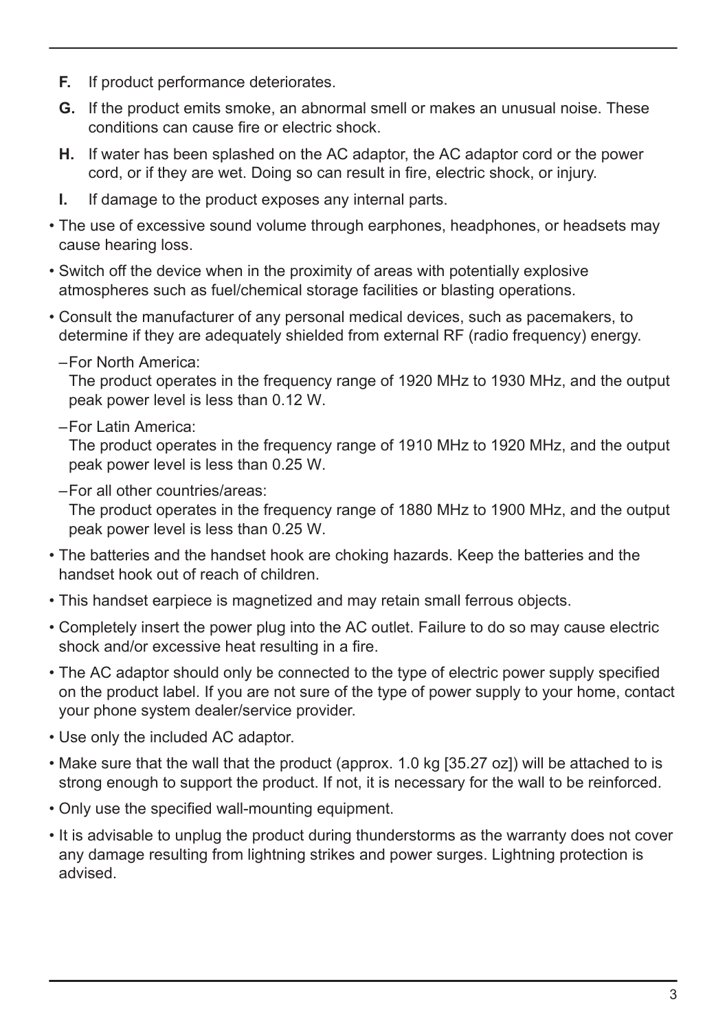**F.** If product performance deteriorates.

**G.** If the product emits smoke, an abnormal smell or makes an unusual noise. These conditions can cause fire or electric shock.

**H.** If water has been splashed on the AC adaptor, the AC adaptor cord or the power cord, or if they are wet. Doing so can result in fire, electric shock, or injury.

**I.** If damage to the product exposes any internal parts.

- The use of excessive sound volume through earphones, headphones, or headsets may cause hearing loss.
- Switch off the device when in the proximity of areas with potentially explosive atmospheres such as fuel/chemical storage facilities or blasting operations.
- Consult the manufacturer of any personal medical devices, such as pacemakers, to determine if they are adequately shielded from external RF (radio frequency) energy.
  - For North America:
    The product operates in the frequency range of 1920 MHz to 1930 MHz, and the output peak power level is less than 0.12 W.
  - For Latin America:
    The product operates in the frequency range of 1910 MHz to 1920 MHz, and the output peak power level is less than 0.25 W.
  - For all other countries/areas:
    The product operates in the frequency range of 1880 MHz to 1900 MHz, and the output peak power level is less than 0.25 W.
- The batteries and the handset hook are choking hazards. Keep the batteries and the handset hook out of reach of children.
- This handset earpiece is magnetized and may retain small ferrous objects.
- Completely insert the power plug into the AC outlet. Failure to do so may cause electric shock and/or excessive heat resulting in a fire.
- The AC adaptor should only be connected to the type of electric power supply specified on the product label. If you are not sure of the type of power supply to your home, contact your phone system dealer/service provider.
- Use only the included AC adaptor.
- Make sure that the wall that the product (approx. 1.0 kg [35.27 oz]) will be attached to is strong enough to support the product. If not, it is necessary for the wall to be reinforced.
- Only use the specified wall-mounting equipment.
- It is advisable to unplug the product during thunderstorms as the warranty does not cover any damage resulting from lightning strikes and power surges. Lightning protection is advised.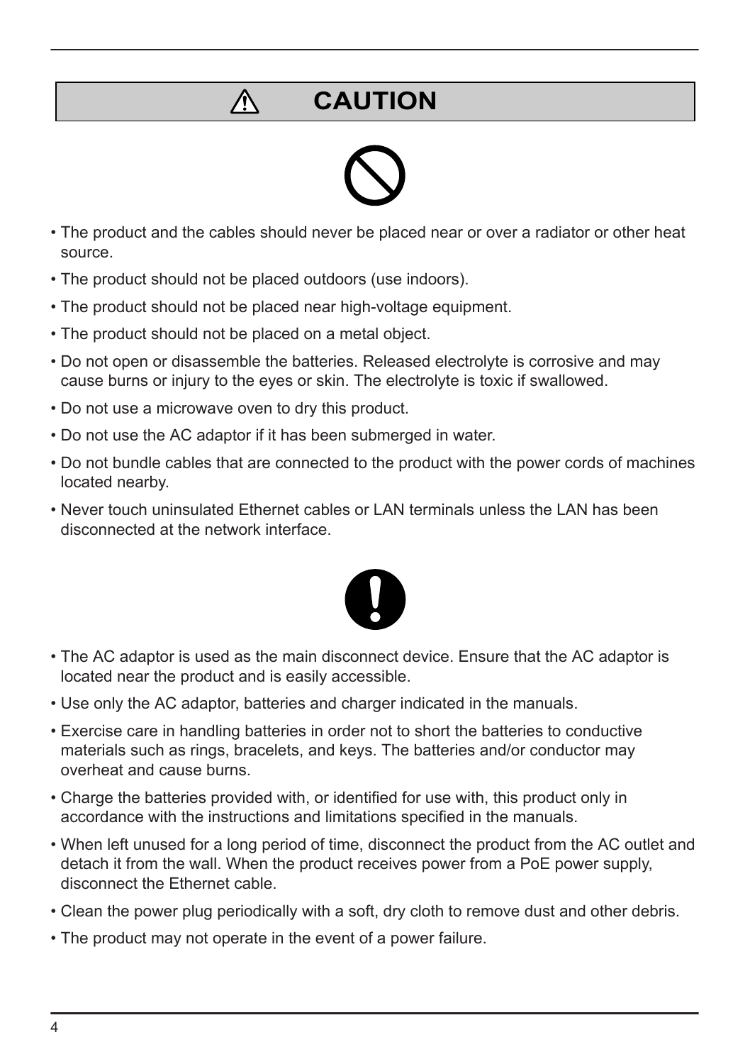# ⚠ CAUTION

- The product and the cables should never be placed near or over a radiator or other heat source.
- The product should not be placed outdoors (use indoors).
- The product should not be placed near high-voltage equipment.
- The product should not be placed on a metal object.
- Do not open or disassemble the batteries. Released electrolyte is corrosive and may cause burns or injury to the eyes or skin. The electrolyte is toxic if swallowed.
- Do not use a microwave oven to dry this product.
- Do not use the AC adaptor if it has been submerged in water.
- Do not bundle cables that are connected to the product with the power cords of machines located nearby.
- Never touch uninsulated Ethernet cables or LAN terminals unless the LAN has been disconnected at the network interface.

- The AC adaptor is used as the main disconnect device. Ensure that the AC adaptor is located near the product and is easily accessible.
- Use only the AC adaptor, batteries and charger indicated in the manuals.
- Exercise care in handling batteries in order not to short the batteries to conductive materials such as rings, bracelets, and keys. The batteries and/or conductor may overheat and cause burns.
- Charge the batteries provided with, or identified for use with, this product only in accordance with the instructions and limitations specified in the manuals.
- When left unused for a long period of time, disconnect the product from the AC outlet and detach it from the wall. When the product receives power from a PoE power supply, disconnect the Ethernet cable.
- Clean the power plug periodically with a soft, dry cloth to remove dust and other debris.
- The product may not operate in the event of a power failure.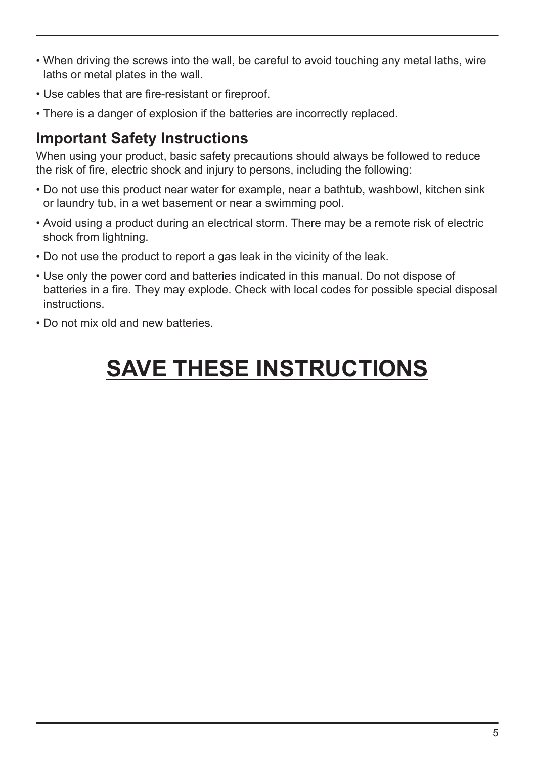- When driving the screws into the wall, be careful to avoid touching any metal laths, wire laths or metal plates in the wall.
- Use cables that are fire-resistant or fireproof.
- There is a danger of explosion if the batteries are incorrectly replaced.

## Important Safety Instructions

When using your product, basic safety precautions should always be followed to reduce the risk of fire, electric shock and injury to persons, including the following:

- Do not use this product near water for example, near a bathtub, washbowl, kitchen sink or laundry tub, in a wet basement or near a swimming pool.
- Avoid using a product during an electrical storm. There may be a remote risk of electric shock from lightning.
- Do not use the product to report a gas leak in the vicinity of the leak.
- Use only the power cord and batteries indicated in this manual. Do not dispose of batteries in a fire. They may explode. Check with local codes for possible special disposal instructions.
- Do not mix old and new batteries.

# SAVE THESE INSTRUCTIONS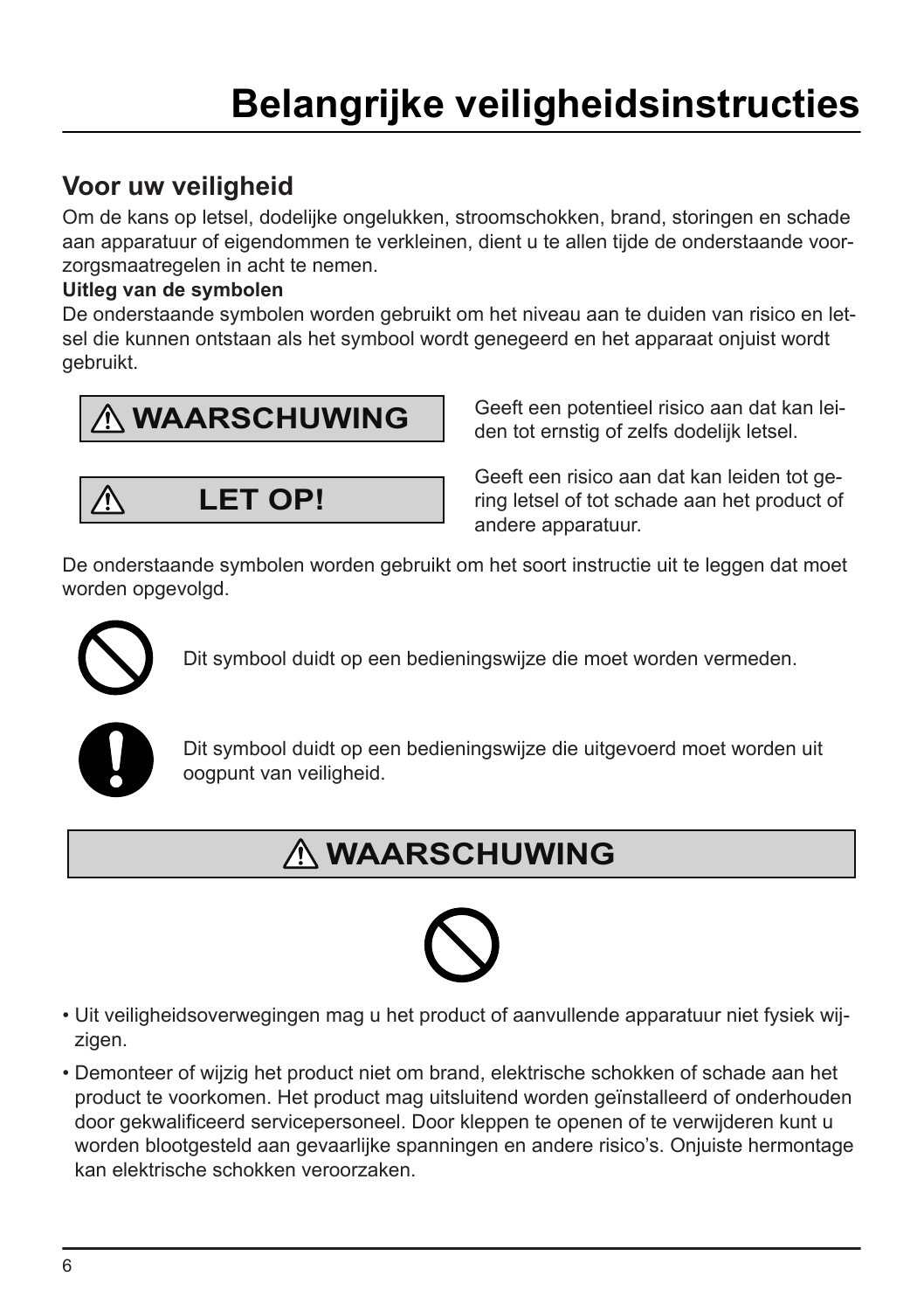# Belangrijke veiligheidsinstructies

## Voor uw veiligheid

Om de kans op letsel, dodelijke ongelukken, stroomschokken, brand, storingen en schade aan apparatuur of eigendommen te verkleinen, dient u te allen tijde de onderstaande voorzorgsmaatregelen in acht te nemen.

**Uitleg van de symbolen**

De onderstaande symbolen worden gebruikt om het niveau aan te duiden van risico en letsel die kunnen ontstaan als het symbool wordt genegeerd en het apparaat onjuist wordt gebruikt.

| | |
|---|---|
| ⚠ **WAARSCHUWING** | Geeft een potentieel risico aan dat kan leiden tot ernstig of zelfs dodelijk letsel. |
| ⚠ **LET OP!** | Geeft een risico aan dat kan leiden tot gering letsel of tot schade aan het product of andere apparatuur. |

De onderstaande symbolen worden gebruikt om het soort instructie uit te leggen dat moet worden opgevolgd.

Dit symbool duidt op een bedieningswijze die moet worden vermeden.

Dit symbool duidt op een bedieningswijze die uitgevoerd moet worden uit oogpunt van veiligheid.

## ⚠ WAARSCHUWING

- Uit veiligheidsoverwegingen mag u het product of aanvullende apparatuur niet fysiek wijzigen.
- Demonteer of wijzig het product niet om brand, elektrische schokken of schade aan het product te voorkomen. Het product mag uitsluitend worden geïnstalleerd of onderhouden door gekwalificeerd servicepersoneel. Door kleppen te openen of te verwijderen kunt u worden blootgesteld aan gevaarlijke spanningen en andere risico's. Onjuiste hermontage kan elektrische schokken veroorzaken.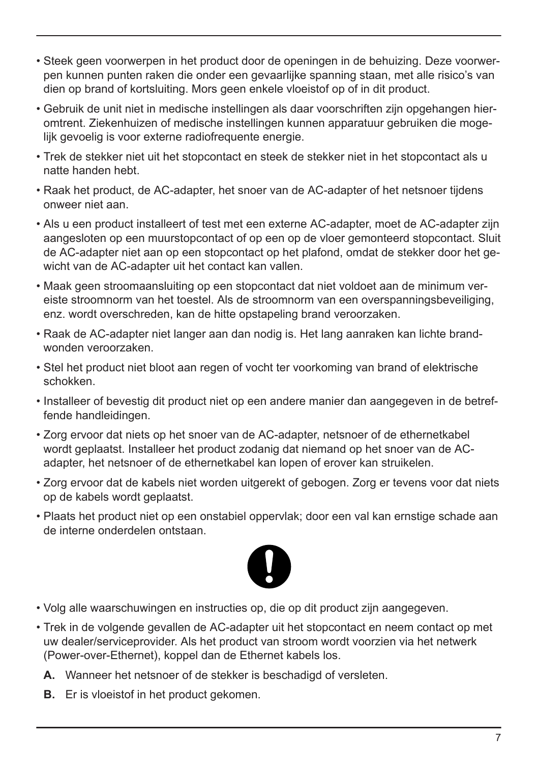- Steek geen voorwerpen in het product door de openingen in de behuizing. Deze voorwerpen kunnen punten raken die onder een gevaarlijke spanning staan, met alle risico's van dien op brand of kortsluiting. Mors geen enkele vloeistof op of in dit product.
- Gebruik de unit niet in medische instellingen als daar voorschriften zijn opgehangen hieromtrent. Ziekenhuizen of medische instellingen kunnen apparatuur gebruiken die mogelijk gevoelig is voor externe radiofrequente energie.
- Trek de stekker niet uit het stopcontact en steek de stekker niet in het stopcontact als u natte handen hebt.
- Raak het product, de AC-adapter, het snoer van de AC-adapter of het netsnoer tijdens onweer niet aan.
- Als u een product installeert of test met een externe AC-adapter, moet de AC-adapter zijn aangesloten op een muurstopcontact of op een op de vloer gemonteerd stopcontact. Sluit de AC-adapter niet aan op een stopcontact op het plafond, omdat de stekker door het gewicht van de AC-adapter uit het contact kan vallen.
- Maak geen stroomaansluiting op een stopcontact dat niet voldoet aan de minimum vereiste stroomnorm van het toestel. Als de stroomnorm van een overspanningsbeveiliging, enz. wordt overschreden, kan de hitte opstapeling brand veroorzaken.
- Raak de AC-adapter niet langer aan dan nodig is. Het lang aanraken kan lichte brandwonden veroorzaken.
- Stel het product niet bloot aan regen of vocht ter voorkoming van brand of elektrische schokken.
- Installeer of bevestig dit product niet op een andere manier dan aangegeven in de betreffende handleidingen.
- Zorg ervoor dat niets op het snoer van de AC-adapter, netsnoer of de ethernetkabel wordt geplaatst. Installeer het product zodanig dat niemand op het snoer van de AC-adapter, het netsnoer of de ethernetkabel kan lopen of erover kan struikelen.
- Zorg ervoor dat de kabels niet worden uitgerekt of gebogen. Zorg er tevens voor dat niets op de kabels wordt geplaatst.
- Plaats het product niet op een onstabiel oppervlak; door een val kan ernstige schade aan de interne onderdelen ontstaan.

- Volg alle waarschuwingen en instructies op, die op dit product zijn aangegeven.
- Trek in de volgende gevallen de AC-adapter uit het stopcontact en neem contact op met uw dealer/serviceprovider. Als het product van stroom wordt voorzien via het netwerk (Power-over-Ethernet), koppel dan de Ethernet kabels los.

  **A.** Wanneer het netsnoer of de stekker is beschadigd of versleten.

  **B.** Er is vloeistof in het product gekomen.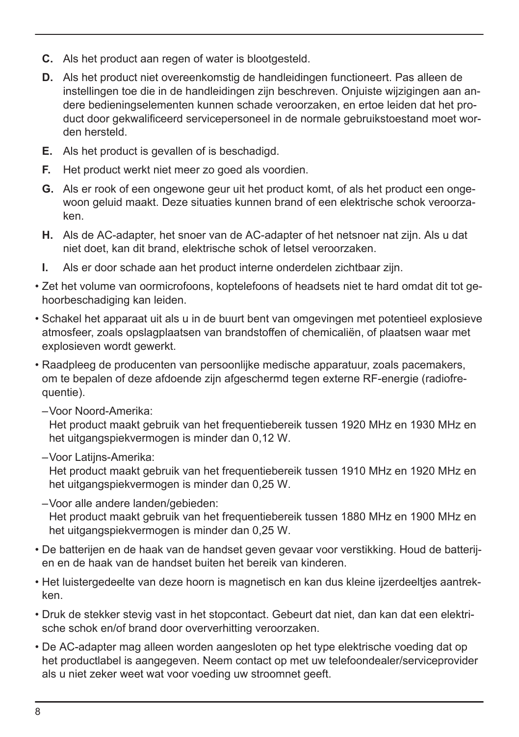**C.** Als het product aan regen of water is blootgesteld.

**D.** Als het product niet overeenkomstig de handleidingen functioneert. Pas alleen de instellingen toe die in de handleidingen zijn beschreven. Onjuiste wijzigingen aan andere bedieningselementen kunnen schade veroorzaken, en ertoe leiden dat het product door gekwalificeerd servicepersoneel in de normale gebruikstoestand moet worden hersteld.

**E.** Als het product is gevallen of is beschadigd.

**F.** Het product werkt niet meer zo goed als voordien.

**G.** Als er rook of een ongewone geur uit het product komt, of als het product een ongewoon geluid maakt. Deze situaties kunnen brand of een elektrische schok veroorzaken.

**H.** Als de AC-adapter, het snoer van de AC-adapter of het netsnoer nat zijn. Als u dat niet doet, kan dit brand, elektrische schok of letsel veroorzaken.

**I.** Als er door schade aan het product interne onderdelen zichtbaar zijn.

- Zet het volume van oormicrofoons, koptelefoons of headsets niet te hard omdat dit tot gehoorbeschadiging kan leiden.
- Schakel het apparaat uit als u in de buurt bent van omgevingen met potentieel explosieve atmosfeer, zoals opslagplaatsen van brandstoffen of chemicaliën, of plaatsen waar met explosieven wordt gewerkt.
- Raadpleeg de producenten van persoonlijke medische apparatuur, zoals pacemakers, om te bepalen of deze afdoende zijn afgeschermd tegen externe RF-energie (radiofrequentie).
  - Voor Noord-Amerika:
    Het product maakt gebruik van het frequentiebereik tussen 1920 MHz en 1930 MHz en het uitgangspiekvermogen is minder dan 0,12 W.
  - Voor Latijns-Amerika:
    Het product maakt gebruik van het frequentiebereik tussen 1910 MHz en 1920 MHz en het uitgangspiekvermogen is minder dan 0,25 W.
  - Voor alle andere landen/gebieden:
    Het product maakt gebruik van het frequentiebereik tussen 1880 MHz en 1900 MHz en het uitgangspiekvermogen is minder dan 0,25 W.
- De batterijen en de haak van de handset geven gevaar voor verstikking. Houd de batterijen en de haak van de handset buiten het bereik van kinderen.
- Het luistergedeelte van deze hoorn is magnetisch en kan dus kleine ijzerdeeltjes aantrekken.
- Druk de stekker stevig vast in het stopcontact. Gebeurt dat niet, dan kan dat een elektrische schok en/of brand door oververhitting veroorzaken.
- De AC-adapter mag alleen worden aangesloten op het type elektrische voeding dat op het productlabel is aangegeven. Neem contact op met uw telefoondealer/serviceprovider als u niet zeker weet wat voor voeding uw stroomnet geeft.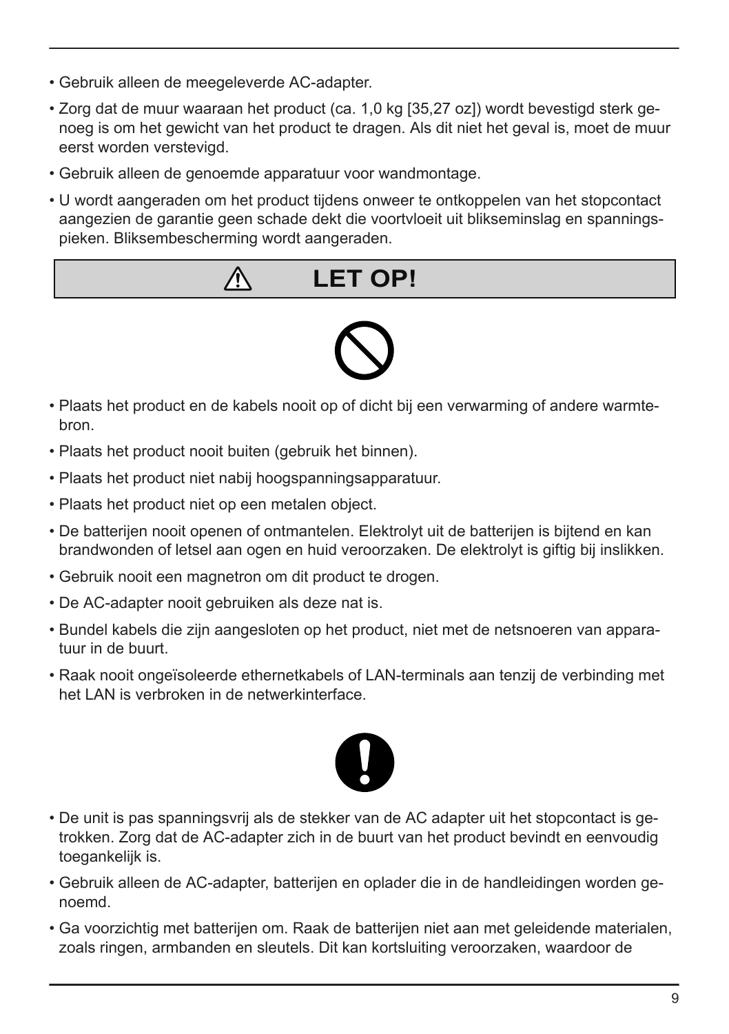- Gebruik alleen de meegeleverde AC-adapter.
- Zorg dat de muur waaraan het product (ca. 1,0 kg [35,27 oz]) wordt bevestigd sterk genoeg is om het gewicht van het product te dragen. Als dit niet het geval is, moet de muur eerst worden verstevigd.
- Gebruik alleen de genoemde apparatuur voor wandmontage.
- U wordt aangeraden om het product tijdens onweer te ontkoppelen van het stopcontact aangezien de garantie geen schade dekt die voortvloeit uit blikseminslag en spanningspieken. Bliksembescherming wordt aangeraden.

## ⚠ LET OP!

- Plaats het product en de kabels nooit op of dicht bij een verwarming of andere warmtebron.
- Plaats het product nooit buiten (gebruik het binnen).
- Plaats het product niet nabij hoogspanningsapparatuur.
- Plaats het product niet op een metalen object.
- De batterijen nooit openen of ontmantelen. Elektrolyt uit de batterijen is bijtend en kan brandwonden of letsel aan ogen en huid veroorzaken. De elektrolyt is giftig bij inslikken.
- Gebruik nooit een magnetron om dit product te drogen.
- De AC-adapter nooit gebruiken als deze nat is.
- Bundel kabels die zijn aangesloten op het product, niet met de netsnoeren van apparatuur in de buurt.
- Raak nooit ongeïsoleerde ethernetkabels of LAN-terminals aan tenzij de verbinding met het LAN is verbroken in de netwerkinterface.

- De unit is pas spanningsvrij als de stekker van de AC adapter uit het stopcontact is getrokken. Zorg dat de AC-adapter zich in de buurt van het product bevindt en eenvoudig toegankelijk is.
- Gebruik alleen de AC-adapter, batterijen en oplader die in de handleidingen worden genoemd.
- Ga voorzichtig met batterijen om. Raak de batterijen niet aan met geleidende materialen, zoals ringen, armbanden en sleutels. Dit kan kortsluiting veroorzaken, waardoor de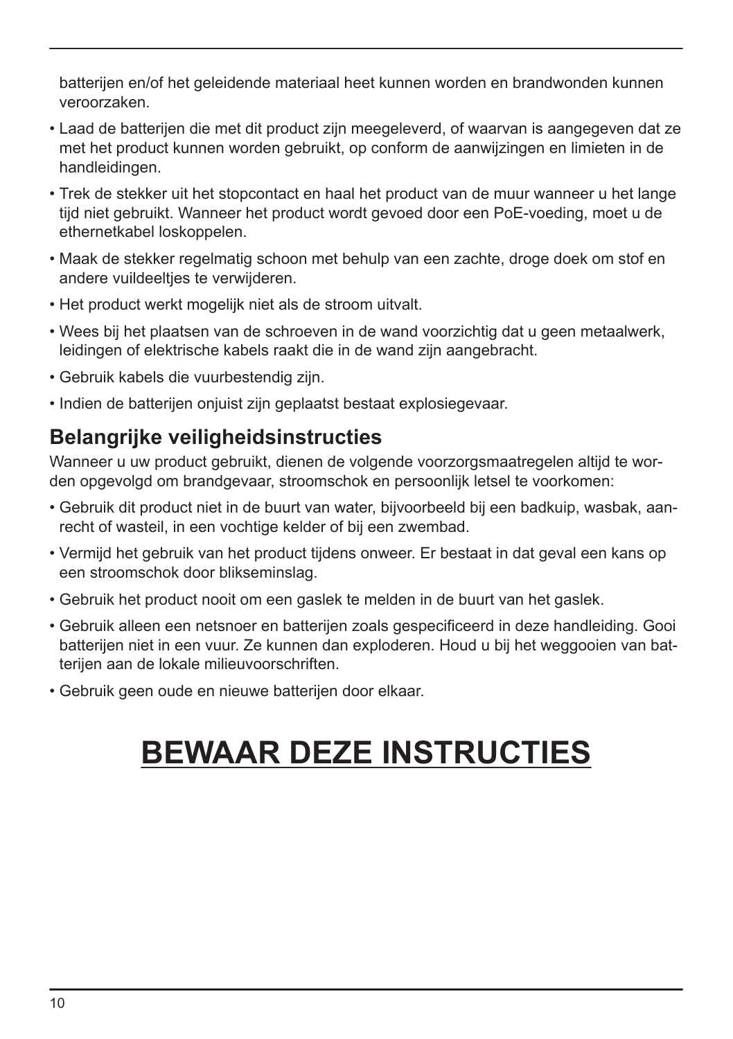batterijen en/of het geleidende materiaal heet kunnen worden en brandwonden kunnen veroorzaken.

- Laad de batterijen die met dit product zijn meegeleverd, of waarvan is aangegeven dat ze met het product kunnen worden gebruikt, op conform de aanwijzingen en limieten in de handleidingen.
- Trek de stekker uit het stopcontact en haal het product van de muur wanneer u het lange tijd niet gebruikt. Wanneer het product wordt gevoed door een PoE-voeding, moet u de ethernetkabel loskoppelen.
- Maak de stekker regelmatig schoon met behulp van een zachte, droge doek om stof en andere vuildeeltjes te verwijderen.
- Het product werkt mogelijk niet als de stroom uitvalt.
- Wees bij het plaatsen van de schroeven in de wand voorzichtig dat u geen metaalwerk, leidingen of elektrische kabels raakt die in de wand zijn aangebracht.
- Gebruik kabels die vuurbestendig zijn.
- Indien de batterijen onjuist zijn geplaatst bestaat explosiegevaar.

## Belangrijke veiligheidsinstructies

Wanneer u uw product gebruikt, dienen de volgende voorzorgsmaatregelen altijd te worden opgevolgd om brandgevaar, stroomschok en persoonlijk letsel te voorkomen:

- Gebruik dit product niet in de buurt van water, bijvoorbeeld bij een badkuip, wasbak, aanrecht of wasteil, in een vochtige kelder of bij een zwembad.
- Vermijd het gebruik van het product tijdens onweer. Er bestaat in dat geval een kans op een stroomschok door blikseminslag.
- Gebruik het product nooit om een gaslek te melden in de buurt van het gaslek.
- Gebruik alleen een netsnoer en batterijen zoals gespecificeerd in deze handleiding. Gooi batterijen niet in een vuur. Ze kunnen dan exploderen. Houd u bij het weggooien van batterijen aan de lokale milieuvoorschriften.
- Gebruik geen oude en nieuwe batterijen door elkaar.

# BEWAAR DEZE INSTRUCTIES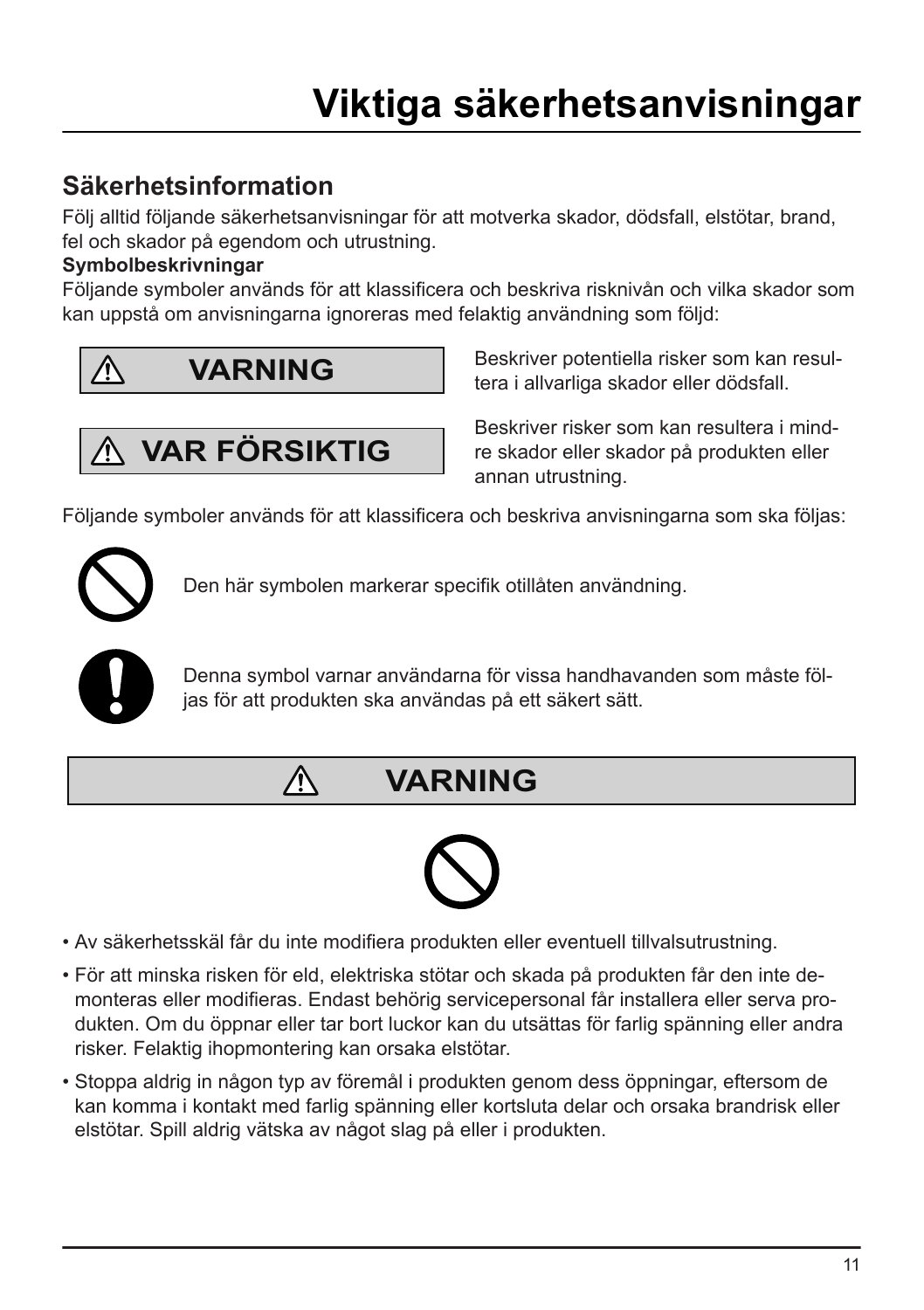# Viktiga säkerhetsanvisningar

## Säkerhetsinformation

Följ alltid följande säkerhetsanvisningar för att motverka skador, dödsfall, elstötar, brand, fel och skador på egendom och utrustning.

**Symbolbeskrivningar**

Följande symboler används för att klassificera och beskriva risknivån och vilka skador som kan uppstå om anvisningarna ignoreras med felaktig användning som följd:

| | |
|---|---|
| ⚠ **VARNING** | Beskriver potentiella risker som kan resultera i allvarliga skador eller dödsfall. |
| ⚠ **VAR FÖRSIKTIG** | Beskriver risker som kan resultera i mindre skador eller skador på produkten eller annan utrustning. |

Följande symboler används för att klassificera och beskriva anvisningarna som ska följas:

Den här symbolen markerar specifik otillåten användning.

Denna symbol varnar användarna för vissa handhavanden som måste följas för att produkten ska användas på ett säkert sätt.

### ⚠ VARNING

- Av säkerhetsskäl får du inte modifiera produkten eller eventuell tillvalsutrustning.
- För att minska risken för eld, elektriska stötar och skada på produkten får den inte demonteras eller modifieras. Endast behörig servicepersonal får installera eller serva produkten. Om du öppnar eller tar bort luckor kan du utsättas för farlig spänning eller andra risker. Felaktig ihopmontering kan orsaka elstötar.
- Stoppa aldrig in någon typ av föremål i produkten genom dess öppningar, eftersom de kan komma i kontakt med farlig spänning eller kortsluta delar och orsaka brandrisk eller elstötar. Spill aldrig vätska av något slag på eller i produkten.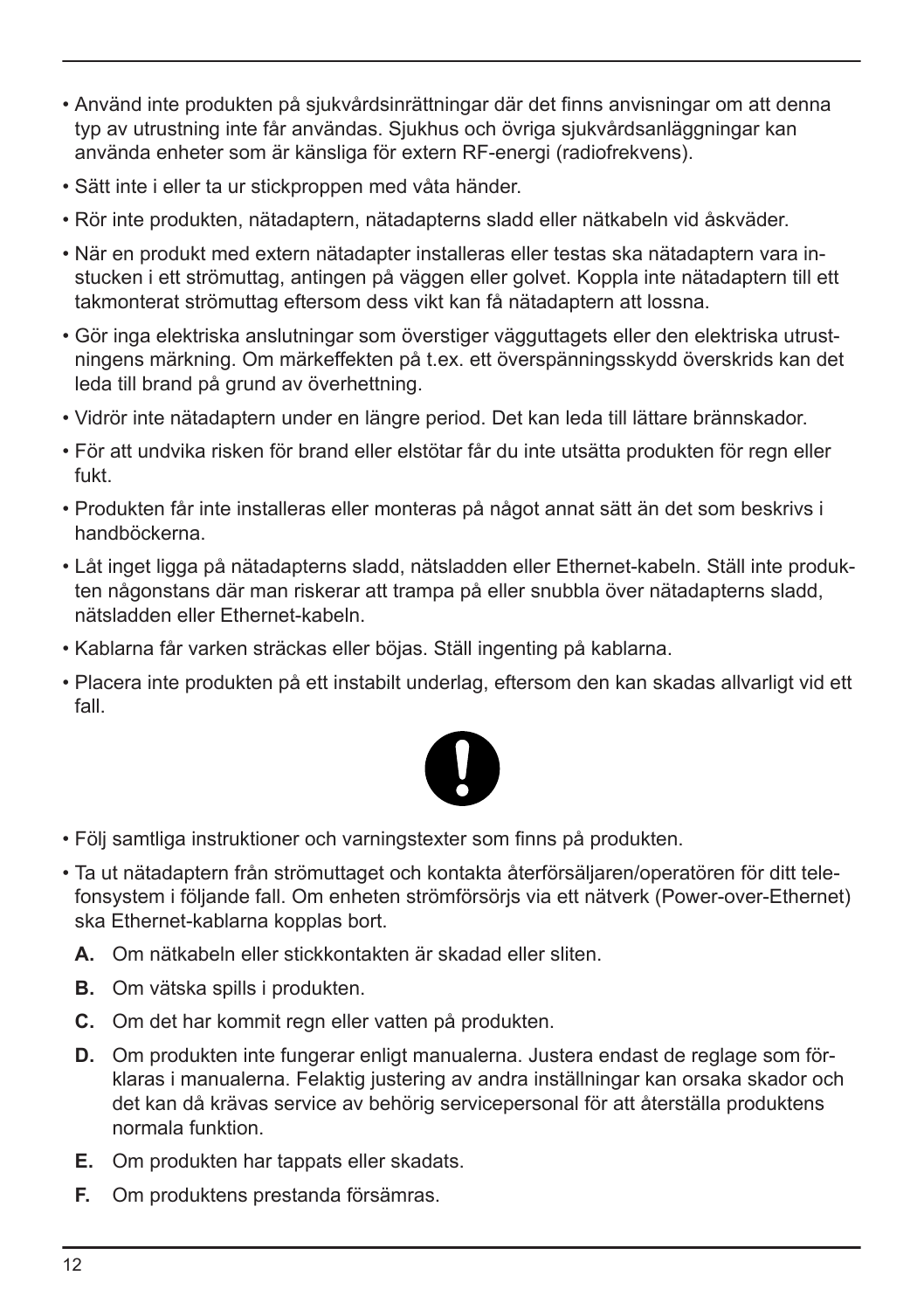- Använd inte produkten på sjukvårdsinrättningar där det finns anvisningar om att denna typ av utrustning inte får användas. Sjukhus och övriga sjukvårdsanläggningar kan använda enheter som är känsliga för extern RF-energi (radiofrekvens).
- Sätt inte i eller ta ur stickproppen med våta händer.
- Rör inte produkten, nätadaptern, nätadapterns sladd eller nätkabeln vid åskväder.
- När en produkt med extern nätadapter installeras eller testas ska nätadaptern vara instucken i ett strömuttag, antingen på väggen eller golvet. Koppla inte nätadaptern till ett takmonterat strömuttag eftersom dess vikt kan få nätadaptern att lossna.
- Gör inga elektriska anslutningar som överstiger vägguttagets eller den elektriska utrustningens märkning. Om märkeffekten på t.ex. ett överspänningsskydd överskrids kan det leda till brand på grund av överhettning.
- Vidrör inte nätadaptern under en längre period. Det kan leda till lättare brännskador.
- För att undvika risken för brand eller elstötar får du inte utsätta produkten för regn eller fukt.
- Produkten får inte installeras eller monteras på något annat sätt än det som beskrivs i handböckerna.
- Låt inget ligga på nätadapterns sladd, nätsladden eller Ethernet-kabeln. Ställ inte produkten någonstans där man riskerar att trampa på eller snubbla över nätadapterns sladd, nätsladden eller Ethernet-kabeln.
- Kablarna får varken sträckas eller böjas. Ställ ingenting på kablarna.
- Placera inte produkten på ett instabilt underlag, eftersom den kan skadas allvarligt vid ett fall.

- Följ samtliga instruktioner och varningstexter som finns på produkten.
- Ta ut nätadaptern från strömuttaget och kontakta återförsäljaren/operatören för ditt telefonsystem i följande fall. Om enheten strömförsörjs via ett nätverk (Power-over-Ethernet) ska Ethernet-kablarna kopplas bort.
  - **A.** Om nätkabeln eller stickkontakten är skadad eller sliten.
  - **B.** Om vätska spills i produkten.
  - **C.** Om det har kommit regn eller vatten på produkten.
  - **D.** Om produkten inte fungerar enligt manualerna. Justera endast de reglage som förklaras i manualerna. Felaktig justering av andra inställningar kan orsaka skador och det kan då krävas service av behörig servicepersonal för att återställa produktens normala funktion.
  - **E.** Om produkten har tappats eller skadats.
  - **F.** Om produktens prestanda försämras.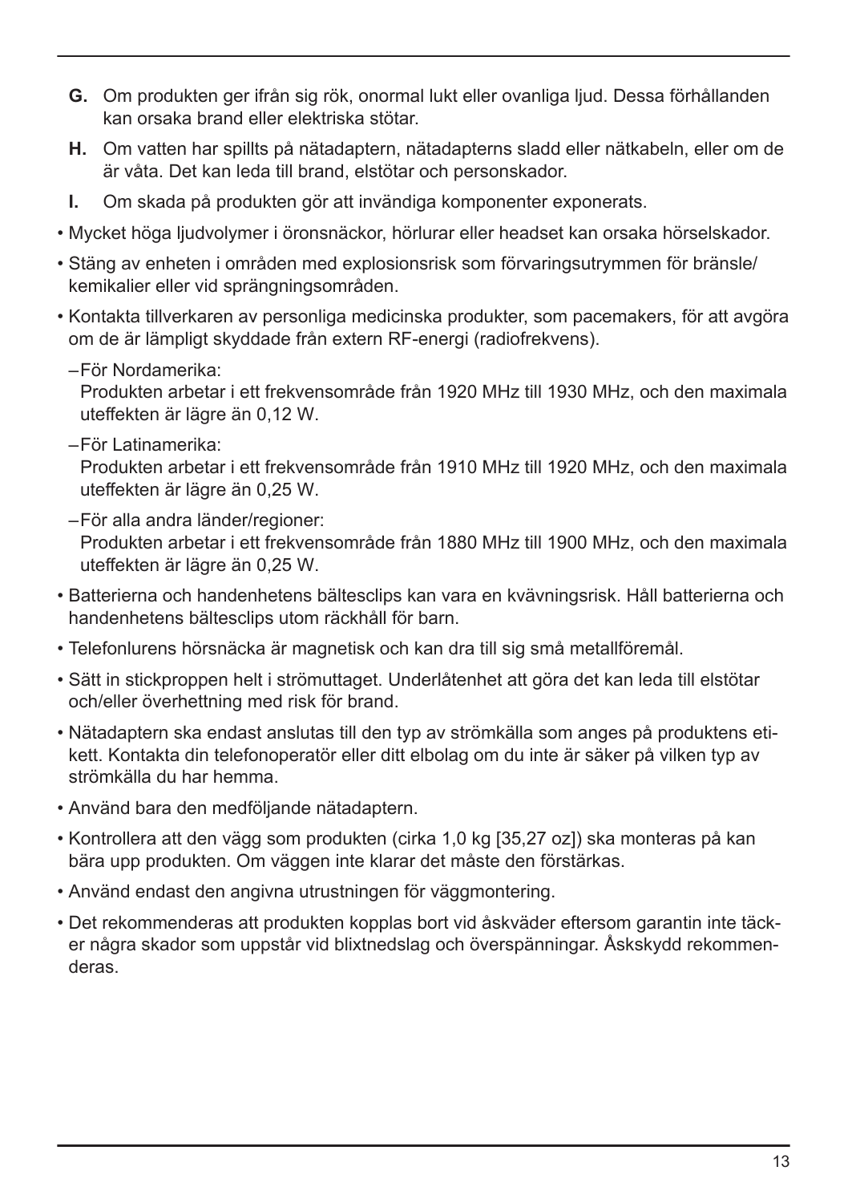**G.** Om produkten ger ifrån sig rök, onormal lukt eller ovanliga ljud. Dessa förhållanden kan orsaka brand eller elektriska stötar.

**H.** Om vatten har spillts på nätadaptern, nätadapterns sladd eller nätkabeln, eller om de är våta. Det kan leda till brand, elstötar och personskador.

**I.** Om skada på produkten gör att invändiga komponenter exponerats.

- Mycket höga ljudvolymer i öronsnäckor, hörlurar eller headset kan orsaka hörselskador.
- Stäng av enheten i områden med explosionsrisk som förvaringsutrymmen för bränsle/kemikalier eller vid sprängningsområden.
- Kontakta tillverkaren av personliga medicinska produkter, som pacemakers, för att avgöra om de är lämpligt skyddade från extern RF-energi (radiofrekvens).
  - För Nordamerika:
    Produkten arbetar i ett frekvensområde från 1920 MHz till 1930 MHz, och den maximala uteffekten är lägre än 0,12 W.
  - För Latinamerika:
    Produkten arbetar i ett frekvensområde från 1910 MHz till 1920 MHz, och den maximala uteffekten är lägre än 0,25 W.
  - För alla andra länder/regioner:
    Produkten arbetar i ett frekvensområde från 1880 MHz till 1900 MHz, och den maximala uteffekten är lägre än 0,25 W.
- Batterierna och handenhetens bältesclips kan vara en kvävningsrisk. Håll batterierna och handenhetens bältesclips utom räckhåll för barn.
- Telefonlurens hörsnäcka är magnetisk och kan dra till sig små metallföremål.
- Sätt in stickproppen helt i strömuttaget. Underlåtenhet att göra det kan leda till elstötar och/eller överhettning med risk för brand.
- Nätadaptern ska endast anslutas till den typ av strömkälla som anges på produktens etikett. Kontakta din telefonoperatör eller ditt elbolag om du inte är säker på vilken typ av strömkälla du har hemma.
- Använd bara den medföljande nätadaptern.
- Kontrollera att den vägg som produkten (cirka 1,0 kg [35,27 oz]) ska monteras på kan bära upp produkten. Om väggen inte klarar det måste den förstärkas.
- Använd endast den angivna utrustningen för väggmontering.
- Det rekommenderas att produkten kopplas bort vid åskväder eftersom garantin inte täcker några skador som uppstår vid blixtnedslag och överspänningar. Åskskydd rekommenderas.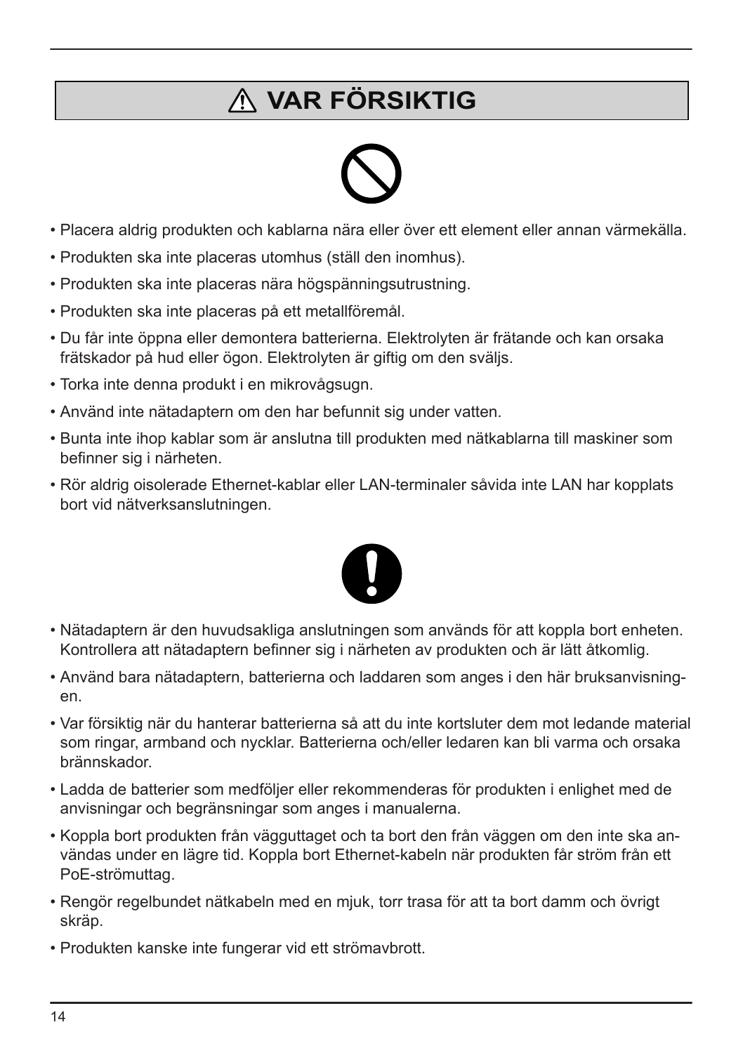# ⚠ VAR FÖRSIKTIG

- Placera aldrig produkten och kablarna nära eller över ett element eller annan värmekälla.
- Produkten ska inte placeras utomhus (ställ den inomhus).
- Produkten ska inte placeras nära högspänningsutrustning.
- Produkten ska inte placeras på ett metallföremål.
- Du får inte öppna eller demontera batterierna. Elektrolyten är frätande och kan orsaka frätskador på hud eller ögon. Elektrolyten är giftig om den sväljs.
- Torka inte denna produkt i en mikrovågsugn.
- Använd inte nätadaptern om den har befunnit sig under vatten.
- Bunta inte ihop kablar som är anslutna till produkten med nätkablarna till maskiner som befinner sig i närheten.
- Rör aldrig oisolerade Ethernet-kablar eller LAN-terminaler såvida inte LAN har kopplats bort vid nätverksanslutningen.

- Nätadaptern är den huvudsakliga anslutningen som används för att koppla bort enheten. Kontrollera att nätadaptern befinner sig i närheten av produkten och är lätt åtkomlig.
- Använd bara nätadaptern, batterierna och laddaren som anges i den här bruksanvisningen.
- Var försiktig när du hanterar batterierna så att du inte kortsluter dem mot ledande material som ringar, armband och nycklar. Batterierna och/eller ledaren kan bli varma och orsaka brännskador.
- Ladda de batterier som medföljer eller rekommenderas för produkten i enlighet med de anvisningar och begränsningar som anges i manualerna.
- Koppla bort produkten från vägguttaget och ta bort den från väggen om den inte ska användas under en lägre tid. Koppla bort Ethernet-kabeln när produkten får ström från ett PoE-strömuttag.
- Rengör regelbundet nätkabeln med en mjuk, torr trasa för att ta bort damm och övrigt skräp.
- Produkten kanske inte fungerar vid ett strömavbrott.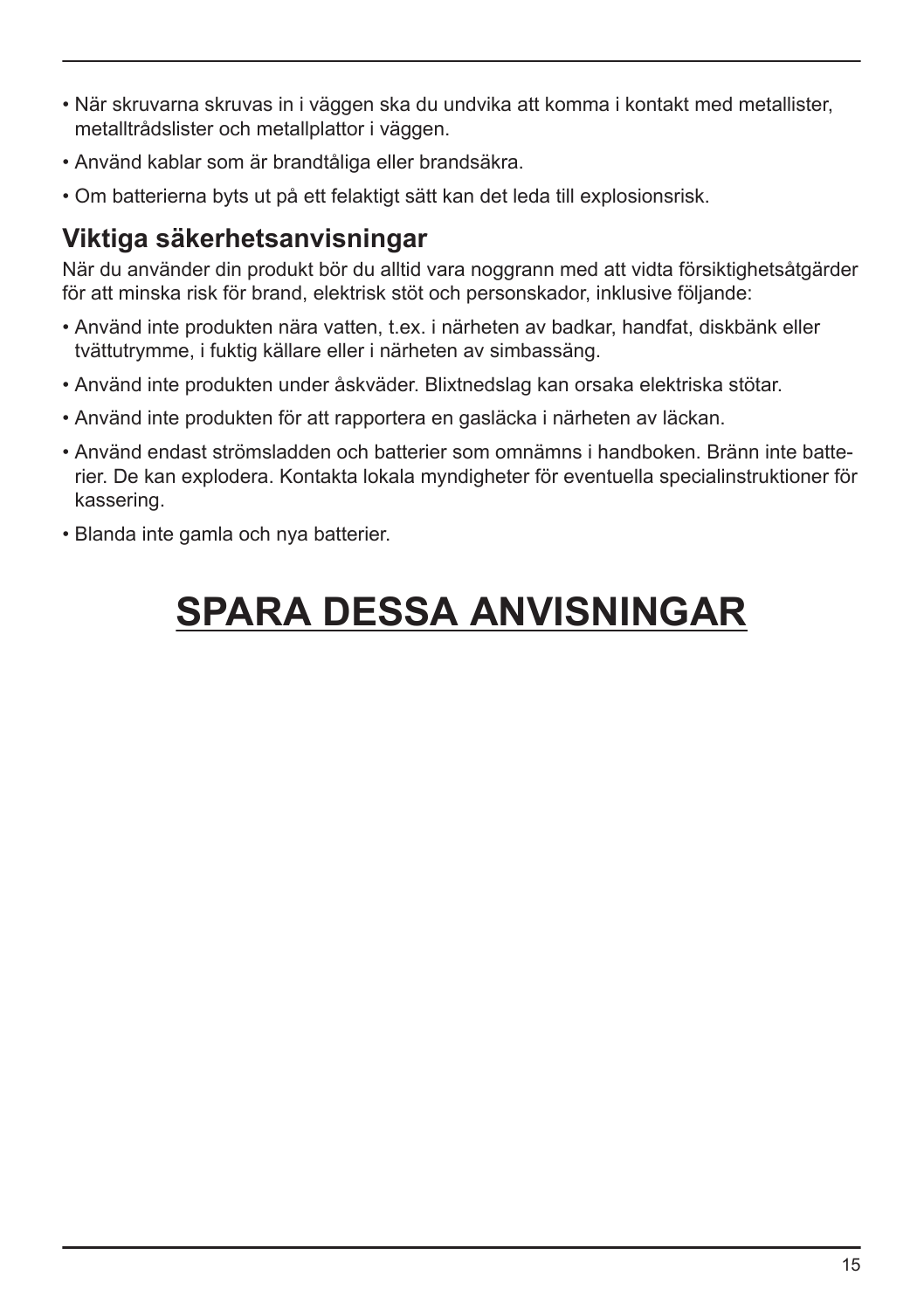- När skruvarna skruvas in i väggen ska du undvika att komma i kontakt med metallister, metalltrådslister och metallplattor i väggen.
- Använd kablar som är brandtåliga eller brandsäkra.
- Om batterierna byts ut på ett felaktigt sätt kan det leda till explosionsrisk.

## Viktiga säkerhetsanvisningar

När du använder din produkt bör du alltid vara noggrann med att vidta försiktighetsåtgärder för att minska risk för brand, elektrisk stöt och personskador, inklusive följande:

- Använd inte produkten nära vatten, t.ex. i närheten av badkar, handfat, diskbänk eller tvättutrymme, i fuktig källare eller i närheten av simbassäng.
- Använd inte produkten under åskväder. Blixtnedslag kan orsaka elektriska stötar.
- Använd inte produkten för att rapportera en gasläcka i närheten av läckan.
- Använd endast strömsladden och batterier som omnämns i handboken. Bränn inte batterier. De kan explodera. Kontakta lokala myndigheter för eventuella specialinstruktioner för kassering.
- Blanda inte gamla och nya batterier.

# SPARA DESSA ANVISNINGAR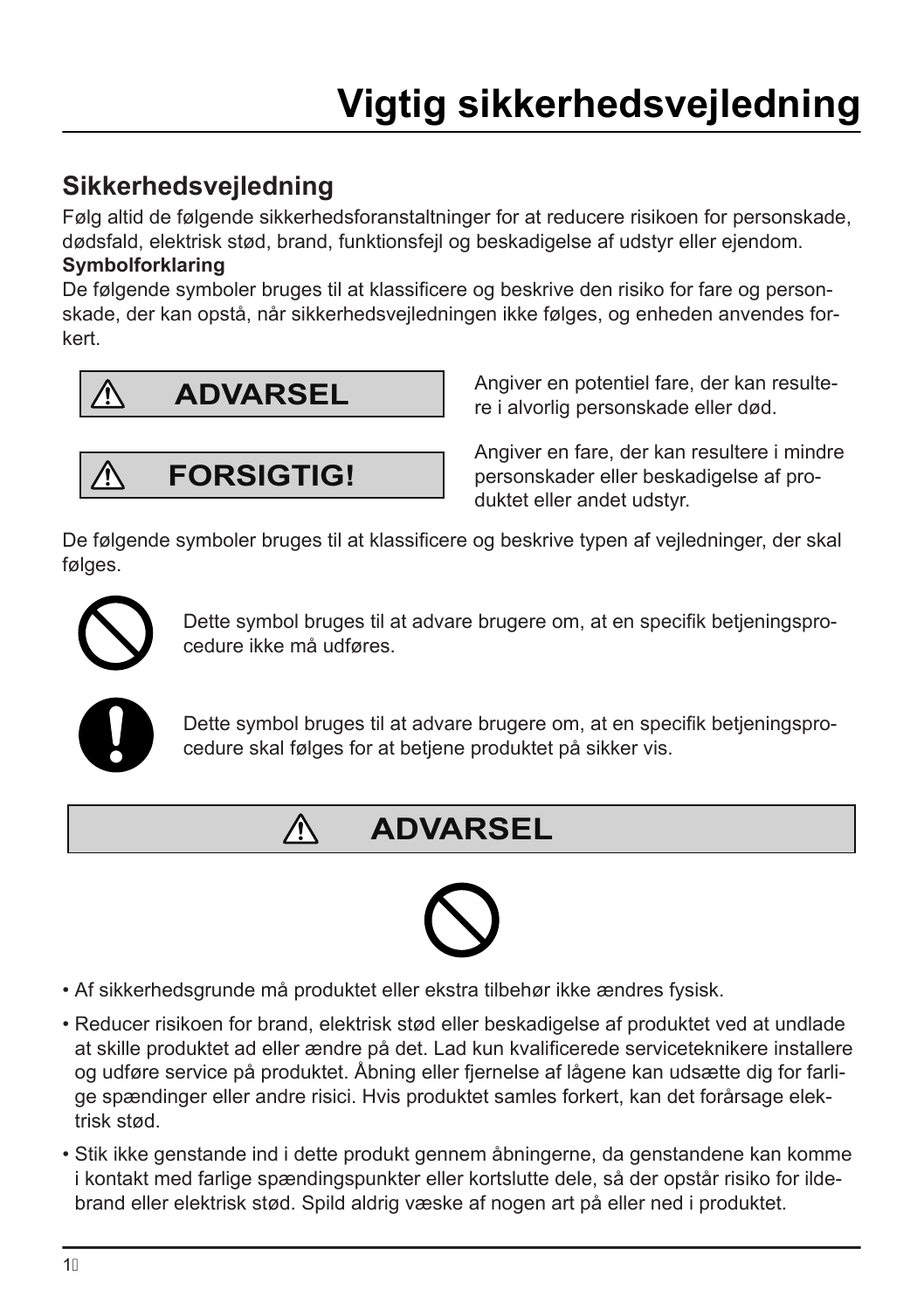# Vigtig sikkerhedsvejledning

## Sikkerhedsvejledning

Følg altid de følgende sikkerhedsforanstaltninger for at reducere risikoen for personskade, dødsfald, elektrisk stød, brand, funktionsfejl og beskadigelse af udstyr eller ejendom.

**Symbolforklaring**

De følgende symboler bruges til at klassificere og beskrive den risiko for fare og personskade, der kan opstå, når sikkerhedsvejledningen ikke følges, og enheden anvendes forkert.

| | |
|---|---|
| ⚠ **ADVARSEL** | Angiver en potentiel fare, der kan resultere i alvorlig personskade eller død. |
| ⚠ **FORSIGTIG!** | Angiver en fare, der kan resultere i mindre personskader eller beskadigelse af produktet eller andet udstyr. |

De følgende symboler bruges til at klassificere og beskrive typen af vejledninger, der skal følges.

Dette symbol bruges til at advare brugere om, at en specifik betjeningsprocedure ikke må udføres.

Dette symbol bruges til at advare brugere om, at en specifik betjeningsprocedure skal følges for at betjene produktet på sikker vis.

## ⚠ ADVARSEL

- Af sikkerhedsgrunde må produktet eller ekstra tilbehør ikke ændres fysisk.
- Reducer risikoen for brand, elektrisk stød eller beskadigelse af produktet ved at undlade at skille produktet ad eller ændre på det. Lad kun kvalificerede serviceteknikere installere og udføre service på produktet. Åbning eller fjernelse af lågene kan udsætte dig for farlige spændinger eller andre risici. Hvis produktet samles forkert, kan det forårsage elektrisk stød.
- Stik ikke genstande ind i dette produkt gennem åbningerne, da genstandene kan komme i kontakt med farlige spændingspunkter eller kortslutte dele, så der opstår risiko for ildebrand eller elektrisk stød. Spild aldrig væske af nogen art på eller ned i produktet.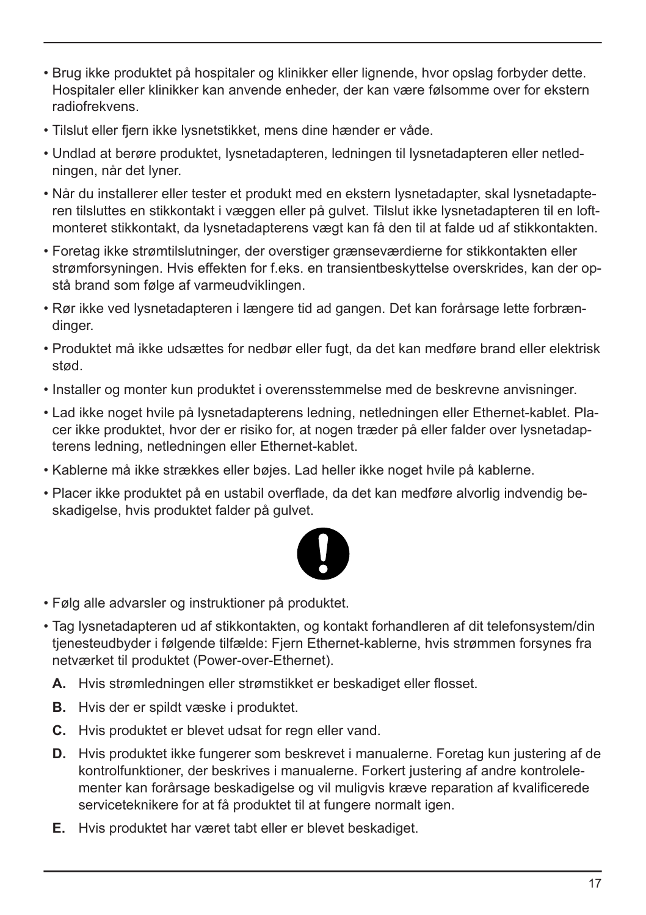- Brug ikke produktet på hospitaler og klinikker eller lignende, hvor opslag forbyder dette. Hospitaler eller klinikker kan anvende enheder, der kan være følsomme over for ekstern radiofrekvens.
- Tilslut eller fjern ikke lysnetstikket, mens dine hænder er våde.
- Undlad at berøre produktet, lysnetadapteren, ledningen til lysnetadapteren eller netledningen, når det lyner.
- Når du installerer eller tester et produkt med en ekstern lysnetadapter, skal lysnetadapteren tilsluttes en stikkontakt i væggen eller på gulvet. Tilslut ikke lysnetadapteren til en loftmonteret stikkontakt, da lysnetadapterens vægt kan få den til at falde ud af stikkontakten.
- Foretag ikke strømtilslutninger, der overstiger grænseværdierne for stikkontakten eller strømforsyningen. Hvis effekten for f.eks. en transientbeskyttelse overskrides, kan der opstå brand som følge af varmeudviklingen.
- Rør ikke ved lysnetadapteren i længere tid ad gangen. Det kan forårsage lette forbrændinger.
- Produktet må ikke udsættes for nedbør eller fugt, da det kan medføre brand eller elektrisk stød.
- Installer og monter kun produktet i overensstemmelse med de beskrevne anvisninger.
- Lad ikke noget hvile på lysnetadapterens ledning, netledningen eller Ethernet-kablet. Placer ikke produktet, hvor der er risiko for, at nogen træder på eller falder over lysnetadapterens ledning, netledningen eller Ethernet-kablet.
- Kablerne må ikke strækkes eller bøjes. Lad heller ikke noget hvile på kablerne.
- Placer ikke produktet på en ustabil overflade, da det kan medføre alvorlig indvendig beskadigelse, hvis produktet falder på gulvet.

- Følg alle advarsler og instruktioner på produktet.
- Tag lysnetadapteren ud af stikkontakten, og kontakt forhandleren af dit telefonsystem/din tjenesteudbyder i følgende tilfælde: Fjern Ethernet-kablerne, hvis strømmen forsynes fra netværket til produktet (Power-over-Ethernet).

  **A.** Hvis strømledningen eller strømstikket er beskadiget eller flosset.

  **B.** Hvis der er spildt væske i produktet.

  **C.** Hvis produktet er blevet udsat for regn eller vand.

  **D.** Hvis produktet ikke fungerer som beskrevet i manualerne. Foretag kun justering af de kontrolfunktioner, der beskrives i manualerne. Forkert justering af andre kontrolelementer kan forårsage beskadigelse og vil muligvis kræve reparation af kvalificerede serviceteknikere for at få produktet til at fungere normalt igen.

  **E.** Hvis produktet har været tabt eller er blevet beskadiget.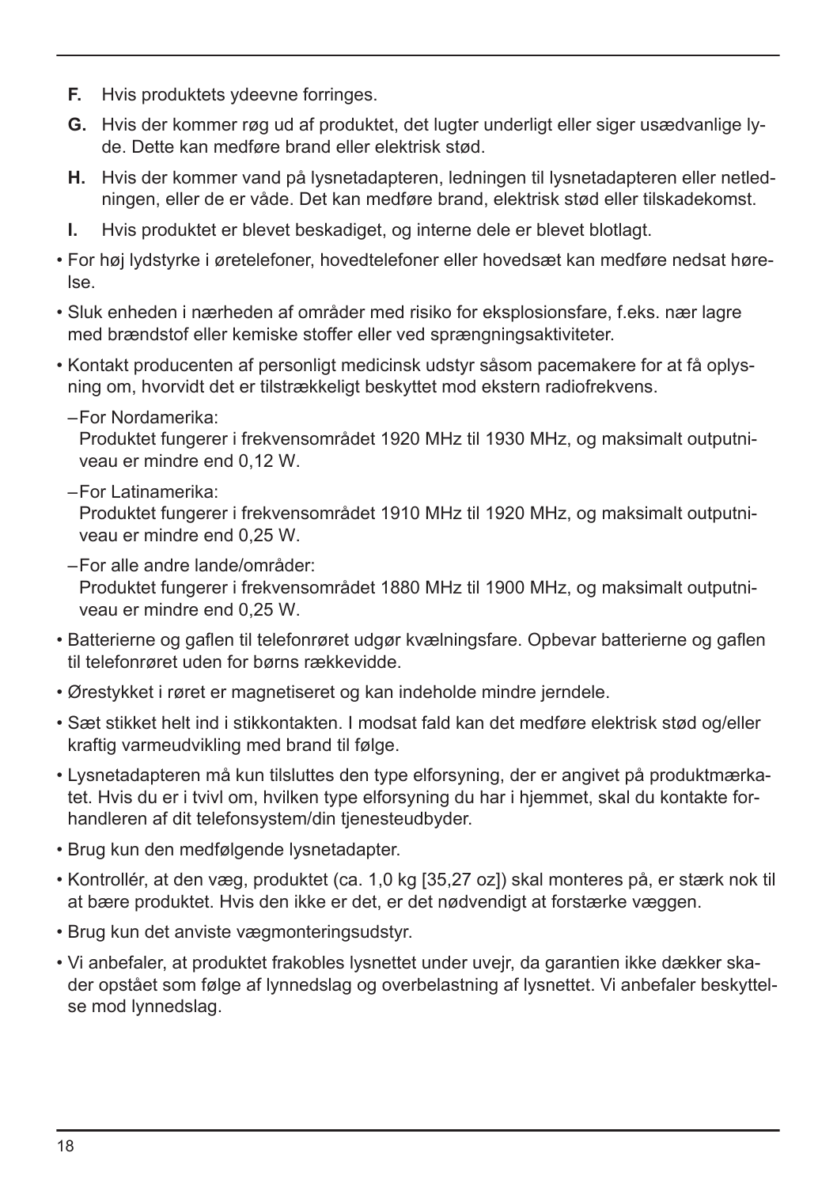**F.** Hvis produktets ydeevne forringes.

**G.** Hvis der kommer røg ud af produktet, det lugter underligt eller siger usædvanlige lyde. Dette kan medføre brand eller elektrisk stød.

**H.** Hvis der kommer vand på lysnetadapteren, ledningen til lysnetadapteren eller netledningen, eller de er våde. Det kan medføre brand, elektrisk stød eller tilskadekomst.

**I.** Hvis produktet er blevet beskadiget, og interne dele er blevet blotlagt.

- For høj lydstyrke i øretelefoner, hovedtelefoner eller hovedsæt kan medføre nedsat hørelse.
- Sluk enheden i nærheden af områder med risiko for eksplosionsfare, f.eks. nær lagre med brændstof eller kemiske stoffer eller ved sprængningsaktiviteter.
- Kontakt producenten af personligt medicinsk udstyr såsom pacemakere for at få oplysning om, hvorvidt det er tilstrækkeligt beskyttet mod ekstern radiofrekvens.
  - For Nordamerika:
    Produktet fungerer i frekvensområdet 1920 MHz til 1930 MHz, og maksimalt outputniveau er mindre end 0,12 W.
  - For Latinamerika:
    Produktet fungerer i frekvensområdet 1910 MHz til 1920 MHz, og maksimalt outputniveau er mindre end 0,25 W.
  - For alle andre lande/områder:
    Produktet fungerer i frekvensområdet 1880 MHz til 1900 MHz, og maksimalt outputniveau er mindre end 0,25 W.
- Batterierne og gaflen til telefonrøret udgør kvælningsfare. Opbevar batterierne og gaflen til telefonrøret uden for børns rækkevidde.
- Ørestykket i røret er magnetiseret og kan indeholde mindre jerndele.
- Sæt stikket helt ind i stikkontakten. I modsat fald kan det medføre elektrisk stød og/eller kraftig varmeudvikling med brand til følge.
- Lysnetadapteren må kun tilsluttes den type elforsyning, der er angivet på produktmærkatet. Hvis du er i tvivl om, hvilken type elforsyning du har i hjemmet, skal du kontakte forhandleren af dit telefonsystem/din tjenesteudbyder.
- Brug kun den medfølgende lysnetadapter.
- Kontrollér, at den væg, produktet (ca. 1,0 kg [35,27 oz]) skal monteres på, er stærk nok til at bære produktet. Hvis den ikke er det, er det nødvendigt at forstærke væggen.
- Brug kun det anviste vægmonteringsudstyr.
- Vi anbefaler, at produktet frakobles lysnettet under uvejr, da garantien ikke dækker skader opstået som følge af lynnedslag og overbelastning af lysnettet. Vi anbefaler beskyttelse mod lynnedslag.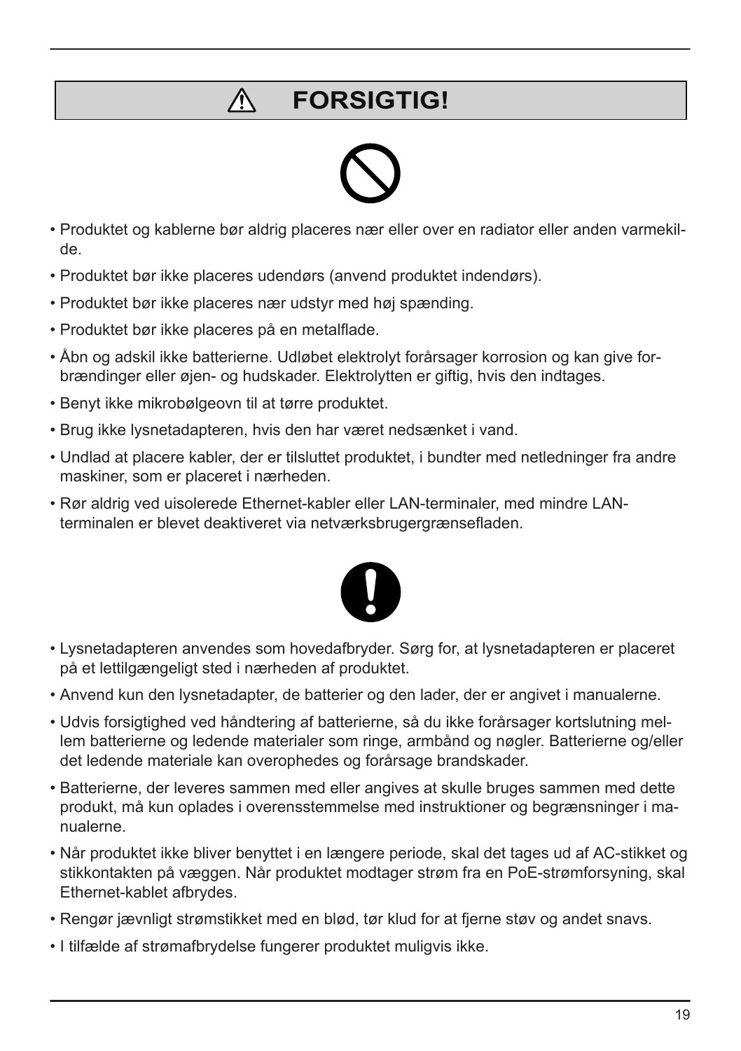## ⚠ FORSIGTIG!

- Produktet og kablerne bør aldrig placeres nær eller over en radiator eller anden varmekilde.
- Produktet bør ikke placeres udendørs (anvend produktet indendørs).
- Produktet bør ikke placeres nær udstyr med høj spænding.
- Produktet bør ikke placeres på en metalflade.
- Åbn og adskil ikke batterierne. Udløbet elektrolyt forårsager korrosion og kan give forbrændinger eller øjen- og hudskader. Elektrolytten er giftig, hvis den indtages.
- Benyt ikke mikrobølgeovn til at tørre produktet.
- Brug ikke lysnetadapteren, hvis den har været nedsænket i vand.
- Undlad at placere kabler, der er tilsluttet produktet, i bundter med netledninger fra andre maskiner, som er placeret i nærheden.
- Rør aldrig ved uisolerede Ethernet-kabler eller LAN-terminaler, med mindre LAN-terminalen er blevet deaktiveret via netværksbrugergrænsefladen.

- Lysnetadapteren anvendes som hovedafbryder. Sørg for, at lysnetadapteren er placeret på et lettilgængeligt sted i nærheden af produktet.
- Anvend kun den lysnetadapter, de batterier og den lader, der er angivet i manualerne.
- Udvis forsigtighed ved håndtering af batterierne, så du ikke forårsager kortslutning mellem batterierne og ledende materialer som ringe, armbånd og nøgler. Batterierne og/eller det ledende materiale kan overophedes og forårsage brandskader.
- Batterierne, der leveres sammen med eller angives at skulle bruges sammen med dette produkt, må kun oplades i overensstemmelse med instruktioner og begrænsninger i manualerne.
- Når produktet ikke bliver benyttet i en længere periode, skal det tages ud af AC-stikket og stikkontakten på væggen. Når produktet modtager strøm fra en PoE-strømforsyning, skal Ethernet-kablet afbrydes.
- Rengør jævnligt strømstikket med en blød, tør klud for at fjerne støv og andet snavs.
- I tilfælde af strømafbrydelse fungerer produktet muligvis ikke.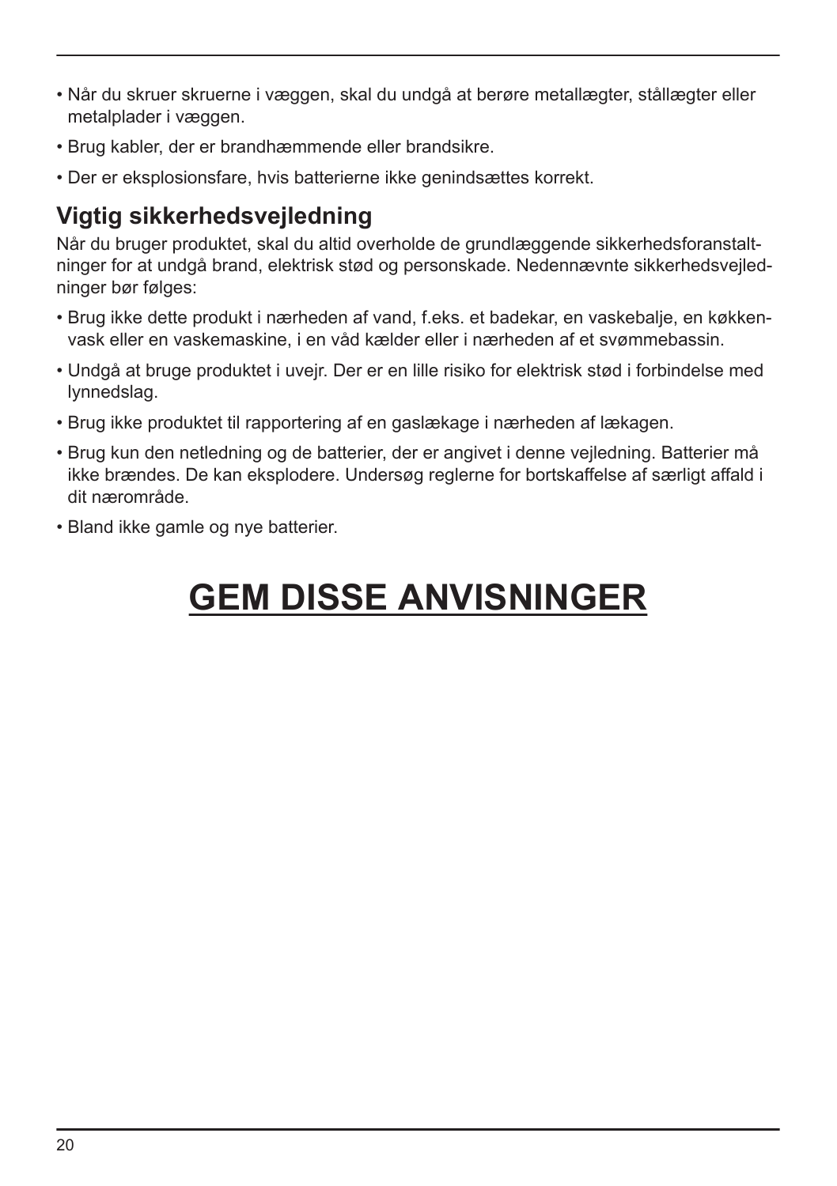- Når du skruer skruerne i væggen, skal du undgå at berøre metallægter, stållægter eller metalplader i væggen.
- Brug kabler, der er brandhæmmende eller brandsikre.
- Der er eksplosionsfare, hvis batterierne ikke genindsættes korrekt.

## Vigtig sikkerhedsvejledning

Når du bruger produktet, skal du altid overholde de grundlæggende sikkerhedsforanstaltninger for at undgå brand, elektrisk stød og personskade. Nedennævnte sikkerhedsvejledninger bør følges:

- Brug ikke dette produkt i nærheden af vand, f.eks. et badekar, en vaskebalje, en køkkenvask eller en vaskemaskine, i en våd kælder eller i nærheden af et svømmebassin.
- Undgå at bruge produktet i uvejr. Der er en lille risiko for elektrisk stød i forbindelse med lynnedslag.
- Brug ikke produktet til rapportering af en gaslækage i nærheden af lækagen.
- Brug kun den netledning og de batterier, der er angivet i denne vejledning. Batterier må ikke brændes. De kan eksplodere. Undersøg reglerne for bortskaffelse af særligt affald i dit nærområde.
- Bland ikke gamle og nye batterier.

# GEM DISSE ANVISNINGER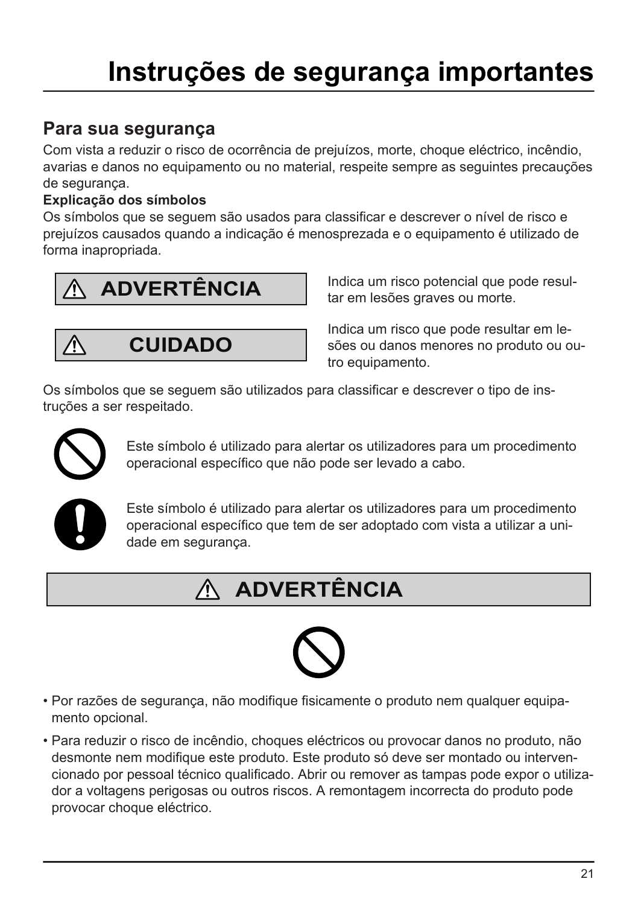# Instruções de segurança importantes

## Para sua segurança

Com vista a reduzir o risco de ocorrência de prejuízos, morte, choque eléctrico, incêndio, avarias e danos no equipamento ou no material, respeite sempre as seguintes precauções de segurança.

**Explicação dos símbolos**

Os símbolos que se seguem são usados para classificar e descrever o nível de risco e prejuízos causados quando a indicação é menosprezada e o equipamento é utilizado de forma inapropriada.

**⚠ ADVERTÊNCIA** — Indica um risco potencial que pode resultar em lesões graves ou morte.

**⚠ CUIDADO** — Indica um risco que pode resultar em lesões ou danos menores no produto ou outro equipamento.

Os símbolos que se seguem são utilizados para classificar e descrever o tipo de instruções a ser respeitado.

Este símbolo é utilizado para alertar os utilizadores para um procedimento operacional específico que não pode ser levado a cabo.

Este símbolo é utilizado para alertar os utilizadores para um procedimento operacional específico que tem de ser adoptado com vista a utilizar a unidade em segurança.

### ⚠ ADVERTÊNCIA

- Por razões de segurança, não modifique fisicamente o produto nem qualquer equipamento opcional.
- Para reduzir o risco de incêndio, choques eléctricos ou provocar danos no produto, não desmonte nem modifique este produto. Este produto só deve ser montado ou intervencionado por pessoal técnico qualificado. Abrir ou remover as tampas pode expor o utilizador a voltagens perigosas ou outros riscos. A remontagem incorrecta do produto pode provocar choque eléctrico.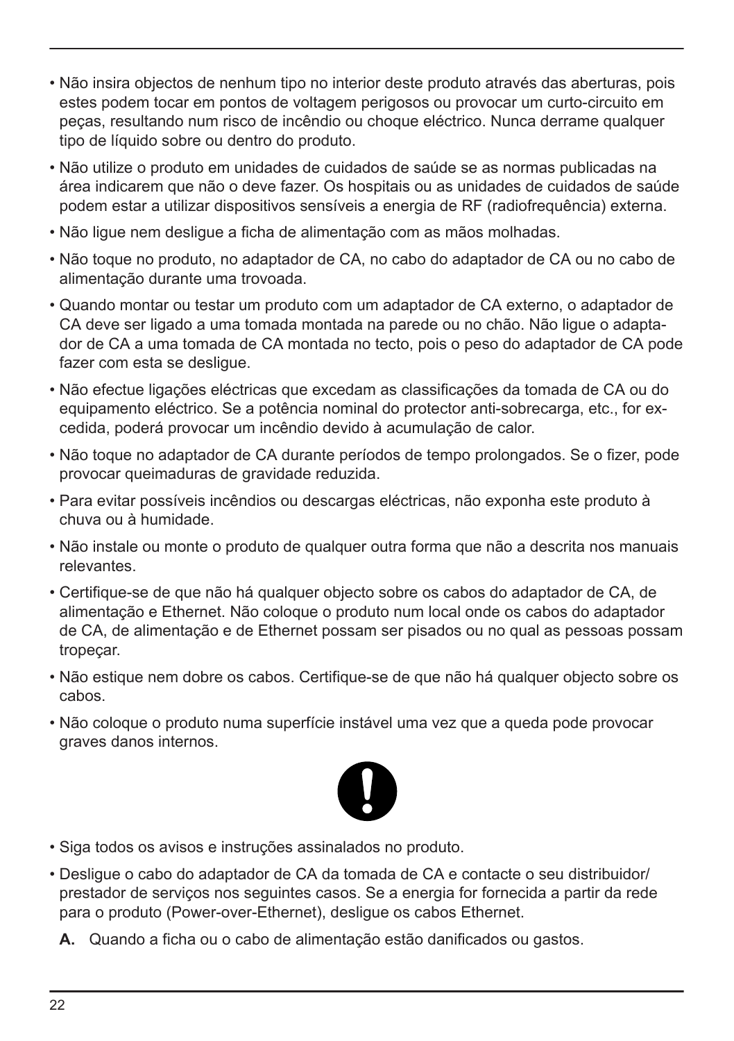- Não insira objectos de nenhum tipo no interior deste produto através das aberturas, pois estes podem tocar em pontos de voltagem perigosos ou provocar um curto-circuito em peças, resultando num risco de incêndio ou choque eléctrico. Nunca derrame qualquer tipo de líquido sobre ou dentro do produto.
- Não utilize o produto em unidades de cuidados de saúde se as normas publicadas na área indicarem que não o deve fazer. Os hospitais ou as unidades de cuidados de saúde podem estar a utilizar dispositivos sensíveis a energia de RF (radiofrequência) externa.
- Não ligue nem desligue a ficha de alimentação com as mãos molhadas.
- Não toque no produto, no adaptador de CA, no cabo do adaptador de CA ou no cabo de alimentação durante uma trovoada.
- Quando montar ou testar um produto com um adaptador de CA externo, o adaptador de CA deve ser ligado a uma tomada montada na parede ou no chão. Não ligue o adaptador de CA a uma tomada de CA montada no tecto, pois o peso do adaptador de CA pode fazer com esta se desligue.
- Não efectue ligações eléctricas que excedam as classificações da tomada de CA ou do equipamento eléctrico. Se a potência nominal do protector anti-sobrecarga, etc., for excedida, poderá provocar um incêndio devido à acumulação de calor.
- Não toque no adaptador de CA durante períodos de tempo prolongados. Se o fizer, pode provocar queimaduras de gravidade reduzida.
- Para evitar possíveis incêndios ou descargas eléctricas, não exponha este produto à chuva ou à humidade.
- Não instale ou monte o produto de qualquer outra forma que não a descrita nos manuais relevantes.
- Certifique-se de que não há qualquer objecto sobre os cabos do adaptador de CA, de alimentação e Ethernet. Não coloque o produto num local onde os cabos do adaptador de CA, de alimentação e de Ethernet possam ser pisados ou no qual as pessoas possam tropeçar.
- Não estique nem dobre os cabos. Certifique-se de que não há qualquer objecto sobre os cabos.
- Não coloque o produto numa superfície instável uma vez que a queda pode provocar graves danos internos.

- Siga todos os avisos e instruções assinalados no produto.
- Desligue o cabo do adaptador de CA da tomada de CA e contacte o seu distribuidor/prestador de serviços nos seguintes casos. Se a energia for fornecida a partir da rede para o produto (Power-over-Ethernet), desligue os cabos Ethernet.

  **A.** Quando a ficha ou o cabo de alimentação estão danificados ou gastos.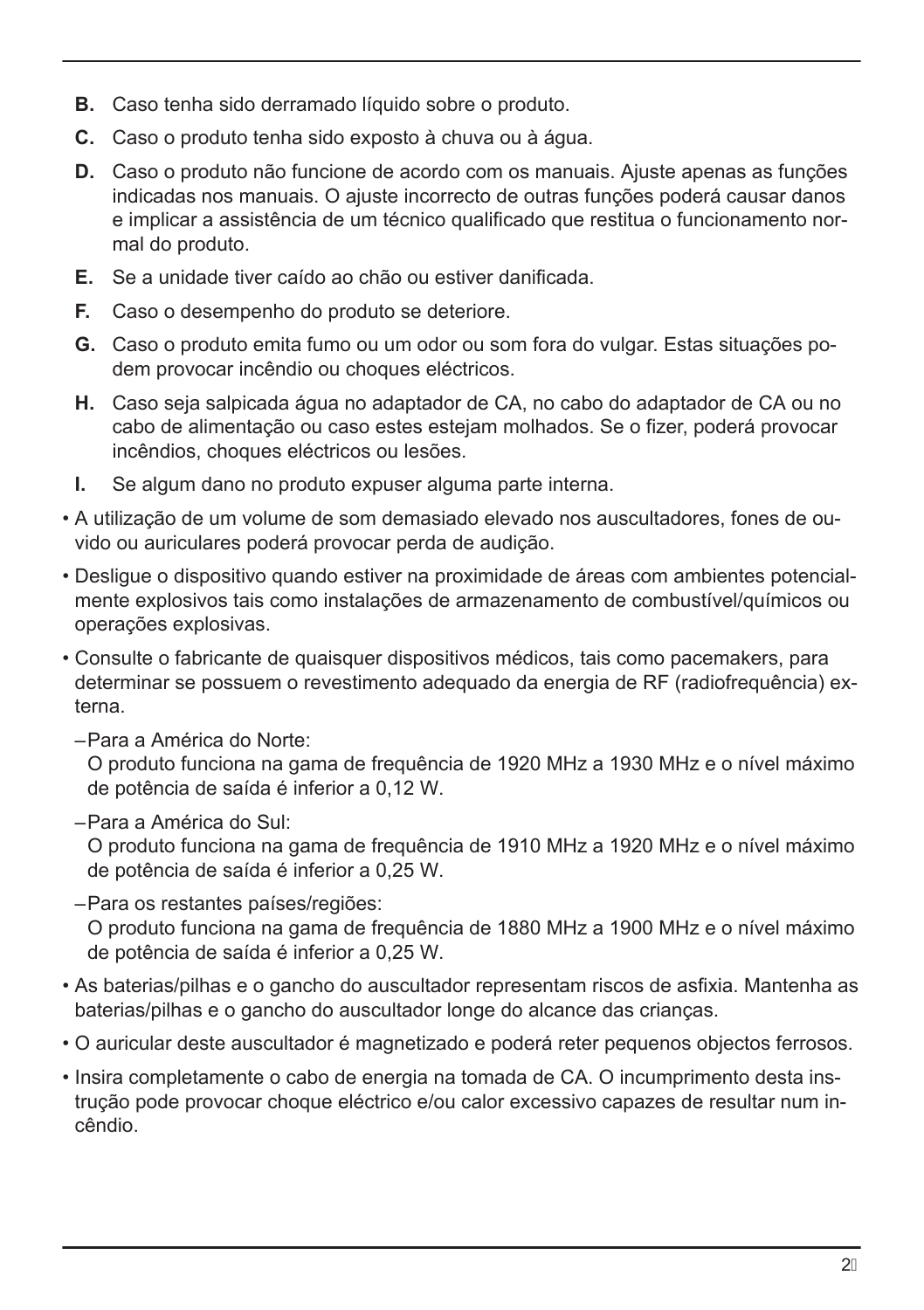**B.** Caso tenha sido derramado líquido sobre o produto.

**C.** Caso o produto tenha sido exposto à chuva ou à água.

**D.** Caso o produto não funcione de acordo com os manuais. Ajuste apenas as funções indicadas nos manuais. O ajuste incorrecto de outras funções poderá causar danos e implicar a assistência de um técnico qualificado que restitua o funcionamento normal do produto.

**E.** Se a unidade tiver caído ao chão ou estiver danificada.

**F.** Caso o desempenho do produto se deteriore.

**G.** Caso o produto emita fumo ou um odor ou som fora do vulgar. Estas situações podem provocar incêndio ou choques eléctricos.

**H.** Caso seja salpicada água no adaptador de CA, no cabo do adaptador de CA ou no cabo de alimentação ou caso estes estejam molhados. Se o fizer, poderá provocar incêndios, choques eléctricos ou lesões.

**I.** Se algum dano no produto expuser alguma parte interna.

- A utilização de um volume de som demasiado elevado nos auscultadores, fones de ouvido ou auriculares poderá provocar perda de audição.
- Desligue o dispositivo quando estiver na proximidade de áreas com ambientes potencialmente explosivos tais como instalações de armazenamento de combustível/químicos ou operações explosivas.
- Consulte o fabricante de quaisquer dispositivos médicos, tais como pacemakers, para determinar se possuem o revestimento adequado da energia de RF (radiofrequência) externa.

  – Para a América do Norte:
  O produto funciona na gama de frequência de 1920 MHz a 1930 MHz e o nível máximo de potência de saída é inferior a 0,12 W.

  – Para a América do Sul:
  O produto funciona na gama de frequência de 1910 MHz a 1920 MHz e o nível máximo de potência de saída é inferior a 0,25 W.

  – Para os restantes países/regiões:
  O produto funciona na gama de frequência de 1880 MHz a 1900 MHz e o nível máximo de potência de saída é inferior a 0,25 W.

- As baterias/pilhas e o gancho do auscultador representam riscos de asfixia. Mantenha as baterias/pilhas e o gancho do auscultador longe do alcance das crianças.
- O auricular deste auscultador é magnetizado e poderá reter pequenos objectos ferrosos.
- Insira completamente o cabo de energia na tomada de CA. O incumprimento desta instrução pode provocar choque eléctrico e/ou calor excessivo capazes de resultar num incêndio.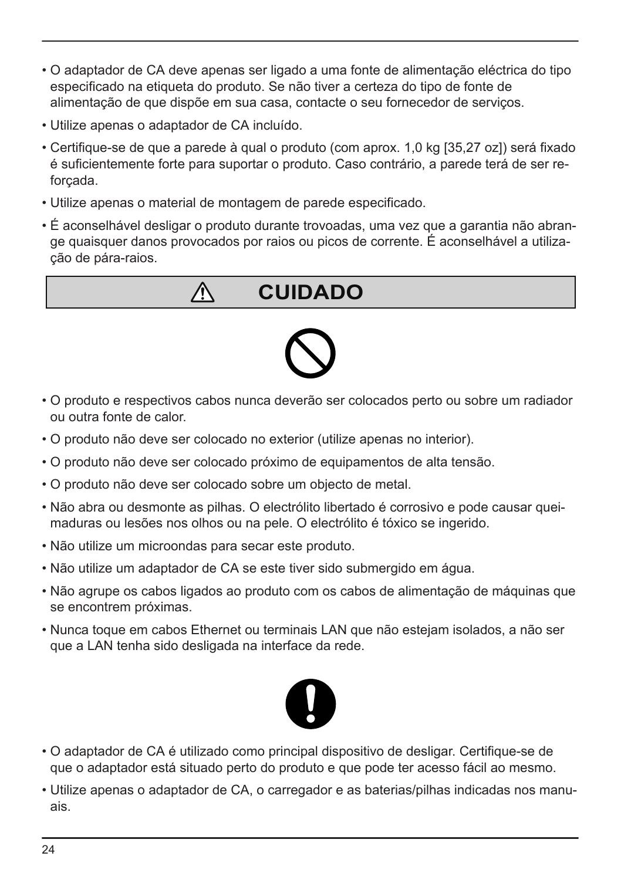- O adaptador de CA deve apenas ser ligado a uma fonte de alimentação eléctrica do tipo especificado na etiqueta do produto. Se não tiver a certeza do tipo de fonte de alimentação de que dispõe em sua casa, contacte o seu fornecedor de serviços.
- Utilize apenas o adaptador de CA incluído.
- Certifique-se de que a parede à qual o produto (com aprox. 1,0 kg [35,27 oz]) será fixado é suficientemente forte para suportar o produto. Caso contrário, a parede terá de ser reforçada.
- Utilize apenas o material de montagem de parede especificado.
- É aconselhável desligar o produto durante trovoadas, uma vez que a garantia não abrange quaisquer danos provocados por raios ou picos de corrente. É aconselhável a utilização de pára-raios.

## ⚠ CUIDADO

- O produto e respectivos cabos nunca deverão ser colocados perto ou sobre um radiador ou outra fonte de calor.
- O produto não deve ser colocado no exterior (utilize apenas no interior).
- O produto não deve ser colocado próximo de equipamentos de alta tensão.
- O produto não deve ser colocado sobre um objecto de metal.
- Não abra ou desmonte as pilhas. O electrólito libertado é corrosivo e pode causar queimaduras ou lesões nos olhos ou na pele. O electrólito é tóxico se ingerido.
- Não utilize um microondas para secar este produto.
- Não utilize um adaptador de CA se este tiver sido submergido em água.
- Não agrupe os cabos ligados ao produto com os cabos de alimentação de máquinas que se encontrem próximas.
- Nunca toque em cabos Ethernet ou terminais LAN que não estejam isolados, a não ser que a LAN tenha sido desligada na interface da rede.

- O adaptador de CA é utilizado como principal dispositivo de desligar. Certifique-se de que o adaptador está situado perto do produto e que pode ter acesso fácil ao mesmo.
- Utilize apenas o adaptador de CA, o carregador e as baterias/pilhas indicadas nos manuais.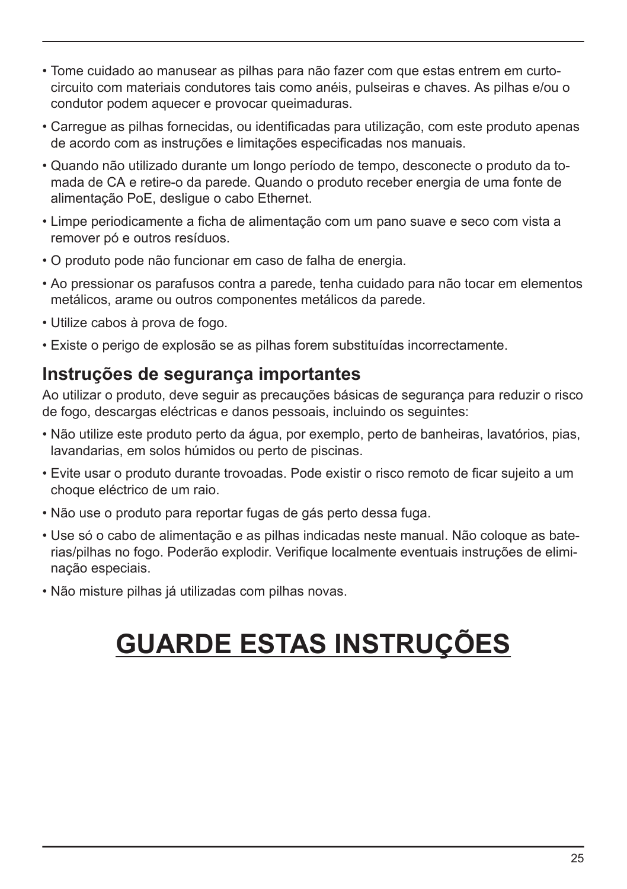- Tome cuidado ao manusear as pilhas para não fazer com que estas entrem em curto-circuito com materiais condutores tais como anéis, pulseiras e chaves. As pilhas e/ou o condutor podem aquecer e provocar queimaduras.
- Carregue as pilhas fornecidas, ou identificadas para utilização, com este produto apenas de acordo com as instruções e limitações especificadas nos manuais.
- Quando não utilizado durante um longo período de tempo, desconecte o produto da tomada de CA e retire-o da parede. Quando o produto receber energia de uma fonte de alimentação PoE, desligue o cabo Ethernet.
- Limpe periodicamente a ficha de alimentação com um pano suave e seco com vista a remover pó e outros resíduos.
- O produto pode não funcionar em caso de falha de energia.
- Ao pressionar os parafusos contra a parede, tenha cuidado para não tocar em elementos metálicos, arame ou outros componentes metálicos da parede.
- Utilize cabos à prova de fogo.
- Existe o perigo de explosão se as pilhas forem substituídas incorrectamente.

## Instruções de segurança importantes

Ao utilizar o produto, deve seguir as precauções básicas de segurança para reduzir o risco de fogo, descargas eléctricas e danos pessoais, incluindo os seguintes:

- Não utilize este produto perto da água, por exemplo, perto de banheiras, lavatórios, pias, lavandarias, em solos húmidos ou perto de piscinas.
- Evite usar o produto durante trovoadas. Pode existir o risco remoto de ficar sujeito a um choque eléctrico de um raio.
- Não use o produto para reportar fugas de gás perto dessa fuga.
- Use só o cabo de alimentação e as pilhas indicadas neste manual. Não coloque as baterias/pilhas no fogo. Poderão explodir. Verifique localmente eventuais instruções de eliminação especiais.
- Não misture pilhas já utilizadas com pilhas novas.

# GUARDE ESTAS INSTRUÇÕES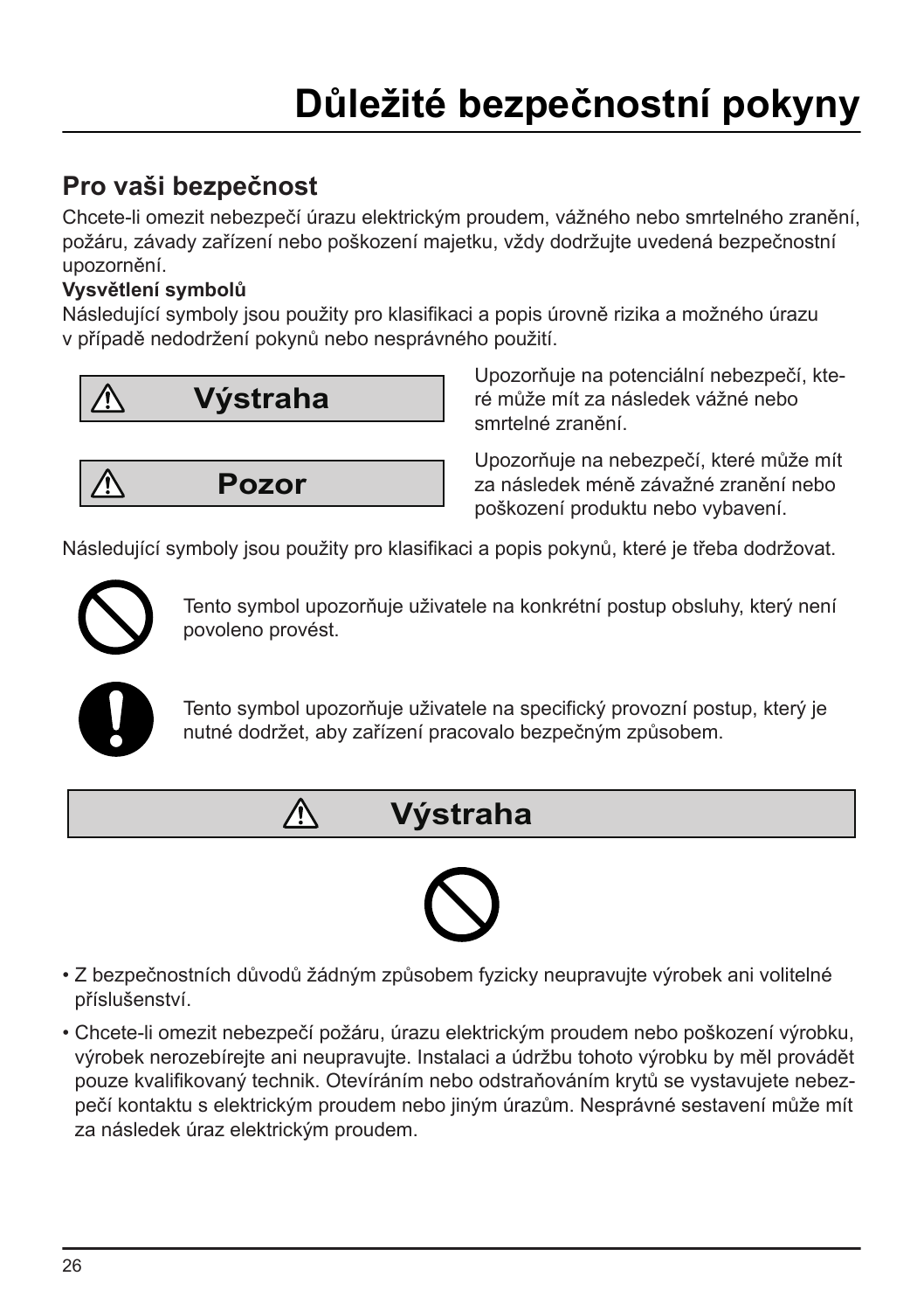# Důležité bezpečnostní pokyny

## Pro vaši bezpečnost

Chcete-li omezit nebezpečí úrazu elektrickým proudem, vážného nebo smrtelného zranění, požáru, závady zařízení nebo poškození majetku, vždy dodržujte uvedená bezpečnostní upozornění.

**Vysvětlení symbolů**

Následující symboly jsou použity pro klasifikaci a popis úrovně rizika a možného úrazu v případě nedodržení pokynů nebo nesprávného použití.

**⚠ Výstraha** — Upozorňuje na potenciální nebezpečí, které může mít za následek vážné nebo smrtelné zranění.

**⚠ Pozor** — Upozorňuje na nebezpečí, které může mít za následek méně závažné zranění nebo poškození produktu nebo vybavení.

Následující symboly jsou použity pro klasifikaci a popis pokynů, které je třeba dodržovat.

Tento symbol upozorňuje uživatele na konkrétní postup obsluhy, který není povoleno provést.

Tento symbol upozorňuje uživatele na specifický provozní postup, který je nutné dodržet, aby zařízení pracovalo bezpečným způsobem.

## ⚠ Výstraha

- Z bezpečnostních důvodů žádným způsobem fyzicky neupravujte výrobek ani volitelné příslušenství.
- Chcete-li omezit nebezpečí požáru, úrazu elektrickým proudem nebo poškození výrobku, výrobek nerozebírejte ani neupravujte. Instalaci a údržbu tohoto výrobku by měl provádět pouze kvalifikovaný technik. Otevíráním nebo odstraňováním krytů se vystavujete nebezpečí kontaktu s elektrickým proudem nebo jiným úrazům. Nesprávné sestavení může mít za následek úraz elektrickým proudem.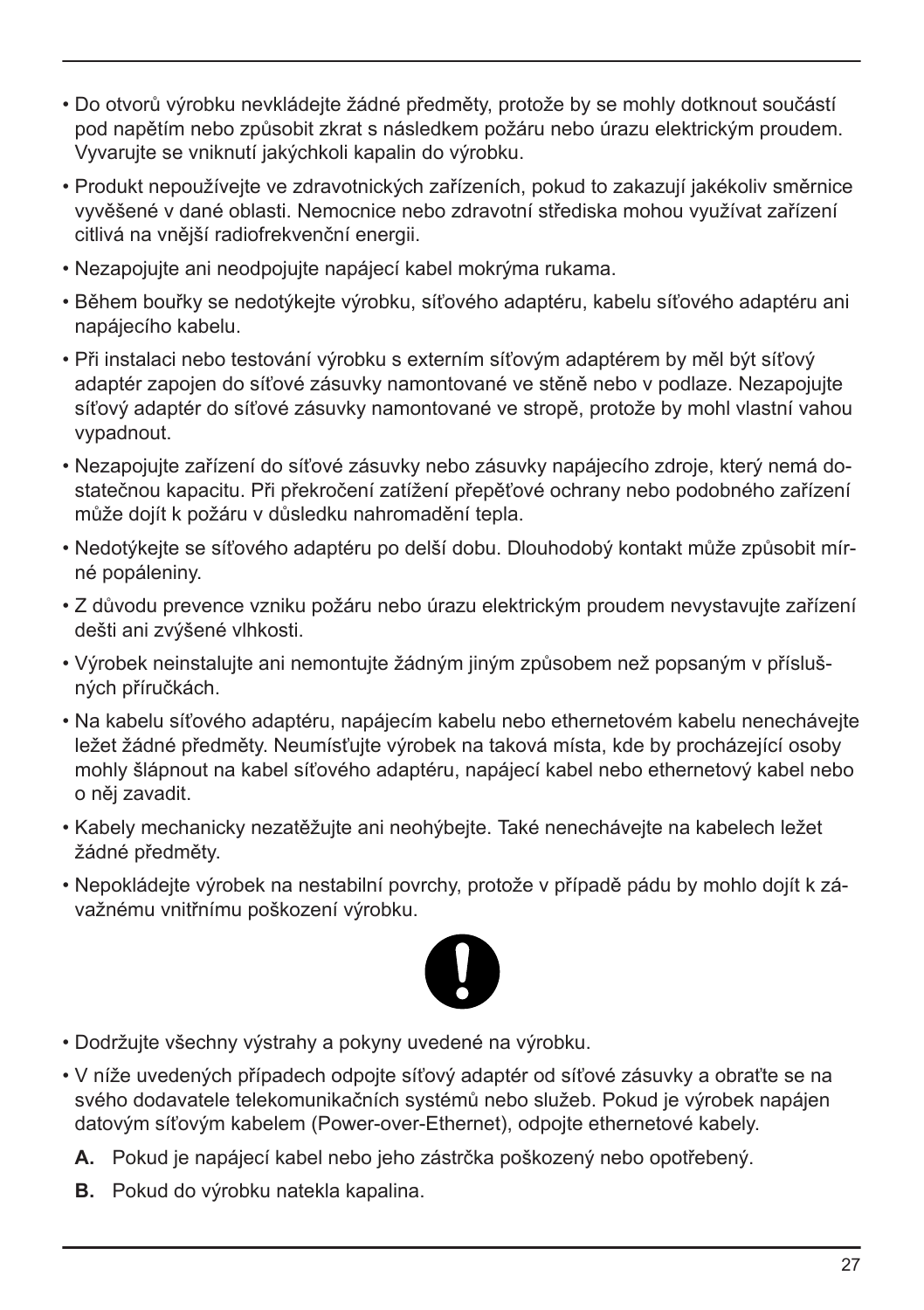- Do otvorů výrobku nevkládejte žádné předměty, protože by se mohly dotknout součástí pod napětím nebo způsobit zkrat s následkem požáru nebo úrazu elektrickým proudem. Vyvarujte se vniknutí jakýchkoli kapalin do výrobku.
- Produkt nepoužívejte ve zdravotnických zařízeních, pokud to zakazují jakékoliv směrnice vyvěšené v dané oblasti. Nemocnice nebo zdravotní střediska mohou využívat zařízení citlivá na vnější radiofrekvenční energii.
- Nezapojujte ani neodpojujte napájecí kabel mokrýma rukama.
- Během bouřky se nedotýkejte výrobku, síťového adaptéru, kabelu síťového adaptéru ani napájecího kabelu.
- Při instalaci nebo testování výrobku s externím síťovým adaptérem by měl být síťový adaptér zapojen do síťové zásuvky namontované ve stěně nebo v podlaze. Nezapojujte síťový adaptér do síťové zásuvky namontované ve stropě, protože by mohl vlastní vahou vypadnout.
- Nezapojujte zařízení do síťové zásuvky nebo zásuvky napájecího zdroje, který nemá dostatečnou kapacitu. Při překročení zatížení přepěťové ochrany nebo podobného zařízení může dojít k požáru v důsledku nahromadění tepla.
- Nedotýkejte se síťového adaptéru po delší dobu. Dlouhodobý kontakt může způsobit mírné popáleniny.
- Z důvodu prevence vzniku požáru nebo úrazu elektrickým proudem nevystavujte zařízení dešti ani zvýšené vlhkosti.
- Výrobek neinstalujte ani nemontujte žádným jiným způsobem než popsaným v příslušných příručkách.
- Na kabelu síťového adaptéru, napájecím kabelu nebo ethernetovém kabelu nenechávejte ležet žádné předměty. Neumísťujte výrobek na taková místa, kde by procházející osoby mohly šlápnout na kabel síťového adaptéru, napájecí kabel nebo ethernetový kabel nebo o něj zavadit.
- Kabely mechanicky nezatěžujte ani neohýbejte. Také nenechávejte na kabelech ležet žádné předměty.
- Nepokládejte výrobek na nestabilní povrchy, protože v případě pádu by mohlo dojít k závažnému vnitřnímu poškození výrobku.

- Dodržujte všechny výstrahy a pokyny uvedené na výrobku.
- V níže uvedených případech odpojte síťový adaptér od síťové zásuvky a obraťte se na svého dodavatele telekomunikačních systémů nebo služeb. Pokud je výrobek napájen datovým síťovým kabelem (Power-over-Ethernet), odpojte ethernetové kabely.

  **A.** Pokud je napájecí kabel nebo jeho zástrčka poškozený nebo opotřebený.

  **B.** Pokud do výrobku natekla kapalina.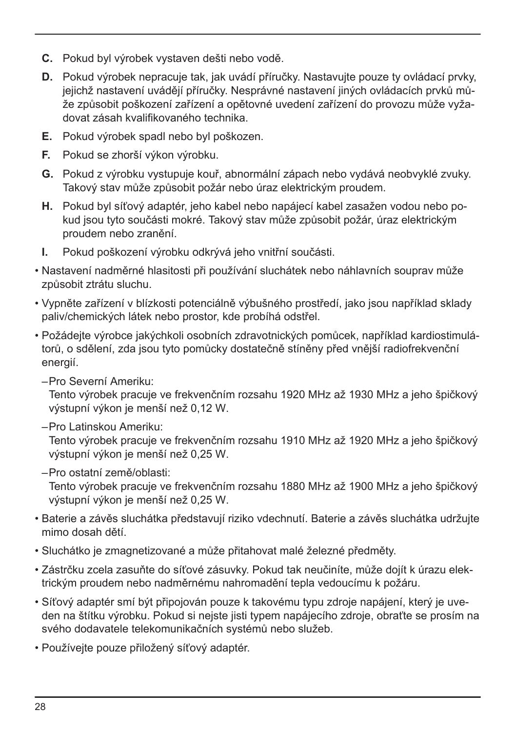**C.** Pokud byl výrobek vystaven dešti nebo vodě.

**D.** Pokud výrobek nepracuje tak, jak uvádí příručky. Nastavujte pouze ty ovládací prvky, jejichž nastavení uvádějí příručky. Nesprávné nastavení jiných ovládacích prvků může způsobit poškození zařízení a opětovné uvedení zařízení do provozu může vyžadovat zásah kvalifikovaného technika.

**E.** Pokud výrobek spadl nebo byl poškozen.

**F.** Pokud se zhorší výkon výrobku.

**G.** Pokud z výrobku vystupuje kouř, abnormální zápach nebo vydává neobvyklé zvuky. Takový stav může způsobit požár nebo úraz elektrickým proudem.

**H.** Pokud byl síťový adaptér, jeho kabel nebo napájecí kabel zasažen vodou nebo pokud jsou tyto součásti mokré. Takový stav může způsobit požár, úraz elektrickým proudem nebo zranění.

**I.** Pokud poškození výrobku odkrývá jeho vnitřní součásti.

- Nastavení nadměrné hlasitosti při používání sluchátek nebo náhlavních souprav může způsobit ztrátu sluchu.
- Vypněte zařízení v blízkosti potenciálně výbušného prostředí, jako jsou například sklady paliv/chemických látek nebo prostor, kde probíhá odstřel.
- Požádejte výrobce jakýchkoli osobních zdravotnických pomůcek, například kardiostimulátorů, o sdělení, zda jsou tyto pomůcky dostatečně stíněny před vnější radiofrekvenční energií.
  - Pro Severní Ameriku:
    Tento výrobek pracuje ve frekvenčním rozsahu 1920 MHz až 1930 MHz a jeho špičkový výstupní výkon je menší než 0,12 W.
  - Pro Latinskou Ameriku:
    Tento výrobek pracuje ve frekvenčním rozsahu 1910 MHz až 1920 MHz a jeho špičkový výstupní výkon je menší než 0,25 W.
  - Pro ostatní země/oblasti:
    Tento výrobek pracuje ve frekvenčním rozsahu 1880 MHz až 1900 MHz a jeho špičkový výstupní výkon je menší než 0,25 W.
- Baterie a závěs sluchátka představují riziko vdechnutí. Baterie a závěs sluchátka udržujte mimo dosah dětí.
- Sluchátko je zmagnetizované a může přitahovat malé železné předměty.
- Zástrčku zcela zasuňte do síťové zásuvky. Pokud tak neučiníte, může dojít k úrazu elektrickým proudem nebo nadměrnému nahromadění tepla vedoucímu k požáru.
- Síťový adaptér smí být připojován pouze k takovému typu zdroje napájení, který je uveden na štítku výrobku. Pokud si nejste jisti typem napájecího zdroje, obraťte se prosím na svého dodavatele telekomunikačních systémů nebo služeb.
- Používejte pouze přiložený síťový adaptér.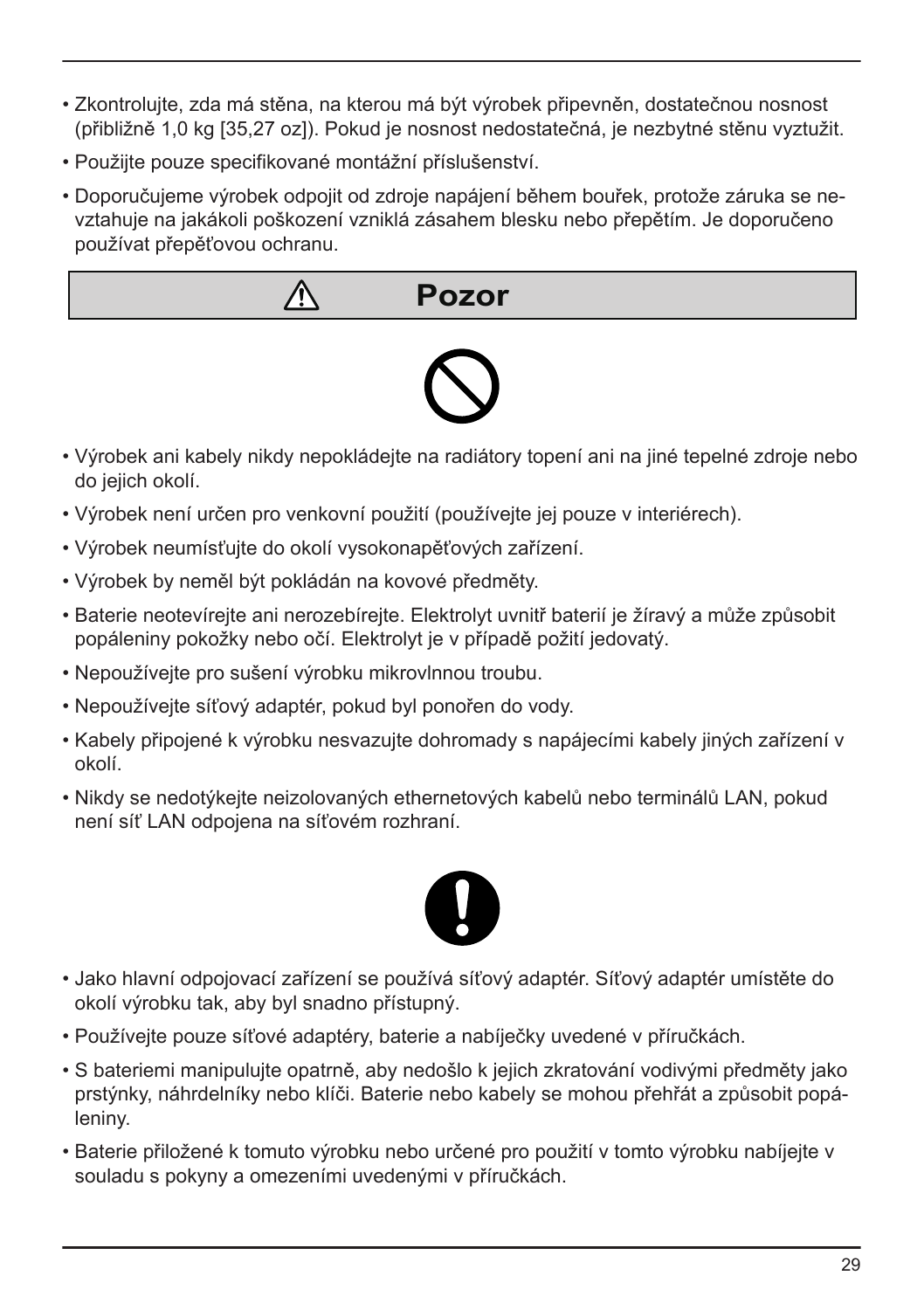- Zkontrolujte, zda má stěna, na kterou má být výrobek připevněn, dostatečnou nosnost (přibližně 1,0 kg [35,27 oz]). Pokud je nosnost nedostatečná, je nezbytné stěnu vyztužit.
- Použijte pouze specifikované montážní příslušenství.
- Doporučujeme výrobek odpojit od zdroje napájení během bouřek, protože záruka se nevztahuje na jakákoli poškození vzniklá zásahem blesku nebo přepětím. Je doporučeno používat přepěťovou ochranu.

## ⚠ Pozor

- Výrobek ani kabely nikdy nepokládejte na radiátory topení ani na jiné tepelné zdroje nebo do jejich okolí.
- Výrobek není určen pro venkovní použití (používejte jej pouze v interiérech).
- Výrobek neumísťujte do okolí vysokonapěťových zařízení.
- Výrobek by neměl být pokládán na kovové předměty.
- Baterie neotevírejte ani nerozebírejte. Elektrolyt uvnitř baterií je žíravý a může způsobit popáleniny pokožky nebo očí. Elektrolyt je v případě požití jedovatý.
- Nepoužívejte pro sušení výrobku mikrovlnnou troubu.
- Nepoužívejte síťový adaptér, pokud byl ponořen do vody.
- Kabely připojené k výrobku nesvazujte dohromady s napájecími kabely jiných zařízení v okolí.
- Nikdy se nedotýkejte neizolovaných ethernetových kabelů nebo terminálů LAN, pokud není síť LAN odpojena na síťovém rozhraní.

- Jako hlavní odpojovací zařízení se používá síťový adaptér. Síťový adaptér umístěte do okolí výrobku tak, aby byl snadno přístupný.
- Používejte pouze síťové adaptéry, baterie a nabíječky uvedené v příručkách.
- S bateriemi manipulujte opatrně, aby nedošlo k jejich zkratování vodivými předměty jako prstýnky, náhrdelníky nebo klíči. Baterie nebo kabely se mohou přehřát a způsobit popáleniny.
- Baterie přiložené k tomuto výrobku nebo určené pro použití v tomto výrobku nabíjejte v souladu s pokyny a omezeními uvedenými v příručkách.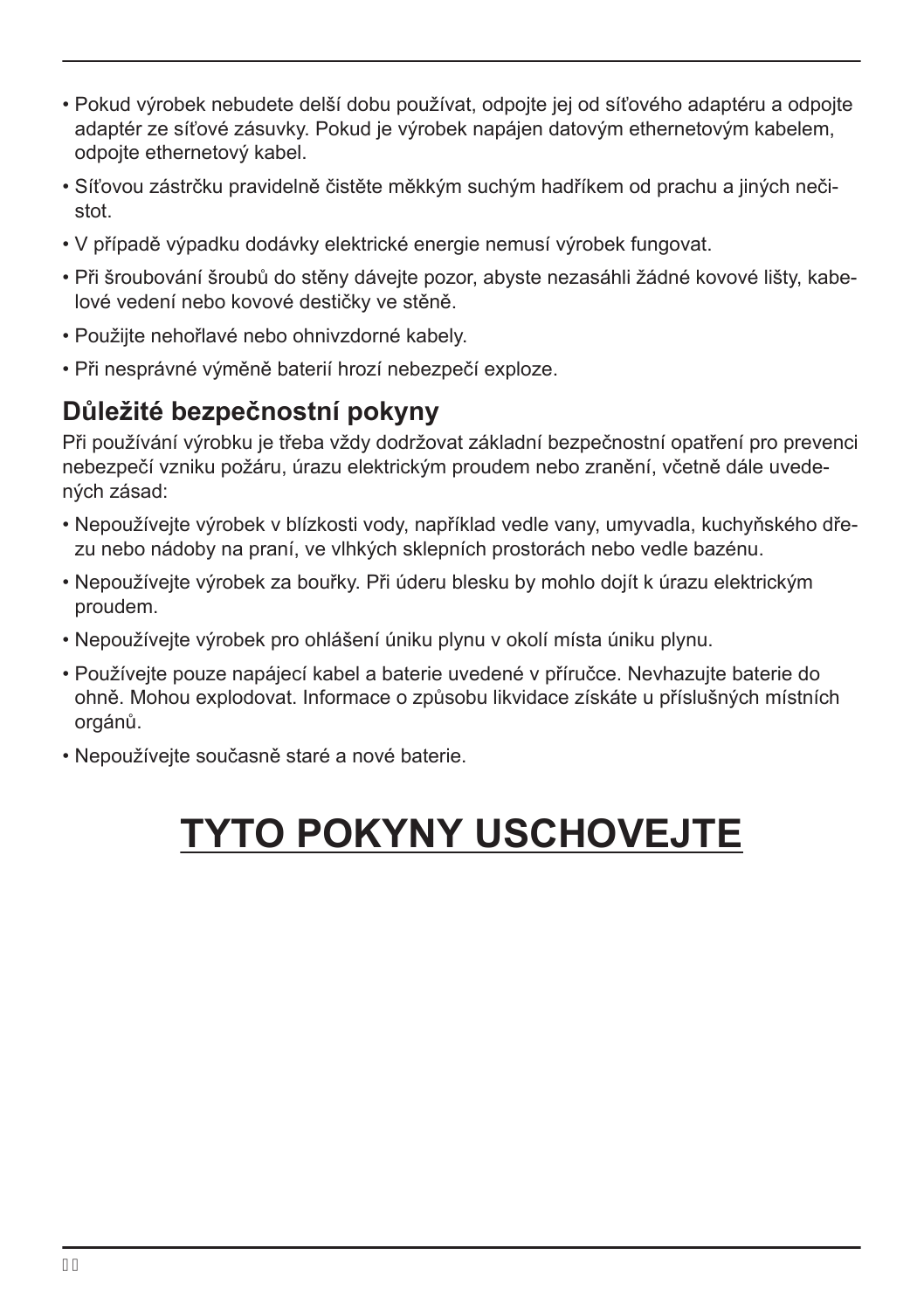- Pokud výrobek nebudete delší dobu používat, odpojte jej od síťového adaptéru a odpojte adaptér ze síťové zásuvky. Pokud je výrobek napájen datovým ethernetovým kabelem, odpojte ethernetový kabel.
- Síťovou zástrčku pravidelně čistěte měkkým suchým hadříkem od prachu a jiných nečistot.
- V případě výpadku dodávky elektrické energie nemusí výrobek fungovat.
- Při šroubování šroubů do stěny dávejte pozor, abyste nezasáhli žádné kovové lišty, kabelové vedení nebo kovové destičky ve stěně.
- Použijte nehořlavé nebo ohnivzdorné kabely.
- Při nesprávné výměně baterií hrozí nebezpečí exploze.

## Důležité bezpečnostní pokyny

Při používání výrobku je třeba vždy dodržovat základní bezpečnostní opatření pro prevenci nebezpečí vzniku požáru, úrazu elektrickým proudem nebo zranění, včetně dále uvedených zásad:

- Nepoužívejte výrobek v blízkosti vody, například vedle vany, umyvadla, kuchyňského dřezu nebo nádoby na praní, ve vlhkých sklepních prostorách nebo vedle bazénu.
- Nepoužívejte výrobek za bouřky. Při úderu blesku by mohlo dojít k úrazu elektrickým proudem.
- Nepoužívejte výrobek pro ohlášení úniku plynu v okolí místa úniku plynu.
- Používejte pouze napájecí kabel a baterie uvedené v příručce. Nevhazujte baterie do ohně. Mohou explodovat. Informace o způsobu likvidace získáte u příslušných místních orgánů.
- Nepoužívejte současně staré a nové baterie.

# TYTO POKYNY USCHOVEJTE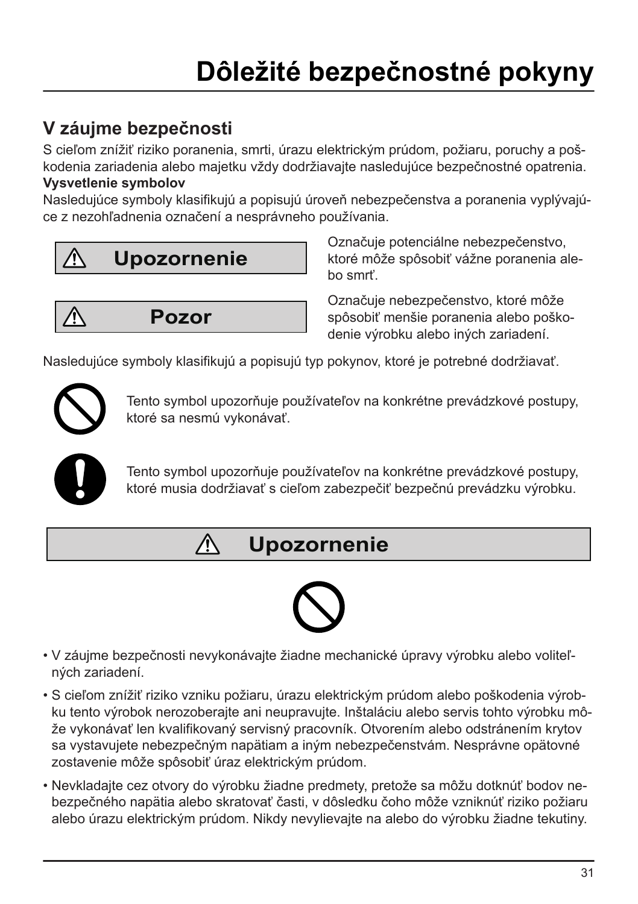# Dôležité bezpečnostné pokyny

## V záujme bezpečnosti

S cieľom znížiť riziko poranenia, smrti, úrazu elektrickým prúdom, požiaru, poruchy a poškodenia zariadenia alebo majetku vždy dodržiavajte nasledujúce bezpečnostné opatrenia.

**Vysvetlenie symbolov**

Nasledujúce symboly klasifikujú a popisujú úroveň nebezpečenstva a poranenia vyplývajúce z nezohľadnenia označení a nesprávneho používania.

| | |
|---|---|
| ⚠ **Upozornenie** | Označuje potenciálne nebezpečenstvo, ktoré môže spôsobiť vážne poranenia alebo smrť. |
| ⚠ **Pozor** | Označuje nebezpečenstvo, ktoré môže spôsobiť menšie poranenia alebo poškodenie výrobku alebo iných zariadení. |

Nasledujúce symboly klasifikujú a popisujú typ pokynov, ktoré je potrebné dodržiavať.

Tento symbol upozorňuje používateľov na konkrétne prevádzkové postupy, ktoré sa nesmú vykonávať.

Tento symbol upozorňuje používateľov na konkrétne prevádzkové postupy, ktoré musia dodržiavať s cieľom zabezpečiť bezpečnú prevádzku výrobku.

## ⚠ Upozornenie

- V záujme bezpečnosti nevykonávajte žiadne mechanické úpravy výrobku alebo voliteľných zariadení.
- S cieľom znížiť riziko vzniku požiaru, úrazu elektrickým prúdom alebo poškodenia výrobku tento výrobok nerozoberajte ani neupravujte. Inštaláciu alebo servis tohto výrobku môže vykonávať len kvalifikovaný servisný pracovník. Otvorením alebo odstránením krytov sa vystavujete nebezpečným napätiam a iným nebezpečenstvám. Nesprávne opätovné zostavenie môže spôsobiť úraz elektrickým prúdom.
- Nevkladajte cez otvory do výrobku žiadne predmety, pretože sa môžu dotknúť bodov nebezpečného napätia alebo skratovať časti, v dôsledku čoho môže vzniknúť riziko požiaru alebo úrazu elektrickým prúdom. Nikdy nevylievajte na alebo do výrobku žiadne tekutiny.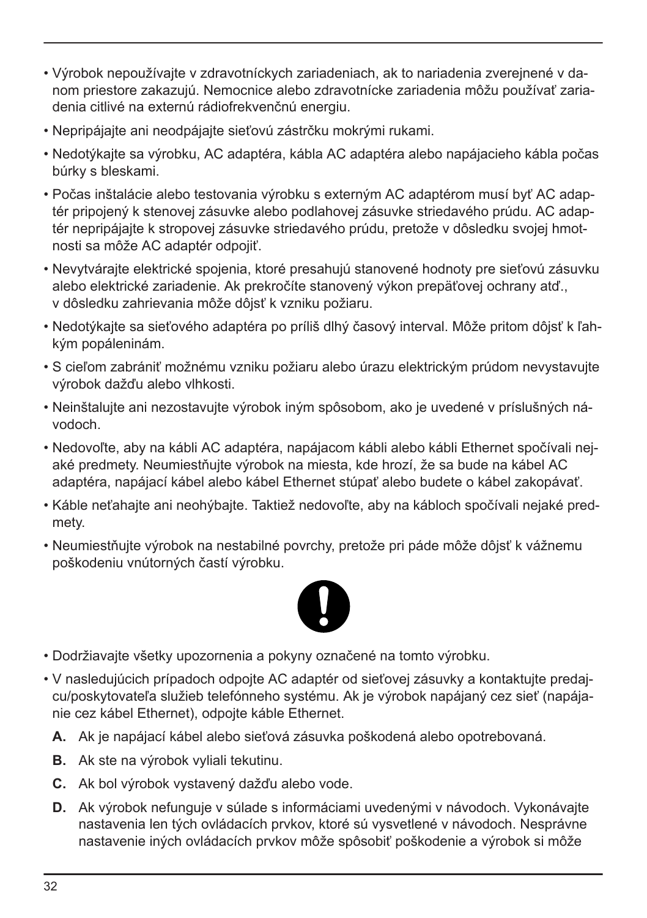- Výrobok nepoužívajte v zdravotníckych zariadeniach, ak to nariadenia zverejnené v danom priestore zakazujú. Nemocnice alebo zdravotnícke zariadenia môžu používať zariadenia citlivé na externú rádiofrekvenčnú energiu.
- Nepripájajte ani neodpájajte sieťovú zástrčku mokrými rukami.
- Nedotýkajte sa výrobku, AC adaptéra, kábla AC adaptéra alebo napájacieho kábla počas búrky s bleskami.
- Počas inštalácie alebo testovania výrobku s externým AC adaptérom musí byť AC adaptér pripojený k stenovej zásuvke alebo podlahovej zásuvke striedavého prúdu. AC adaptér nepripájajte k stropovej zásuvke striedavého prúdu, pretože v dôsledku svojej hmotnosti sa môže AC adaptér odpojiť.
- Nevytvárajte elektrické spojenia, ktoré presahujú stanovené hodnoty pre sieťovú zásuvku alebo elektrické zariadenie. Ak prekročíte stanovený výkon prepäťovej ochrany atď., v dôsledku zahrievania môže dôjsť k vzniku požiaru.
- Nedotýkajte sa sieťového adaptéra po príliš dlhý časový interval. Môže pritom dôjsť k ľahkým popáleninám.
- S cieľom zabrániť možnému vzniku požiaru alebo úrazu elektrickým prúdom nevystavujte výrobok dažďu alebo vlhkosti.
- Neinštalujte ani nezostavujte výrobok iným spôsobom, ako je uvedené v príslušných návodoch.
- Nedovoľte, aby na kábli AC adaptéra, napájacom kábli alebo kábli Ethernet spočívali nejaké predmety. Neumiestňujte výrobok na miesta, kde hrozí, že sa bude na kábel AC adaptéra, napájací kábel alebo kábel Ethernet stúpať alebo budete o kábel zakopávať.
- Káble neťahajte ani neohýbajte. Taktiež nedovoľte, aby na kábloch spočívali nejaké predmety.
- Neumiestňujte výrobok na nestabilné povrchy, pretože pri páde môže dôjsť k vážnemu poškodeniu vnútorných častí výrobku.

- Dodržiavajte všetky upozornenia a pokyny označené na tomto výrobku.
- V nasledujúcich prípadoch odpojte AC adaptér od sieťovej zásuvky a kontaktujte predajcu/poskytovateľa služieb telefónneho systému. Ak je výrobok napájaný cez sieť (napájanie cez kábel Ethernet), odpojte káble Ethernet.

  **A.** Ak je napájací kábel alebo sieťová zásuvka poškodená alebo opotrebovaná.

  **B.** Ak ste na výrobok vyliali tekutinu.

  **C.** Ak bol výrobok vystavený dažďu alebo vode.

  **D.** Ak výrobok nefunguje v súlade s informáciami uvedenými v návodoch. Vykonávajte nastavenia len tých ovládacích prvkov, ktoré sú vysvetlené v návodoch. Nesprávne nastavenie iných ovládacích prvkov môže spôsobiť poškodenie a výrobok si môže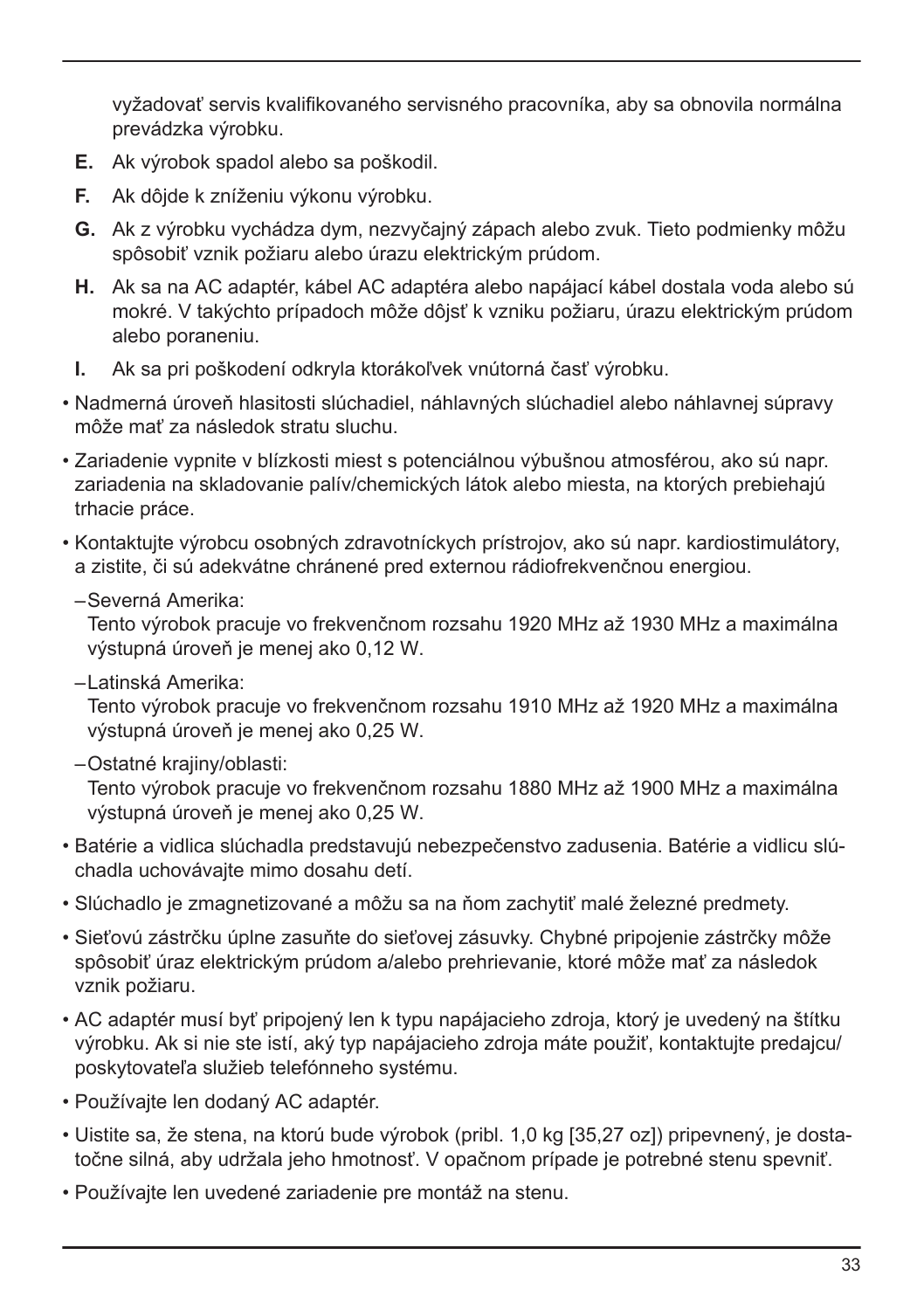vyžadovať servis kvalifikovaného servisného pracovníka, aby sa obnovila normálna prevádzka výrobku.

**E.** Ak výrobok spadol alebo sa poškodil.

**F.** Ak dôjde k zníženiu výkonu výrobku.

**G.** Ak z výrobku vychádza dym, nezvyčajný zápach alebo zvuk. Tieto podmienky môžu spôsobiť vznik požiaru alebo úrazu elektrickým prúdom.

**H.** Ak sa na AC adaptér, kábel AC adaptéra alebo napájací kábel dostala voda alebo sú mokré. V takýchto prípadoch môže dôjsť k vzniku požiaru, úrazu elektrickým prúdom alebo poraneniu.

**I.** Ak sa pri poškodení odkryla ktorákoľvek vnútorná časť výrobku.

- Nadmerná úroveň hlasitosti slúchadiel, náhlavných slúchadiel alebo náhlavnej súpravy môže mať za následok stratu sluchu.
- Zariadenie vypnite v blízkosti miest s potenciálnou výbušnou atmosférou, ako sú napr. zariadenia na skladovanie palív/chemických látok alebo miesta, na ktorých prebiehajú trhacie práce.
- Kontaktujte výrobcu osobných zdravotníckych prístrojov, ako sú napr. kardiostimulátory, a zistite, či sú adekvátne chránené pred externou rádiofrekvenčnou energiou.
  - Severná Amerika:
    Tento výrobok pracuje vo frekvenčnom rozsahu 1920 MHz až 1930 MHz a maximálna výstupná úroveň je menej ako 0,12 W.
  - Latinská Amerika:
    Tento výrobok pracuje vo frekvenčnom rozsahu 1910 MHz až 1920 MHz a maximálna výstupná úroveň je menej ako 0,25 W.
  - Ostatné krajiny/oblasti:
    Tento výrobok pracuje vo frekvenčnom rozsahu 1880 MHz až 1900 MHz a maximálna výstupná úroveň je menej ako 0,25 W.
- Batérie a vidlica slúchadla predstavujú nebezpečenstvo zadusenia. Batérie a vidlicu slúchadla uchovávajte mimo dosahu detí.
- Slúchadlo je zmagnetizované a môžu sa na ňom zachytiť malé železné predmety.
- Sieťovú zástrčku úplne zasuňte do sieťovej zásuvky. Chybné pripojenie zástrčky môže spôsobiť úraz elektrickým prúdom a/alebo prehrievanie, ktoré môže mať za následok vznik požiaru.
- AC adaptér musí byť pripojený len k typu napájacieho zdroja, ktorý je uvedený na štítku výrobku. Ak si nie ste istí, aký typ napájacieho zdroja máte použiť, kontaktujte predajcu/poskytovateľa služieb telefónneho systému.
- Používajte len dodaný AC adaptér.
- Uistite sa, že stena, na ktorú bude výrobok (pribl. 1,0 kg [35,27 oz]) pripevnený, je dostatočne silná, aby udržala jeho hmotnosť. V opačnom prípade je potrebné stenu spevniť.
- Používajte len uvedené zariadenie pre montáž na stenu.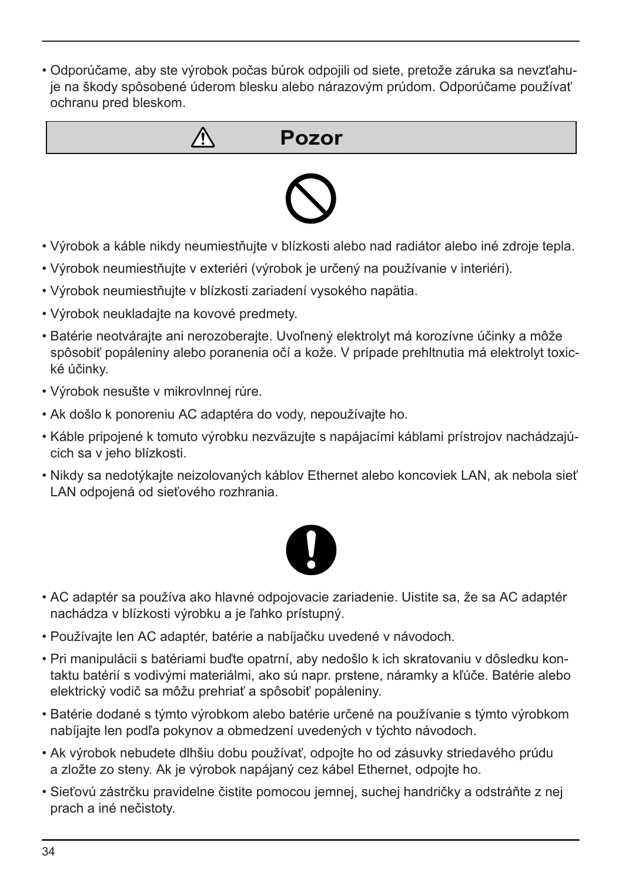- Odporúčame, aby ste výrobok počas búrok odpojili od siete, pretože záruka sa nevzťahuje na škody spôsobené úderom blesku alebo nárazovým prúdom. Odporúčame používať ochranu pred bleskom.

## ⚠ Pozor

- Výrobok a káble nikdy neumiestňujte v blízkosti alebo nad radiátor alebo iné zdroje tepla.
- Výrobok neumiestňujte v exteriéri (výrobok je určený na používanie v interiéri).
- Výrobok neumiestňujte v blízkosti zariadení vysokého napätia.
- Výrobok neukladajte na kovové predmety.
- Batérie neotvárajte ani nerozoberajte. Uvoľnený elektrolyt má korozívne účinky a môže spôsobiť popáleniny alebo poranenia očí a kože. V prípade prehltnutia má elektrolyt toxické účinky.
- Výrobok nesušte v mikrovlnnej rúre.
- Ak došlo k ponoreniu AC adaptéra do vody, nepoužívajte ho.
- Káble pripojené k tomuto výrobku nezväzujte s napájacími káblami prístrojov nachádzajúcich sa v jeho blízkosti.
- Nikdy sa nedotýkajte neizolovaných káblov Ethernet alebo koncoviek LAN, ak nebola sieť LAN odpojená od sieťového rozhrania.

- AC adaptér sa používa ako hlavné odpojovacie zariadenie. Uistite sa, že sa AC adaptér nachádza v blízkosti výrobku a je ľahko prístupný.
- Používajte len AC adaptér, batérie a nabíjačku uvedené v návodoch.
- Pri manipulácii s batériami buďte opatrní, aby nedošlo k ich skratovaniu v dôsledku kontaktu batérií s vodivými materiálmi, ako sú napr. prstene, náramky a kľúče. Batérie alebo elektrický vodič sa môžu prehriať a spôsobiť popáleniny.
- Batérie dodané s týmto výrobkom alebo batérie určené na používanie s týmto výrobkom nabíjajte len podľa pokynov a obmedzení uvedených v týchto návodoch.
- Ak výrobok nebudete dlhšiu dobu používať, odpojte ho od zásuvky striedavého prúdu a zložte zo steny. Ak je výrobok napájaný cez kábel Ethernet, odpojte ho.
- Sieťovú zástrčku pravidelne čistite pomocou jemnej, suchej handričky a odstráňte z nej prach a iné nečistoty.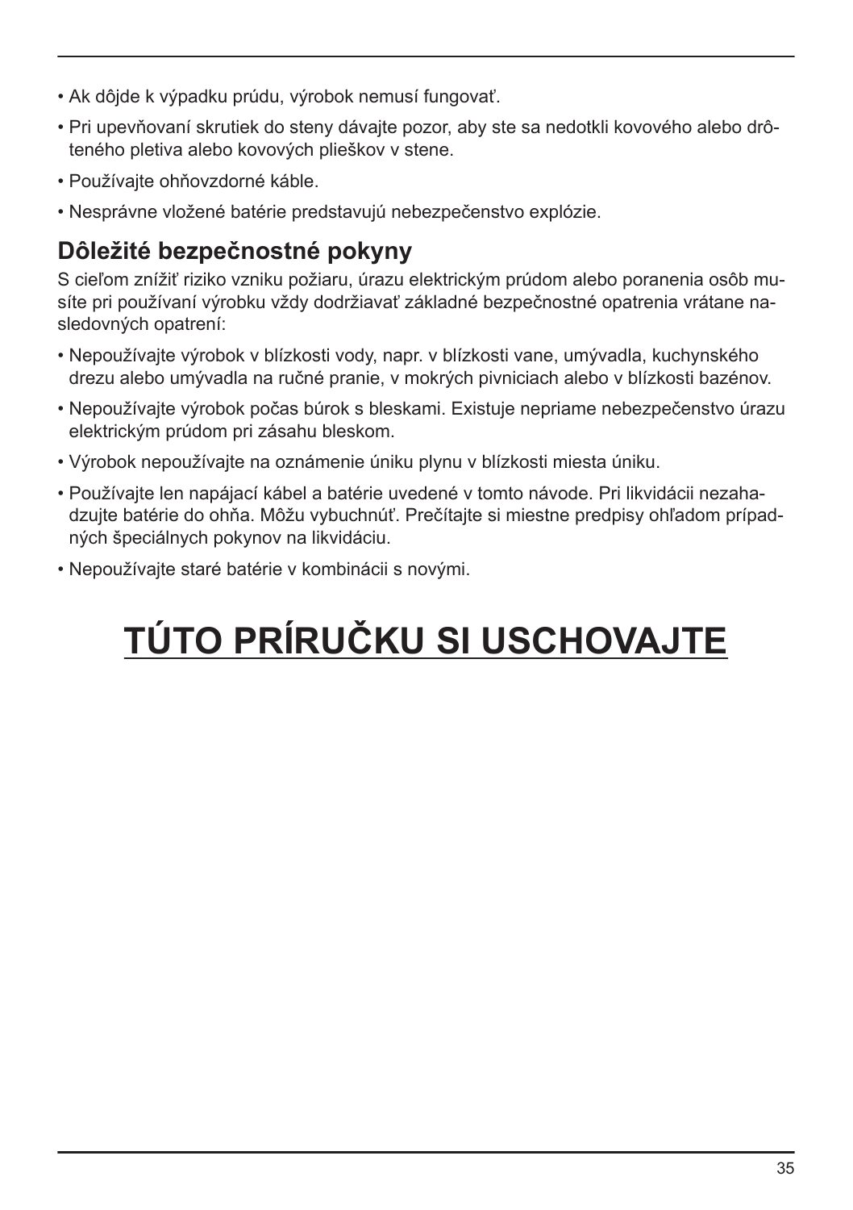- Ak dôjde k výpadku prúdu, výrobok nemusí fungovať.
- Pri upevňovaní skrutiek do steny dávajte pozor, aby ste sa nedotkli kovového alebo drôteného pletiva alebo kovových plieškov v stene.
- Používajte ohňovzdorné káble.
- Nesprávne vložené batérie predstavujú nebezpečenstvo explózie.

## Dôležité bezpečnostné pokyny

S cieľom znížiť riziko vzniku požiaru, úrazu elektrickým prúdom alebo poranenia osôb musíte pri používaní výrobku vždy dodržiavať základné bezpečnostné opatrenia vrátane nasledovných opatrení:

- Nepoužívajte výrobok v blízkosti vody, napr. v blízkosti vane, umývadla, kuchynského drezu alebo umývadla na ručné pranie, v mokrých pivniciach alebo v blízkosti bazénov.
- Nepoužívajte výrobok počas búrok s bleskami. Existuje nepriame nebezpečenstvo úrazu elektrickým prúdom pri zásahu bleskom.
- Výrobok nepoužívajte na oznámenie úniku plynu v blízkosti miesta úniku.
- Používajte len napájací kábel a batérie uvedené v tomto návode. Pri likvidácii nezahadzujte batérie do ohňa. Môžu vybuchnúť. Prečítajte si miestne predpisy ohľadom prípadných špeciálnych pokynov na likvidáciu.
- Nepoužívajte staré batérie v kombinácii s novými.

# TÚTO PRÍRUČKU SI USCHOVAJTE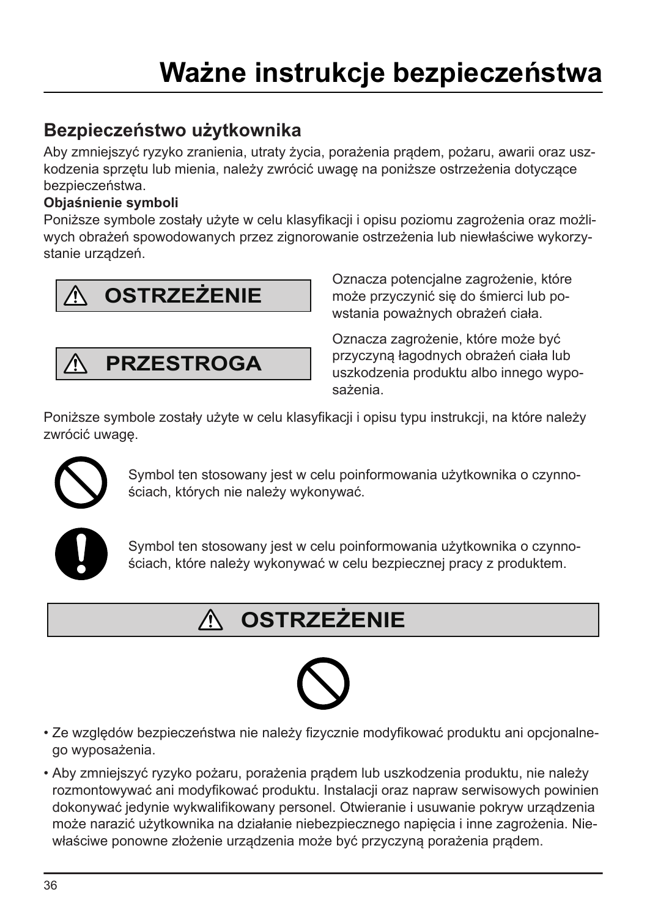# Ważne instrukcje bezpieczeństwa

## Bezpieczeństwo użytkownika

Aby zmniejszyć ryzyko zranienia, utraty życia, porażenia prądem, pożaru, awarii oraz uszkodzenia sprzętu lub mienia, należy zwrócić uwagę na poniższe ostrzeżenia dotyczące bezpieczeństwa.

**Objaśnienie symboli**

Poniższe symbole zostały użyte w celu klasyfikacji i opisu poziomu zagrożenia oraz możliwych obrażeń spowodowanych przez zignorowanie ostrzeżenia lub niewłaściwe wykorzystanie urządzeń.

| | |
|---|---|
| **⚠ OSTRZEŻENIE** | Oznacza potencjalne zagrożenie, które może przyczynić się do śmierci lub powstania poważnych obrażeń ciała. |
| **⚠ PRZESTROGA** | Oznacza zagrożenie, które może być przyczyną łagodnych obrażeń ciała lub uszkodzenia produktu albo innego wyposażenia. |

Poniższe symbole zostały użyte w celu klasyfikacji i opisu typu instrukcji, na które należy zwrócić uwagę.

Symbol ten stosowany jest w celu poinformowania użytkownika o czynnościach, których nie należy wykonywać.

Symbol ten stosowany jest w celu poinformowania użytkownika o czynnościach, które należy wykonywać w celu bezpiecznej pracy z produktem.

## ⚠ OSTRZEŻENIE

- Ze względów bezpieczeństwa nie należy fizycznie modyfikować produktu ani opcjonalnego wyposażenia.
- Aby zmniejszyć ryzyko pożaru, porażenia prądem lub uszkodzenia produktu, nie należy rozmontowywać ani modyfikować produktu. Instalacji oraz napraw serwisowych powinien dokonywać jedynie wykwalifikowany personel. Otwieranie i usuwanie pokryw urządzenia może narazić użytkownika na działanie niebezpiecznego napięcia i inne zagrożenia. Niewłaściwe ponowne złożenie urządzenia może być przyczyną porażenia prądem.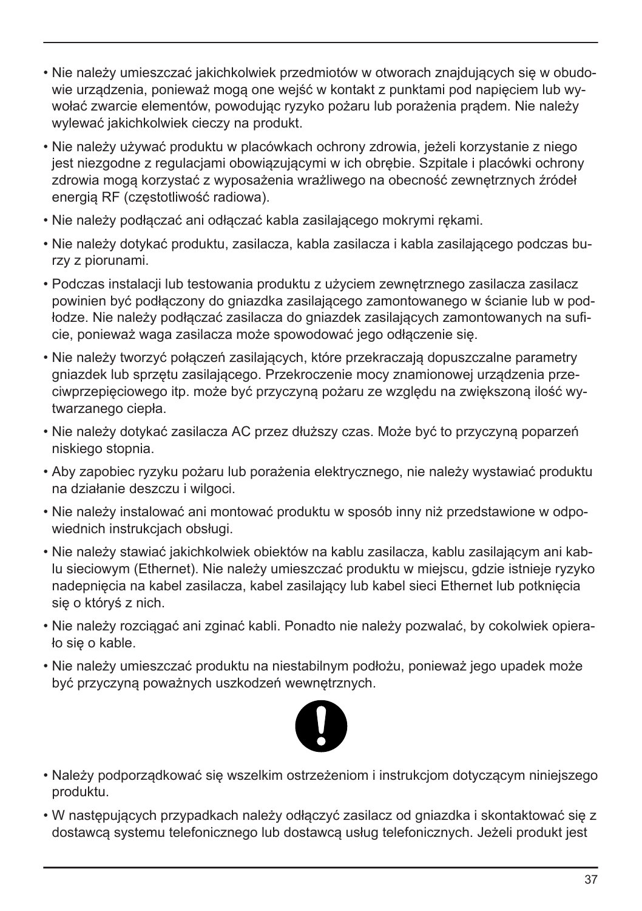- Nie należy umieszczać jakichkolwiek przedmiotów w otworach znajdujących się w obudowie urządzenia, ponieważ mogą one wejść w kontakt z punktami pod napięciem lub wywołać zwarcie elementów, powodując ryzyko pożaru lub porażenia prądem. Nie należy wylewać jakichkolwiek cieczy na produkt.
- Nie należy używać produktu w placówkach ochrony zdrowia, jeżeli korzystanie z niego jest niezgodne z regulacjami obowiązującymi w ich obrębie. Szpitale i placówki ochrony zdrowia mogą korzystać z wyposażenia wrażliwego na obecność zewnętrznych źródeł energią RF (częstotliwość radiowa).
- Nie należy podłączać ani odłączać kabla zasilającego mokrymi rękami.
- Nie należy dotykać produktu, zasilacza, kabla zasilacza i kabla zasilającego podczas burzy z piorunami.
- Podczas instalacji lub testowania produktu z użyciem zewnętrznego zasilacza zasilacz powinien być podłączony do gniazdka zasilającego zamontowanego w ścianie lub w podłodze. Nie należy podłączać zasilacza do gniazdek zasilających zamontowanych na suficie, ponieważ waga zasilacza może spowodować jego odłączenie się.
- Nie należy tworzyć połączeń zasilających, które przekraczają dopuszczalne parametry gniazdek lub sprzętu zasilającego. Przekroczenie mocy znamionowej urządzenia przeciwprzepięciowego itp. może być przyczyną pożaru ze względu na zwiększoną ilość wytwarzanego ciepła.
- Nie należy dotykać zasilacza AC przez dłuższy czas. Może być to przyczyną poparzeń niskiego stopnia.
- Aby zapobiec ryzyku pożaru lub porażenia elektrycznego, nie należy wystawiać produktu na działanie deszczu i wilgoci.
- Nie należy instalować ani montować produktu w sposób inny niż przedstawione w odpowiednich instrukcjach obsługi.
- Nie należy stawiać jakichkolwiek obiektów na kablu zasilacza, kablu zasilającym ani kablu sieciowym (Ethernet). Nie należy umieszczać produktu w miejscu, gdzie istnieje ryzyko nadepnięcia na kabel zasilacza, kabel zasilający lub kabel sieci Ethernet lub potknięcia się o któryś z nich.
- Nie należy rozciągać ani zginać kabli. Ponadto nie należy pozwalać, by cokolwiek opierało się o kable.
- Nie należy umieszczać produktu na niestabilnym podłożu, ponieważ jego upadek może być przyczyną poważnych uszkodzeń wewnętrznych.

- Należy podporządkować się wszelkim ostrzeżeniom i instrukcjom dotyczącym niniejszego produktu.
- W następujących przypadkach należy odłączyć zasilacz od gniazdka i skontaktować się z dostawcą systemu telefonicznego lub dostawcą usług telefonicznych. Jeżeli produkt jest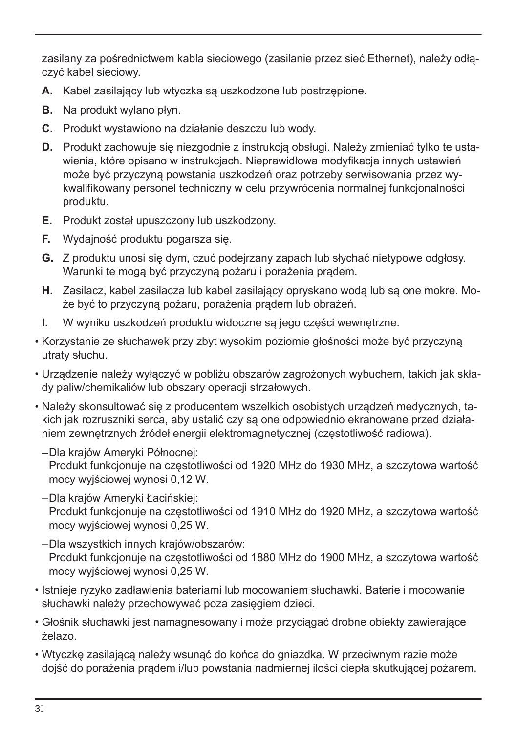zasilany za pośrednictwem kabla sieciowego (zasilanie przez sieć Ethernet), należy odłączyć kabel sieciowy.

**A.** Kabel zasilający lub wtyczka są uszkodzone lub postrzępione.

**B.** Na produkt wylano płyn.

**C.** Produkt wystawiono na działanie deszczu lub wody.

**D.** Produkt zachowuje się niezgodnie z instrukcją obsługi. Należy zmieniać tylko te ustawienia, które opisano w instrukcjach. Nieprawidłowa modyfikacja innych ustawień może być przyczyną powstania uszkodzeń oraz potrzeby serwisowania przez wykwalifikowany personel techniczny w celu przywrócenia normalnej funkcjonalności produktu.

**E.** Produkt został upuszczony lub uszkodzony.

**F.** Wydajność produktu pogarsza się.

**G.** Z produktu unosi się dym, czuć podejrzany zapach lub słychać nietypowe odgłosy. Warunki te mogą być przyczyną pożaru i porażenia prądem.

**H.** Zasilacz, kabel zasilacza lub kabel zasilający opryskano wodą lub są one mokre. Może być to przyczyną pożaru, porażenia prądem lub obrażeń.

**I.** W wyniku uszkodzeń produktu widoczne są jego części wewnętrzne.

- Korzystanie ze słuchawek przy zbyt wysokim poziomie głośności może być przyczyną utraty słuchu.
- Urządzenie należy wyłączyć w pobliżu obszarów zagrożonych wybuchem, takich jak składy paliw/chemikaliów lub obszary operacji strzałowych.
- Należy skonsultować się z producentem wszelkich osobistych urządzeń medycznych, takich jak rozruszniki serca, aby ustalić czy są one odpowiednio ekranowane przed działaniem zewnętrznych źródeł energii elektromagnetycznej (częstotliwość radiowa).
  - Dla krajów Ameryki Północnej:
    Produkt funkcjonuje na częstotliwości od 1920 MHz do 1930 MHz, a szczytowa wartość mocy wyjściowej wynosi 0,12 W.
  - Dla krajów Ameryki Łacińskiej:
    Produkt funkcjonuje na częstotliwości od 1910 MHz do 1920 MHz, a szczytowa wartość mocy wyjściowej wynosi 0,25 W.
  - Dla wszystkich innych krajów/obszarów:
    Produkt funkcjonuje na częstotliwości od 1880 MHz do 1900 MHz, a szczytowa wartość mocy wyjściowej wynosi 0,25 W.
- Istnieje ryzyko zadławienia bateriami lub mocowaniem słuchawki. Baterie i mocowanie słuchawki należy przechowywać poza zasięgiem dzieci.
- Głośnik słuchawki jest namagnesowany i może przyciągać drobne obiekty zawierające żelazo.
- Wtyczkę zasilającą należy wsunąć do końca do gniazdka. W przeciwnym razie może dojść do porażenia prądem i/lub powstania nadmiernej ilości ciepła skutkującej pożarem.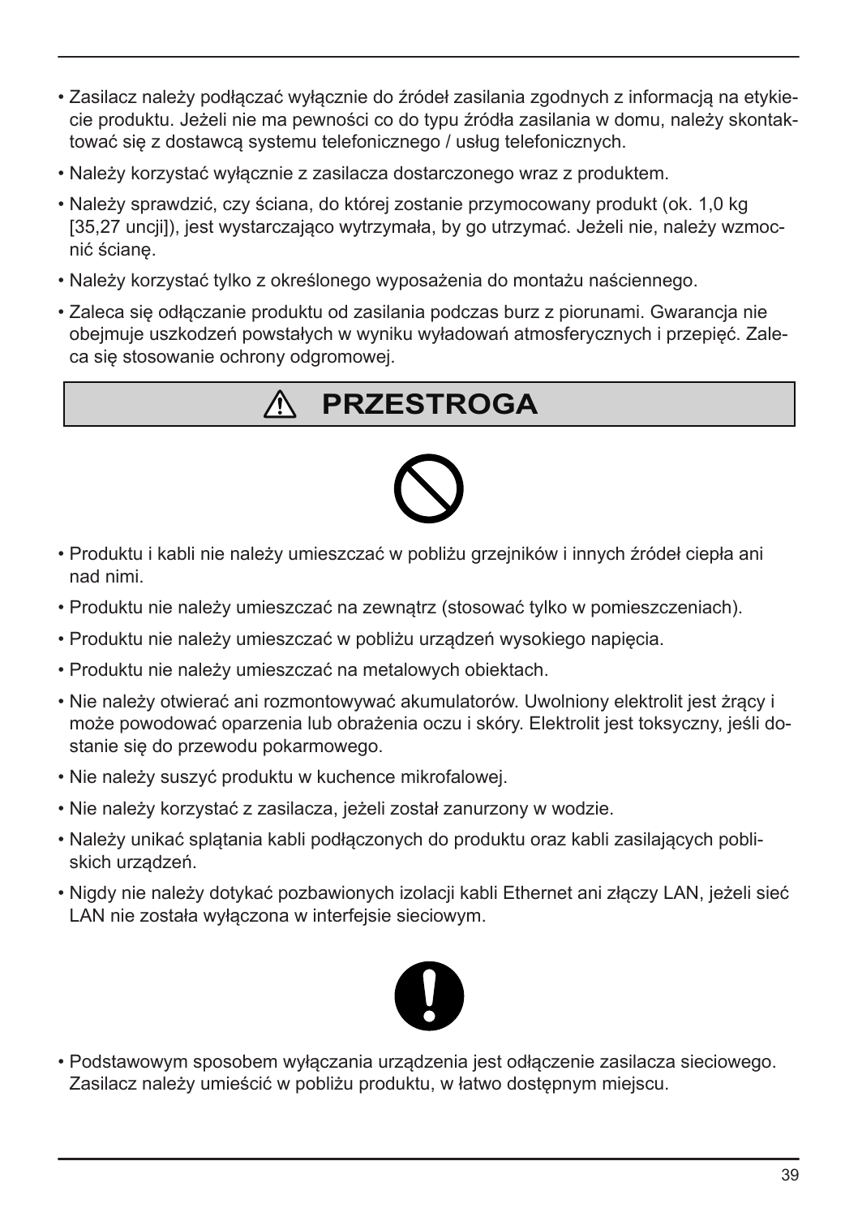- Zasilacz należy podłączać wyłącznie do źródeł zasilania zgodnych z informacją na etykiecie produktu. Jeżeli nie ma pewności co do typu źródła zasilania w domu, należy skontaktować się z dostawcą systemu telefonicznego / usług telefonicznych.
- Należy korzystać wyłącznie z zasilacza dostarczonego wraz z produktem.
- Należy sprawdzić, czy ściana, do której zostanie przymocowany produkt (ok. 1,0 kg [35,27 uncji]), jest wystarczająco wytrzymała, by go utrzymać. Jeżeli nie, należy wzmocnić ścianę.
- Należy korzystać tylko z określonego wyposażenia do montażu naściennego.
- Zaleca się odłączanie produktu od zasilania podczas burz z piorunami. Gwarancja nie obejmuje uszkodzeń powstałych w wyniku wyładowań atmosferycznych i przepięć. Zaleca się stosowanie ochrony odgromowej.

## ⚠ PRZESTROGA

- Produktu i kabli nie należy umieszczać w pobliżu grzejników i innych źródeł ciepła ani nad nimi.
- Produktu nie należy umieszczać na zewnątrz (stosować tylko w pomieszczeniach).
- Produktu nie należy umieszczać w pobliżu urządzeń wysokiego napięcia.
- Produktu nie należy umieszczać na metalowych obiektach.
- Nie należy otwierać ani rozmontowywać akumulatorów. Uwolniony elektrolit jest żrący i może powodować oparzenia lub obrażenia oczu i skóry. Elektrolit jest toksyczny, jeśli dostanie się do przewodu pokarmowego.
- Nie należy suszyć produktu w kuchence mikrofalowej.
- Nie należy korzystać z zasilacza, jeżeli został zanurzony w wodzie.
- Należy unikać splątania kabli podłączonych do produktu oraz kabli zasilających pobliskich urządzeń.
- Nigdy nie należy dotykać pozbawionych izolacji kabli Ethernet ani złączy LAN, jeżeli sieć LAN nie została wyłączona w interfejsie sieciowym.

- Podstawowym sposobem wyłączania urządzenia jest odłączenie zasilacza sieciowego. Zasilacz należy umieścić w pobliżu produktu, w łatwo dostępnym miejscu.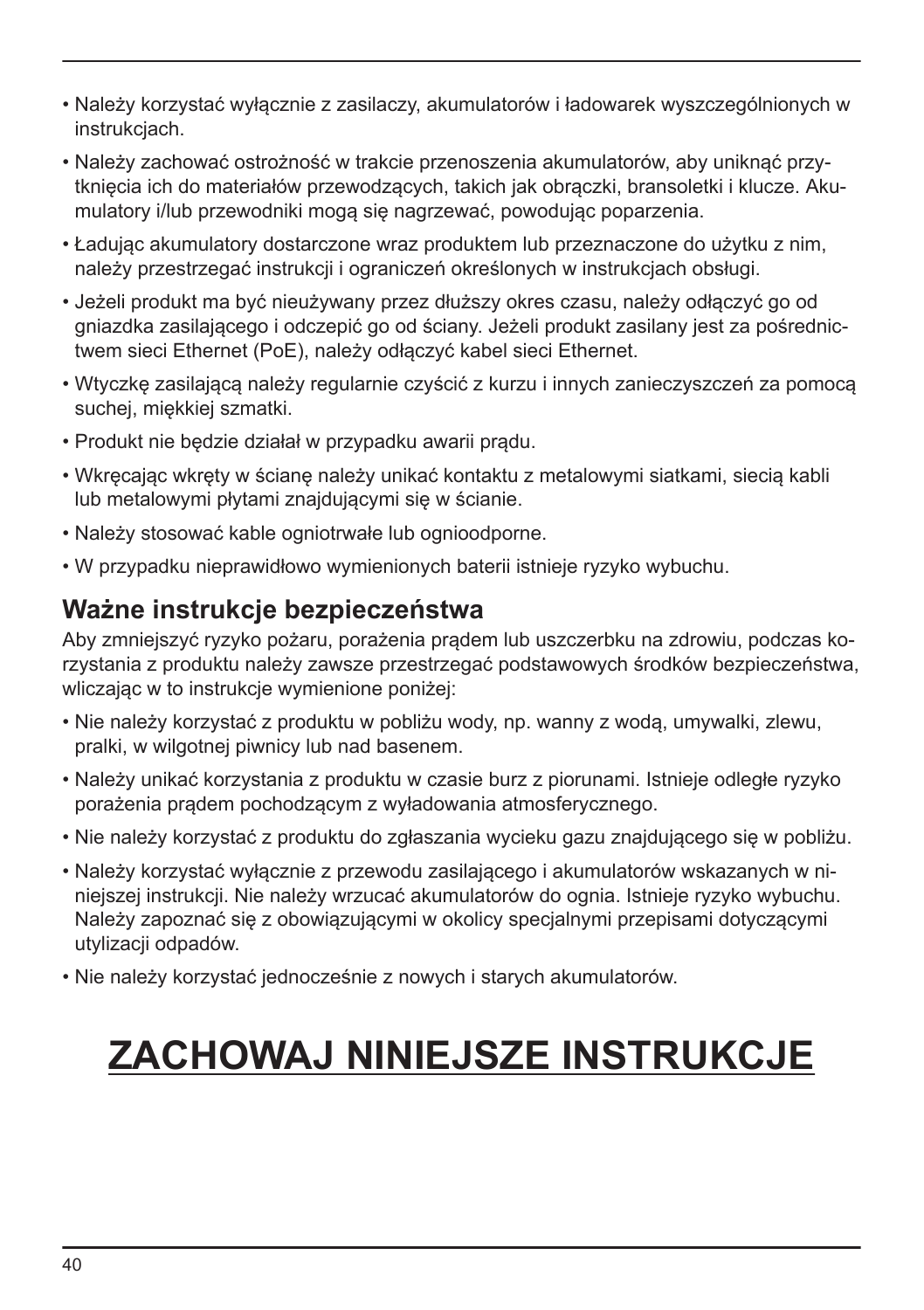- Należy korzystać wyłącznie z zasilaczy, akumulatorów i ładowarek wyszczególnionych w instrukcjach.
- Należy zachować ostrożność w trakcie przenoszenia akumulatorów, aby uniknąć przytknięcia ich do materiałów przewodzących, takich jak obrączki, bransoletki i klucze. Akumulatory i/lub przewodniki mogą się nagrzewać, powodując poparzenia.
- Ładując akumulatory dostarczone wraz produktem lub przeznaczone do użytku z nim, należy przestrzegać instrukcji i ograniczeń określonych w instrukcjach obsługi.
- Jeżeli produkt ma być nieużywany przez dłuższy okres czasu, należy odłączyć go od gniazdka zasilającego i odczepić go od ściany. Jeżeli produkt zasilany jest za pośrednictwem sieci Ethernet (PoE), należy odłączyć kabel sieci Ethernet.
- Wtyczkę zasilającą należy regularnie czyścić z kurzu i innych zanieczyszczeń za pomocą suchej, miękkiej szmatki.
- Produkt nie będzie działał w przypadku awarii prądu.
- Wkręcając wkręty w ścianę należy unikać kontaktu z metalowymi siatkami, siecią kabli lub metalowymi płytami znajdującymi się w ścianie.
- Należy stosować kable ogniotrwałe lub ognioodporne.
- W przypadku nieprawidłowo wymienionych baterii istnieje ryzyko wybuchu.

## Ważne instrukcje bezpieczeństwa

Aby zmniejszyć ryzyko pożaru, porażenia prądem lub uszczerbku na zdrowiu, podczas korzystania z produktu należy zawsze przestrzegać podstawowych środków bezpieczeństwa, wliczając w to instrukcje wymienione poniżej:

- Nie należy korzystać z produktu w pobliżu wody, np. wanny z wodą, umywalki, zlewu, pralki, w wilgotnej piwnicy lub nad basenem.
- Należy unikać korzystania z produktu w czasie burz z piorunami. Istnieje odległe ryzyko porażenia prądem pochodzącym z wyładowania atmosferycznego.
- Nie należy korzystać z produktu do zgłaszania wycieku gazu znajdującego się w pobliżu.
- Należy korzystać wyłącznie z przewodu zasilającego i akumulatorów wskazanych w niniejszej instrukcji. Nie należy wrzucać akumulatorów do ognia. Istnieje ryzyko wybuchu. Należy zapoznać się z obowiązującymi w okolicy specjalnymi przepisami dotyczącymi utylizacji odpadów.
- Nie należy korzystać jednocześnie z nowych i starych akumulatorów.

# ZACHOWAJ NINIEJSZE INSTRUKCJE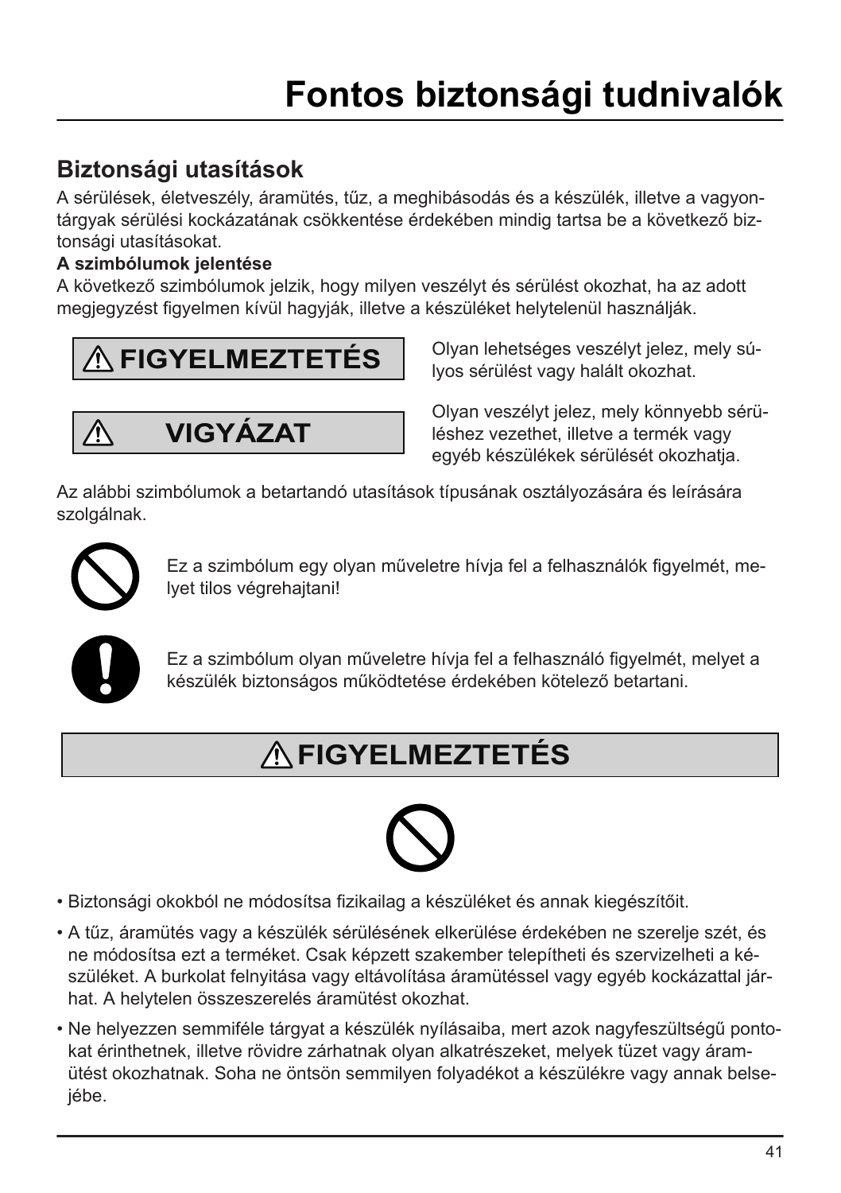# Fontos biztonsági tudnivalók

## Biztonsági utasítások

A sérülések, életveszély, áramütés, tűz, a meghibásodás és a készülék, illetve a vagyontárgyak sérülési kockázatának csökkentése érdekében mindig tartsa be a következő biztonsági utasításokat.

**A szimbólumok jelentése**

A következő szimbólumok jelzik, hogy milyen veszélyt és sérülést okozhat, ha az adott megjegyzést figyelmen kívül hagyják, illetve a készüléket helytelenül használják.

| | |
|---|---|
| ⚠ **FIGYELMEZTETÉS** | Olyan lehetséges veszélyt jelez, mely súlyos sérülést vagy halált okozhat. |
| ⚠ **VIGYÁZAT** | Olyan veszélyt jelez, mely könnyebb sérüléshez vezethet, illetve a termék vagy egyéb készülékek sérülését okozhatja. |

Az alábbi szimbólumok a betartandó utasítások típusának osztályozására és leírására szolgálnak.

Ez a szimbólum egy olyan műveletre hívja fel a felhasználók figyelmét, melyet tilos végrehajtani!

Ez a szimbólum olyan műveletre hívja fel a felhasználó figyelmét, melyet a készülék biztonságos működtetése érdekében kötelező betartani.

## ⚠ FIGYELMEZTETÉS

- Biztonsági okokból ne módosítsa fizikailag a készüléket és annak kiegészítőit.
- A tűz, áramütés vagy a készülék sérülésének elkerülése érdekében ne szerelje szét, és ne módosítsa ezt a terméket. Csak képzett szakember telepítheti és szervizelheti a készüléket. A burkolat felnyitása vagy eltávolítása áramütéssel vagy egyéb kockázattal járhat. A helytelen összeszerelés áramütést okozhat.
- Ne helyezzen semmiféle tárgyat a készülék nyílásaiba, mert azok nagyfeszültségű pontokat érinthetnek, illetve rövidre zárhatnak olyan alkatrészeket, melyek tüzet vagy áramütést okozhatnak. Soha ne öntsön semmilyen folyadékot a készülékre vagy annak belsejébe.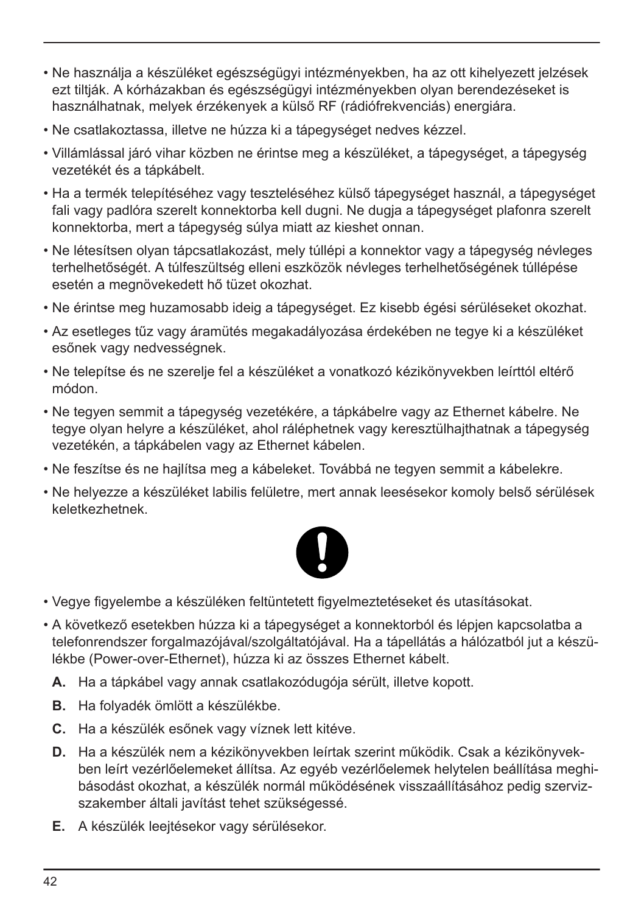- Ne használja a készüléket egészségügyi intézményekben, ha az ott kihelyezett jelzések ezt tiltják. A kórházakban és egészségügyi intézményekben olyan berendezéseket is használhatnak, melyek érzékenyek a külső RF (rádiófrekvenciás) energiára.
- Ne csatlakoztassa, illetve ne húzza ki a tápegységet nedves kézzel.
- Villámlással járó vihar közben ne érintse meg a készüléket, a tápegységet, a tápegység vezetékét és a tápkábelt.
- Ha a termék telepítéséhez vagy teszteléséhez külső tápegységet használ, a tápegységet fali vagy padlóra szerelt konnektorba kell dugni. Ne dugja a tápegységet plafonra szerelt konnektorba, mert a tápegység súlya miatt az kieshet onnan.
- Ne létesítsen olyan tápcsatlakozást, mely túllépi a konnektor vagy a tápegység névleges terhelhetőségét. A túlfeszültség elleni eszközök névleges terhelhetőségének túllépése esetén a megnövekedett hő tüzet okozhat.
- Ne érintse meg huzamosabb ideig a tápegységet. Ez kisebb égési sérüléseket okozhat.
- Az esetleges tűz vagy áramütés megakadályozása érdekében ne tegye ki a készüléket esőnek vagy nedvességnek.
- Ne telepítse és ne szerelje fel a készüléket a vonatkozó kézikönyvekben leírttól eltérő módon.
- Ne tegyen semmit a tápegység vezetékére, a tápkábelre vagy az Ethernet kábelre. Ne tegye olyan helyre a készüléket, ahol ráléphetnek vagy keresztülhajthatnak a tápegység vezetékén, a tápkábelen vagy az Ethernet kábelen.
- Ne feszítse és ne hajlítsa meg a kábeleket. Továbbá ne tegyen semmit a kábelekre.
- Ne helyezze a készüléket labilis felületre, mert annak leesésekor komoly belső sérülések keletkezhetnek.

- Vegye figyelembe a készüléken feltüntetett figyelmeztetéseket és utasításokat.
- A következő esetekben húzza ki a tápegységet a konnektorból és lépjen kapcsolatba a telefonrendszer forgalmazójával/szolgáltatójával. Ha a tápellátás a hálózatból jut a készülékbe (Power-over-Ethernet), húzza ki az összes Ethernet kábelt.
  - **A.** Ha a tápkábel vagy annak csatlakozódugója sérült, illetve kopott.
  - **B.** Ha folyadék ömlött a készülékbe.
  - **C.** Ha a készülék esőnek vagy víznek lett kitéve.
  - **D.** Ha a készülék nem a kézikönyvekben leírtak szerint működik. Csak a kézikönyvekben leírt vezérlőelemeket állítsa. Az egyéb vezérlőelemek helytelen beállítása meghibásodást okozhat, a készülék normál működésének visszaállításához pedig szervizszakember általi javítást tehet szükségessé.
  - **E.** A készülék leejtésekor vagy sérülésekor.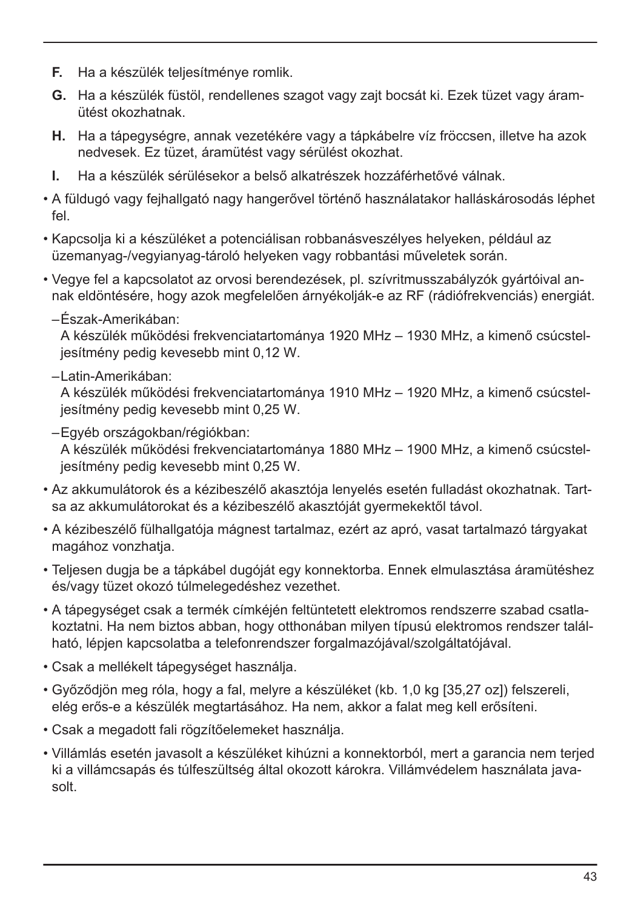**F.** Ha a készülék teljesítménye romlik.

**G.** Ha a készülék füstöl, rendellenes szagot vagy zajt bocsát ki. Ezek tüzet vagy áramütést okozhatnak.

**H.** Ha a tápegységre, annak vezetékére vagy a tápkábelre víz fröccsen, illetve ha azok nedvesek. Ez tüzet, áramütést vagy sérülést okozhat.

**I.** Ha a készülék sérülésekor a belső alkatrészek hozzáférhetővé válnak.

- A füldugó vagy fejhallgató nagy hangerővel történő használatakor halláskárosodás léphet fel.
- Kapcsolja ki a készüléket a potenciálisan robbanásveszélyes helyeken, például az üzemanyag-/vegyianyag-tároló helyeken vagy robbantási műveletek során.
- Vegye fel a kapcsolatot az orvosi berendezések, pl. szívritmusszabályzók gyártóival annak eldöntésére, hogy azok megfelelően árnyékolják-e az RF (rádiófrekvenciás) energiát.
  - Észak-Amerikában:
    A készülék működési frekvenciatartománya 1920 MHz – 1930 MHz, a kimenő csúcsteljesítmény pedig kevesebb mint 0,12 W.
  - Latin-Amerikában:
    A készülék működési frekvenciatartománya 1910 MHz – 1920 MHz, a kimenő csúcsteljesítmény pedig kevesebb mint 0,25 W.
  - Egyéb országokban/régiókban:
    A készülék működési frekvenciatartománya 1880 MHz – 1900 MHz, a kimenő csúcsteljesítmény pedig kevesebb mint 0,25 W.
- Az akkumulátorok és a kézibeszélő akasztója lenyelés esetén fulladást okozhatnak. Tartsa az akkumulátorokat és a kézibeszélő akasztóját gyermekektől távol.
- A kézibeszélő fülhallgatója mágnest tartalmaz, ezért az apró, vasat tartalmazó tárgyakat magához vonzhatja.
- Teljesen dugja be a tápkábel dugóját egy konnektorba. Ennek elmulasztása áramütéshez és/vagy tüzet okozó túlmelegedéshez vezethet.
- A tápegységet csak a termék címkéjén feltüntetett elektromos rendszerre szabad csatlakoztatni. Ha nem biztos abban, hogy otthonában milyen típusú elektromos rendszer található, lépjen kapcsolatba a telefonrendszer forgalmazójával/szolgáltatójával.
- Csak a mellékelt tápegységet használja.
- Győződjön meg róla, hogy a fal, melyre a készüléket (kb. 1,0 kg [35,27 oz]) felszereli, elég erős-e a készülék megtartásához. Ha nem, akkor a falat meg kell erősíteni.
- Csak a megadott fali rögzítőelemeket használja.
- Villámlás esetén javasolt a készüléket kihúzni a konnektorból, mert a garancia nem terjed ki a villámcsapás és túlfeszültség által okozott károkra. Villámvédelem használata javasolt.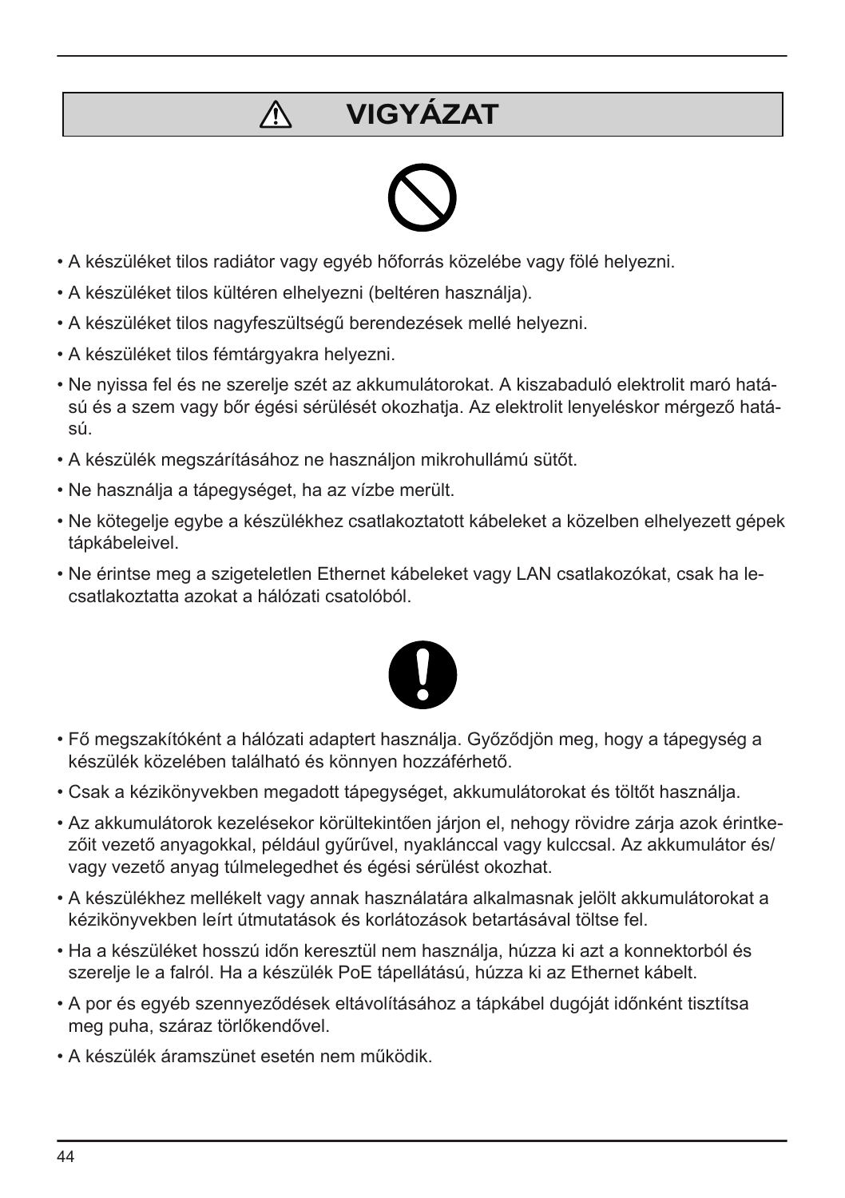# ⚠ VIGYÁZAT

- A készüléket tilos radiátor vagy egyéb hőforrás közelébe vagy fölé helyezni.
- A készüléket tilos kültéren elhelyezni (beltéren használja).
- A készüléket tilos nagyfeszültségű berendezések mellé helyezni.
- A készüléket tilos fémtárgyakra helyezni.
- Ne nyissa fel és ne szerelje szét az akkumulátorokat. A kiszabaduló elektrolit maró hatású és a szem vagy bőr égési sérülését okozhatja. Az elektrolit lenyeléskor mérgező hatású.
- A készülék megszárításához ne használjon mikrohullámú sütőt.
- Ne használja a tápegységet, ha az vízbe merült.
- Ne kötegelje egybe a készülékhez csatlakoztatott kábeleket a közelben elhelyezett gépek tápkábeleivel.
- Ne érintse meg a szigeteletlen Ethernet kábeleket vagy LAN csatlakozókat, csak ha lecsatlakoztatta azokat a hálózati csatolóból.

- Fő megszakítóként a hálózati adaptert használja. Győződjön meg, hogy a tápegység a készülék közelében található és könnyen hozzáférhető.
- Csak a kézikönyvekben megadott tápegységet, akkumulátorokat és töltőt használja.
- Az akkumulátorok kezelésekor körültekintően járjon el, nehogy rövidre zárja azok érintkezőit vezető anyagokkal, például gyűrűvel, nyaklánccal vagy kulccsal. Az akkumulátor és/vagy vezető anyag túlmelegedhet és égési sérülést okozhat.
- A készülékhez mellékelt vagy annak használatára alkalmasnak jelölt akkumulátorokat a kézikönyvekben leírt útmutatások és korlátozások betartásával töltse fel.
- Ha a készüléket hosszú időn keresztül nem használja, húzza ki azt a konnektorból és szerelje le a falról. Ha a készülék PoE tápellátású, húzza ki az Ethernet kábelt.
- A por és egyéb szennyeződések eltávolításához a tápkábel dugóját időnként tisztítsa meg puha, száraz törlőkendővel.
- A készülék áramszünet esetén nem működik.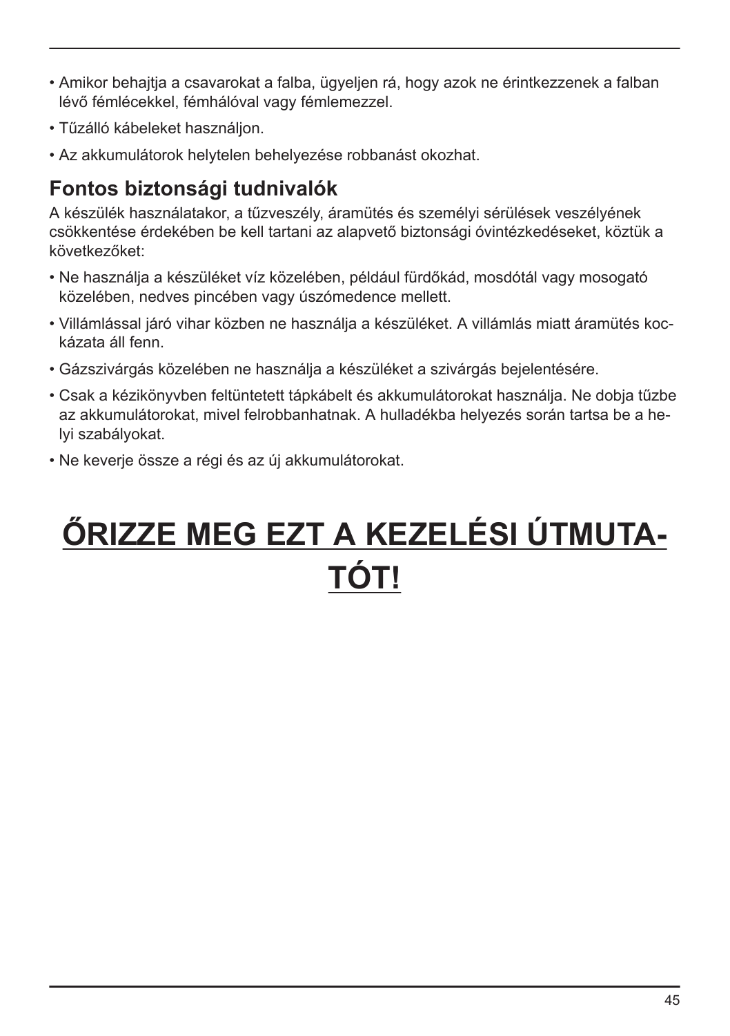- Amikor behajtja a csavarokat a falba, ügyeljen rá, hogy azok ne érintkezzenek a falban lévő fémlécekkel, fémhálóval vagy fémlemezzel.
- Tűzálló kábeleket használjon.
- Az akkumulátorok helytelen behelyezése robbanást okozhat.

## Fontos biztonsági tudnivalók

A készülék használatakor, a tűzveszély, áramütés és személyi sérülések veszélyének csökkentése érdekében be kell tartani az alapvető biztonsági óvintézkedéseket, köztük a következőket:

- Ne használja a készüléket víz közelében, például fürdőkád, mosdótál vagy mosogató közelében, nedves pincében vagy úszómedence mellett.
- Villámlással járó vihar közben ne használja a készüléket. A villámlás miatt áramütés kockázata áll fenn.
- Gázszivárgás közelében ne használja a készüléket a szivárgás bejelentésére.
- Csak a kézikönyvben feltüntetett tápkábelt és akkumulátorokat használja. Ne dobja tűzbe az akkumulátorokat, mivel felrobbanhatnak. A hulladékba helyezés során tartsa be a helyi szabályokat.
- Ne keverje össze a régi és az új akkumulátorokat.

# ŐRIZZE MEG EZT A KEZELÉSI ÚTMUTATÓT!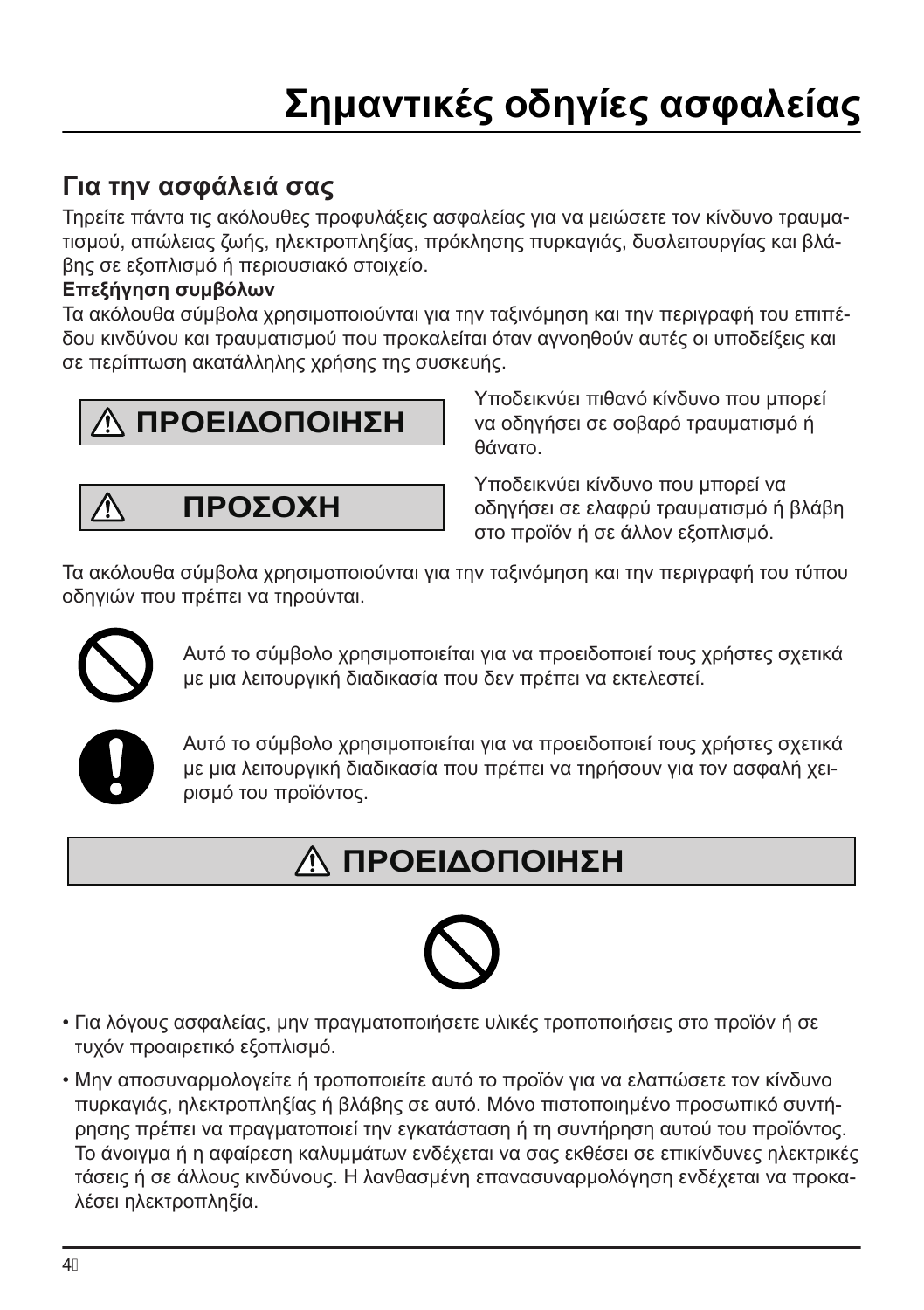# Σημαντικές οδηγίες ασφαλείας

## Για την ασφάλειά σας

Τηρείτε πάντα τις ακόλουθες προφυλάξεις ασφαλείας για να μειώσετε τον κίνδυνο τραυματισμού, απώλειας ζωής, ηλεκτροπληξίας, πρόκλησης πυρκαγιάς, δυσλειτουργίας και βλάβης σε εξοπλισμό ή περιουσιακό στοιχείο.

**Επεξήγηση συμβόλων**

Τα ακόλουθα σύμβολα χρησιμοποιούνται για την ταξινόμηση και την περιγραφή του επιπέδου κινδύνου και τραυματισμού που προκαλείται όταν αγνοηθούν αυτές οι υποδείξεις και σε περίπτωση ακατάλληλης χρήσης της συσκευής.

| | |
|---|---|
| ⚠ **ΠΡΟΕΙΔΟΠΟΙΗΣΗ** | Υποδεικνύει πιθανό κίνδυνο που μπορεί να οδηγήσει σε σοβαρό τραυματισμό ή θάνατο. |
| ⚠ **ΠΡΟΣΟΧΗ** | Υποδεικνύει κίνδυνο που μπορεί να οδηγήσει σε ελαφρύ τραυματισμό ή βλάβη στο προϊόν ή σε άλλον εξοπλισμό. |

Τα ακόλουθα σύμβολα χρησιμοποιούνται για την ταξινόμηση και την περιγραφή του τύπου οδηγιών που πρέπει να τηρούνται.

Αυτό το σύμβολο χρησιμοποιείται για να προειδοποιεί τους χρήστες σχετικά με μια λειτουργική διαδικασία που δεν πρέπει να εκτελεστεί.

Αυτό το σύμβολο χρησιμοποιείται για να προειδοποιεί τους χρήστες σχετικά με μια λειτουργική διαδικασία που πρέπει να τηρήσουν για τον ασφαλή χειρισμό του προϊόντος.

## ⚠ ΠΡΟΕΙΔΟΠΟΙΗΣΗ

- Για λόγους ασφαλείας, μην πραγματοποιήσετε υλικές τροποποιήσεις στο προϊόν ή σε τυχόν προαιρετικό εξοπλισμό.
- Μην αποσυναρμολογείτε ή τροποποιείτε αυτό το προϊόν για να ελαττώσετε τον κίνδυνο πυρκαγιάς, ηλεκτροπληξίας ή βλάβης σε αυτό. Μόνο πιστοποιημένο προσωπικό συντήρησης πρέπει να πραγματοποιεί την εγκατάσταση ή τη συντήρηση αυτού του προϊόντος. Το άνοιγμα ή η αφαίρεση καλυμμάτων ενδέχεται να σας εκθέσει σε επικίνδυνες ηλεκτρικές τάσεις ή σε άλλους κινδύνους. Η λανθασμένη επανασυναρμολόγηση ενδέχεται να προκαλέσει ηλεκτροπληξία.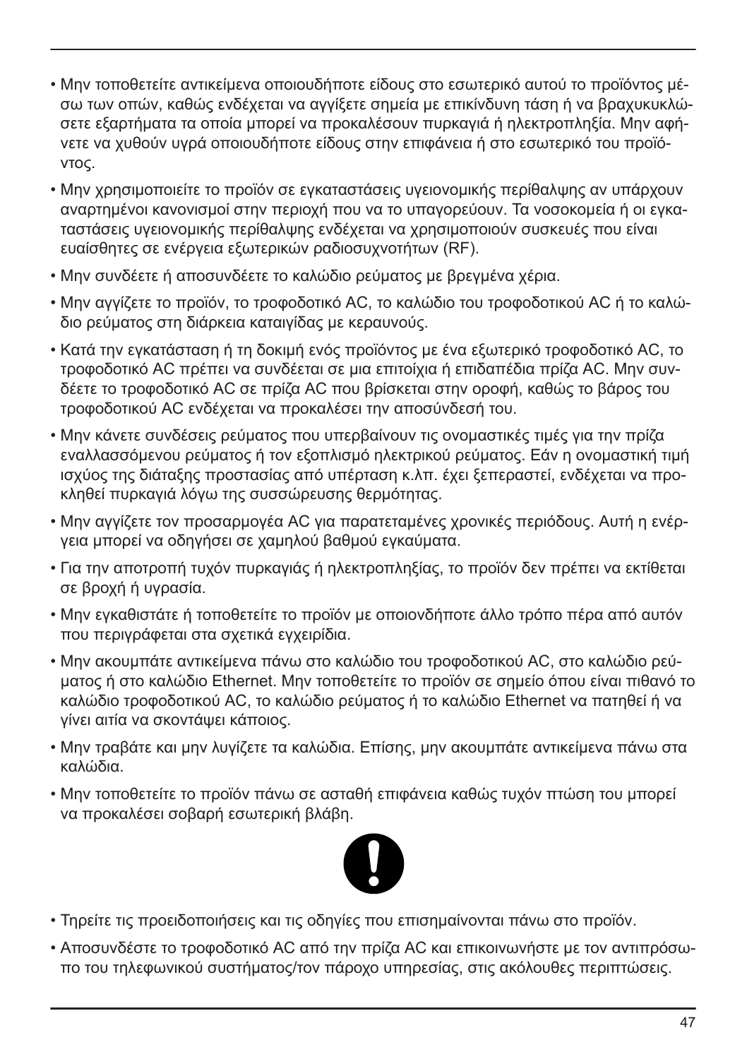- Μην τοποθετείτε αντικείμενα οποιουδήποτε είδους στο εσωτερικό αυτού το προϊόντος μέσω των οπών, καθώς ενδέχεται να αγγίξετε σημεία με επικίνδυνη τάση ή να βραχυκυκλώσετε εξαρτήματα τα οποία μπορεί να προκαλέσουν πυρκαγιά ή ηλεκτροπληξία. Μην αφήνετε να χυθούν υγρά οποιουδήποτε είδους στην επιφάνεια ή στο εσωτερικό του προϊόντος.
- Μην χρησιμοποιείτε το προϊόν σε εγκαταστάσεις υγειονομικής περίθαλψης αν υπάρχουν αναρτημένοι κανονισμοί στην περιοχή που να το υπαγορεύουν. Τα νοσοκομεία ή οι εγκαταστάσεις υγειονομικής περίθαλψης ενδέχεται να χρησιμοποιούν συσκευές που είναι ευαίσθητες σε ενέργεια εξωτερικών ραδιοσυχνοτήτων (RF).
- Μην συνδέετε ή αποσυνδέετε το καλώδιο ρεύματος με βρεγμένα χέρια.
- Μην αγγίζετε το προϊόν, το τροφοδοτικό AC, το καλώδιο του τροφοδοτικού AC ή το καλώδιο ρεύματος στη διάρκεια καταιγίδας με κεραυνούς.
- Κατά την εγκατάσταση ή τη δοκιμή ενός προϊόντος με ένα εξωτερικό τροφοδοτικό AC, το τροφοδοτικό AC πρέπει να συνδέεται σε μια επιτοίχια ή επιδαπέδια πρίζα AC. Μην συνδέετε το τροφοδοτικό AC σε πρίζα AC που βρίσκεται στην οροφή, καθώς το βάρος του τροφοδοτικού AC ενδέχεται να προκαλέσει την αποσύνδεσή του.
- Μην κάνετε συνδέσεις ρεύματος που υπερβαίνουν τις ονομαστικές τιμές για την πρίζα εναλλασσόμενου ρεύματος ή τον εξοπλισμό ηλεκτρικού ρεύματος. Εάν η ονομαστική τιμή ισχύος της διάταξης προστασίας από υπέρταση κ.λπ. έχει ξεπεραστεί, ενδέχεται να προκληθεί πυρκαγιά λόγω της συσσώρευσης θερμότητας.
- Μην αγγίζετε τον προσαρμογέα AC για παρατεταμένες χρονικές περιόδους. Αυτή η ενέργεια μπορεί να οδηγήσει σε χαμηλού βαθμού εγκαύματα.
- Για την αποτροπή τυχόν πυρκαγιάς ή ηλεκτροπληξίας, το προϊόν δεν πρέπει να εκτίθεται σε βροχή ή υγρασία.
- Μην εγκαθιστάτε ή τοποθετείτε το προϊόν με οποιονδήποτε άλλο τρόπο πέρα από αυτόν που περιγράφεται στα σχετικά εγχειρίδια.
- Μην ακουμπάτε αντικείμενα πάνω στο καλώδιο του τροφοδοτικού AC, στο καλώδιο ρεύματος ή στο καλώδιο Ethernet. Μην τοποθετείτε το προϊόν σε σημείο όπου είναι πιθανό το καλώδιο τροφοδοτικού AC, το καλώδιο ρεύματος ή το καλώδιο Ethernet να πατηθεί ή να γίνει αιτία να σκοντάψει κάποιος.
- Μην τραβάτε και μην λυγίζετε τα καλώδια. Επίσης, μην ακουμπάτε αντικείμενα πάνω στα καλώδια.
- Μην τοποθετείτε το προϊόν πάνω σε ασταθή επιφάνεια καθώς τυχόν πτώση του μπορεί να προκαλέσει σοβαρή εσωτερική βλάβη.

- Τηρείτε τις προειδοποιήσεις και τις οδηγίες που επισημαίνονται πάνω στο προϊόν.
- Αποσυνδέστε το τροφοδοτικό AC από την πρίζα AC και επικοινωνήστε με τον αντιπρόσωπο του τηλεφωνικού συστήματος/τον πάροχο υπηρεσίας, στις ακόλουθες περιπτώσεις.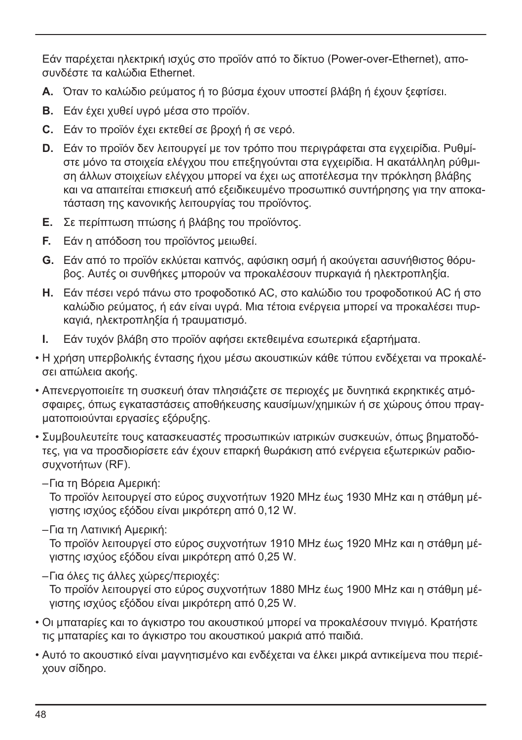Εάν παρέχεται ηλεκτρική ισχύς στο προϊόν από το δίκτυο (Power-over-Ethernet), αποσυνδέστε τα καλώδια Ethernet.

**A.** Όταν το καλώδιο ρεύματος ή το βύσμα έχουν υποστεί βλάβη ή έχουν ξεφτίσει.

**B.** Εάν έχει χυθεί υγρό μέσα στο προϊόν.

**C.** Εάν το προϊόν έχει εκτεθεί σε βροχή ή σε νερό.

**D.** Εάν το προϊόν δεν λειτουργεί με τον τρόπο που περιγράφεται στα εγχειρίδια. Ρυθμίστε μόνο τα στοιχεία ελέγχου που επεξηγούνται στα εγχειρίδια. Η ακατάλληλη ρύθμιση άλλων στοιχείων ελέγχου μπορεί να έχει ως αποτέλεσμα την πρόκληση βλάβης και να απαιτείται επισκευή από εξειδικευμένο προσωπικό συντήρησης για την αποκατάσταση της κανονικής λειτουργίας του προϊόντος.

**E.** Σε περίπτωση πτώσης ή βλάβης του προϊόντος.

**F.** Εάν η απόδοση του προϊόντος μειωθεί.

**G.** Εάν από το προϊόν εκλύεται καπνός, αφύσικη οσμή ή ακούγεται ασυνήθιστος θόρυβος. Αυτές οι συνθήκες μπορούν να προκαλέσουν πυρκαγιά ή ηλεκτροπληξία.

**H.** Εάν πέσει νερό πάνω στο τροφοδοτικό AC, στο καλώδιο του τροφοδοτικού AC ή στο καλώδιο ρεύματος, ή εάν είναι υγρά. Μια τέτοια ενέργεια μπορεί να προκαλέσει πυρκαγιά, ηλεκτροπληξία ή τραυματισμό.

**I.** Εάν τυχόν βλάβη στο προϊόν αφήσει εκτεθειμένα εσωτερικά εξαρτήματα.

- Η χρήση υπερβολικής έντασης ήχου μέσω ακουστικών κάθε τύπου ενδέχεται να προκαλέσει απώλεια ακοής.
- Απενεργοποιείτε τη συσκευή όταν πλησιάζετε σε περιοχές με δυνητικά εκρηκτικές ατμόσφαιρες, όπως εγκαταστάσεις αποθήκευσης καυσίμων/χημικών ή σε χώρους όπου πραγματοποιούνται εργασίες εξόρυξης.
- Συμβουλευτείτε τους κατασκευαστές προσωπικών ιατρικών συσκευών, όπως βηματοδότες, για να προσδιορίσετε εάν έχουν επαρκή θωράκιση από ενέργεια εξωτερικών ραδιοσυχνοτήτων (RF).
  - Για τη Βόρεια Αμερική:
    Το προϊόν λειτουργεί στο εύρος συχνοτήτων 1920 MHz έως 1930 MHz και η στάθμη μέγιστης ισχύος εξόδου είναι μικρότερη από 0,12 W.
  - Για τη Λατινική Αμερική:
    Το προϊόν λειτουργεί στο εύρος συχνοτήτων 1910 MHz έως 1920 MHz και η στάθμη μέγιστης ισχύος εξόδου είναι μικρότερη από 0,25 W.
  - Για όλες τις άλλες χώρες/περιοχές:
    Το προϊόν λειτουργεί στο εύρος συχνοτήτων 1880 MHz έως 1900 MHz και η στάθμη μέγιστης ισχύος εξόδου είναι μικρότερη από 0,25 W.
- Οι μπαταρίες και το άγκιστρο του ακουστικού μπορεί να προκαλέσουν πνιγμό. Κρατήστε τις μπαταρίες και το άγκιστρο του ακουστικού μακριά από παιδιά.
- Αυτό το ακουστικό είναι μαγνητισμένο και ενδέχεται να έλκει μικρά αντικείμενα που περιέχουν σίδηρο.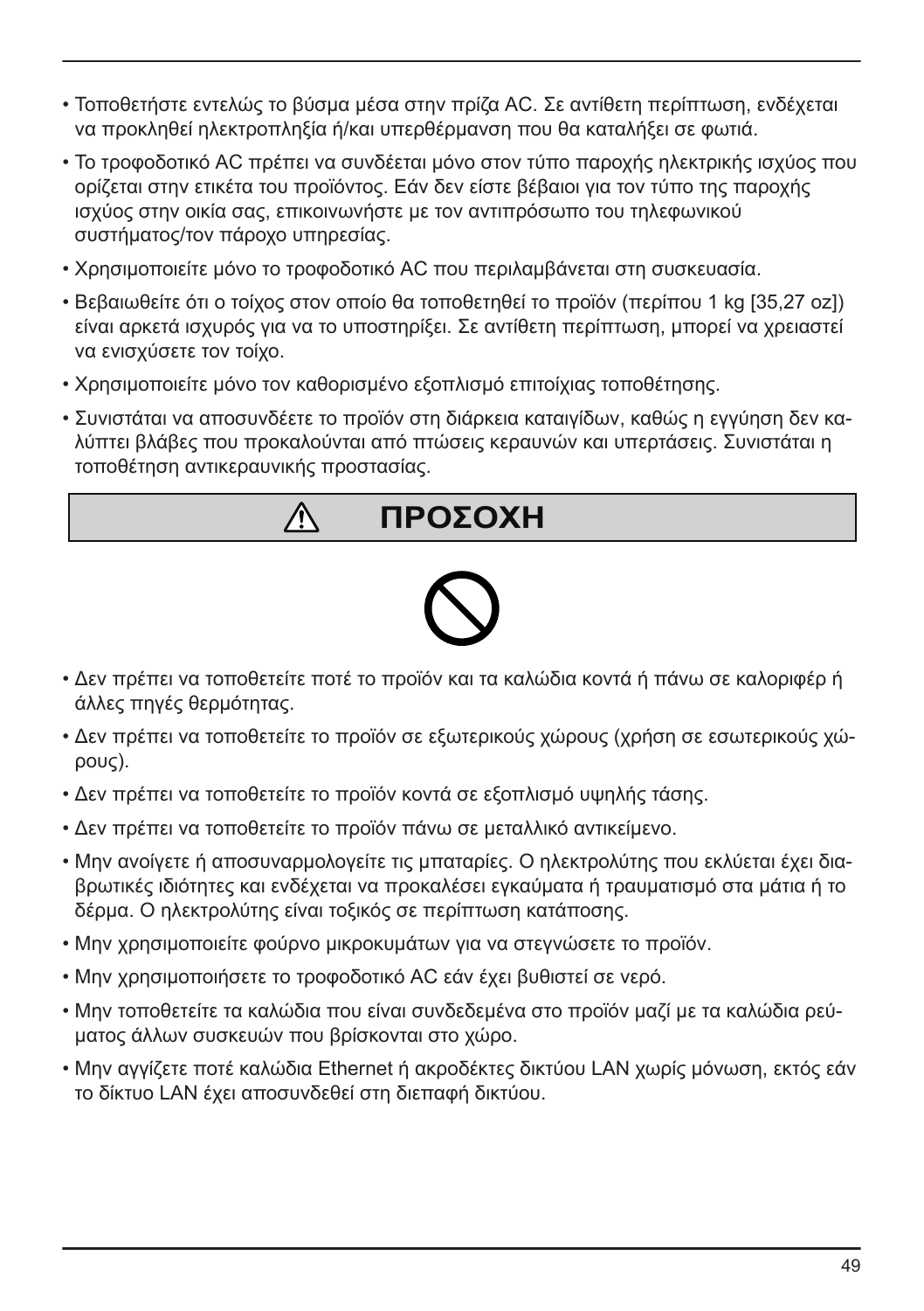- Τοποθετήστε εντελώς το βύσμα μέσα στην πρίζα AC. Σε αντίθετη περίπτωση, ενδέχεται να προκληθεί ηλεκτροπληξία ή/και υπερθέρμανση που θα καταλήξει σε φωτιά.
- Το τροφοδοτικό AC πρέπει να συνδέεται μόνο στον τύπο παροχής ηλεκτρικής ισχύος που ορίζεται στην ετικέτα του προϊόντος. Εάν δεν είστε βέβαιοι για τον τύπο της παροχής ισχύος στην οικία σας, επικοινωνήστε με τον αντιπρόσωπο του τηλεφωνικού συστήματος/τον πάροχο υπηρεσίας.
- Χρησιμοποιείτε μόνο το τροφοδοτικό AC που περιλαμβάνεται στη συσκευασία.
- Βεβαιωθείτε ότι ο τοίχος στον οποίο θα τοποθετηθεί το προϊόν (περίπου 1 kg [35,27 oz]) είναι αρκετά ισχυρός για να το υποστηρίξει. Σε αντίθετη περίπτωση, μπορεί να χρειαστεί να ενισχύσετε τον τοίχο.
- Χρησιμοποιείτε μόνο τον καθορισμένο εξοπλισμό επιτοίχιας τοποθέτησης.
- Συνιστάται να αποσυνδέετε το προϊόν στη διάρκεια καταιγίδων, καθώς η εγγύηση δεν καλύπτει βλάβες που προκαλούνται από πτώσεις κεραυνών και υπερτάσεις. Συνιστάται η τοποθέτηση αντικεραυνικής προστασίας.

## ⚠ ΠΡΟΣΟΧΗ

- Δεν πρέπει να τοποθετείτε ποτέ το προϊόν και τα καλώδια κοντά ή πάνω σε καλοριφέρ ή άλλες πηγές θερμότητας.
- Δεν πρέπει να τοποθετείτε το προϊόν σε εξωτερικούς χώρους (χρήση σε εσωτερικούς χώρους).
- Δεν πρέπει να τοποθετείτε το προϊόν κοντά σε εξοπλισμό υψηλής τάσης.
- Δεν πρέπει να τοποθετείτε το προϊόν πάνω σε μεταλλικό αντικείμενο.
- Μην ανοίγετε ή αποσυναρμολογείτε τις μπαταρίες. Ο ηλεκτρολύτης που εκλύεται έχει διαβρωτικές ιδιότητες και ενδέχεται να προκαλέσει εγκαύματα ή τραυματισμό στα μάτια ή το δέρμα. Ο ηλεκτρολύτης είναι τοξικός σε περίπτωση κατάποσης.
- Μην χρησιμοποιείτε φούρνο μικροκυμάτων για να στεγνώσετε το προϊόν.
- Μην χρησιμοποιήσετε το τροφοδοτικό AC εάν έχει βυθιστεί σε νερό.
- Μην τοποθετείτε τα καλώδια που είναι συνδεδεμένα στο προϊόν μαζί με τα καλώδια ρεύματος άλλων συσκευών που βρίσκονται στο χώρο.
- Μην αγγίζετε ποτέ καλώδια Ethernet ή ακροδέκτες δικτύου LAN χωρίς μόνωση, εκτός εάν το δίκτυο LAN έχει αποσυνδεθεί στη διεπαφή δικτύου.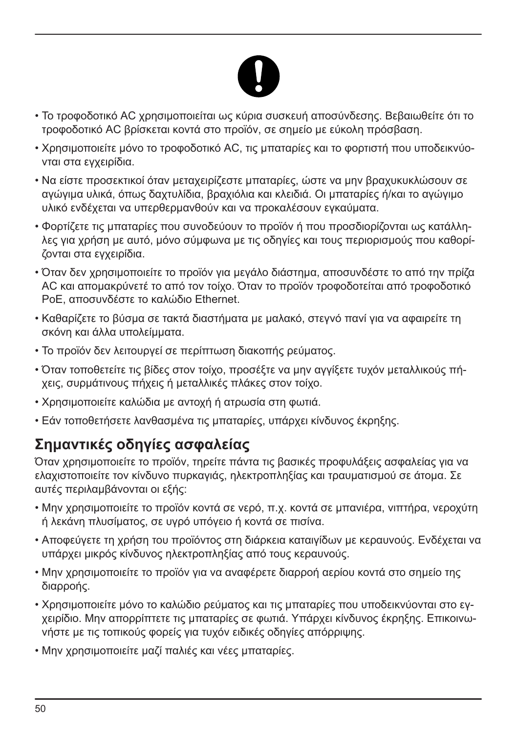- Το τροφοδοτικό AC χρησιμοποιείται ως κύρια συσκευή αποσύνδεσης. Βεβαιωθείτε ότι το τροφοδοτικό AC βρίσκεται κοντά στο προϊόν, σε σημείο με εύκολη πρόσβαση.
- Χρησιμοποιείτε μόνο το τροφοδοτικό AC, τις μπαταρίες και το φορτιστή που υποδεικνύονται στα εγχειρίδια.
- Να είστε προσεκτικοί όταν μεταχειρίζεστε μπαταρίες, ώστε να μην βραχυκυκλώσουν σε αγώγιμα υλικά, όπως δαχτυλίδια, βραχιόλια και κλειδιά. Οι μπαταρίες ή/και το αγώγιμο υλικό ενδέχεται να υπερθερμανθούν και να προκαλέσουν εγκαύματα.
- Φορτίζετε τις μπαταρίες που συνοδεύουν το προϊόν ή που προσδιορίζονται ως κατάλληλες για χρήση με αυτό, μόνο σύμφωνα με τις οδηγίες και τους περιορισμούς που καθορίζονται στα εγχειρίδια.
- Όταν δεν χρησιμοποιείτε το προϊόν για μεγάλο διάστημα, αποσυνδέστε το από την πρίζα AC και απομακρύνετέ το από τον τοίχο. Όταν το προϊόν τροφοδοτείται από τροφοδοτικό PoE, αποσυνδέστε το καλώδιο Ethernet.
- Καθαρίζετε το βύσμα σε τακτά διαστήματα με μαλακό, στεγνό πανί για να αφαιρείτε τη σκόνη και άλλα υπολείμματα.
- Το προϊόν δεν λειτουργεί σε περίπτωση διακοπής ρεύματος.
- Όταν τοποθετείτε τις βίδες στον τοίχο, προσέξτε να μην αγγίξετε τυχόν μεταλλικούς πήχεις, συρμάτινους πήχεις ή μεταλλικές πλάκες στον τοίχο.
- Χρησιμοποιείτε καλώδια με αντοχή ή ατρωσία στη φωτιά.
- Εάν τοποθετήσετε λανθασμένα τις μπαταρίες, υπάρχει κίνδυνος έκρηξης.

## Σημαντικές οδηγίες ασφαλείας

Όταν χρησιμοποιείτε το προϊόν, τηρείτε πάντα τις βασικές προφυλάξεις ασφαλείας για να ελαχιστοποιείτε τον κίνδυνο πυρκαγιάς, ηλεκτροπληξίας και τραυματισμού σε άτομα. Σε αυτές περιλαμβάνονται οι εξής:

- Μην χρησιμοποιείτε το προϊόν κοντά σε νερό, π.χ. κοντά σε μπανιέρα, νιπτήρα, νεροχύτη ή λεκάνη πλυσίματος, σε υγρό υπόγειο ή κοντά σε πισίνα.
- Αποφεύγετε τη χρήση του προϊόντος στη διάρκεια καταιγίδων με κεραυνούς. Ενδέχεται να υπάρχει μικρός κίνδυνος ηλεκτροπληξίας από τους κεραυνούς.
- Μην χρησιμοποιείτε το προϊόν για να αναφέρετε διαρροή αερίου κοντά στο σημείο της διαρροής.
- Χρησιμοποιείτε μόνο το καλώδιο ρεύματος και τις μπαταρίες που υποδεικνύονται στο εγχειρίδιο. Μην απορρίπτετε τις μπαταρίες σε φωτιά. Υπάρχει κίνδυνος έκρηξης. Επικοινωνήστε με τις τοπικούς φορείς για τυχόν ειδικές οδηγίες απόρριψης.
- Μην χρησιμοποιείτε μαζί παλιές και νέες μπαταρίες.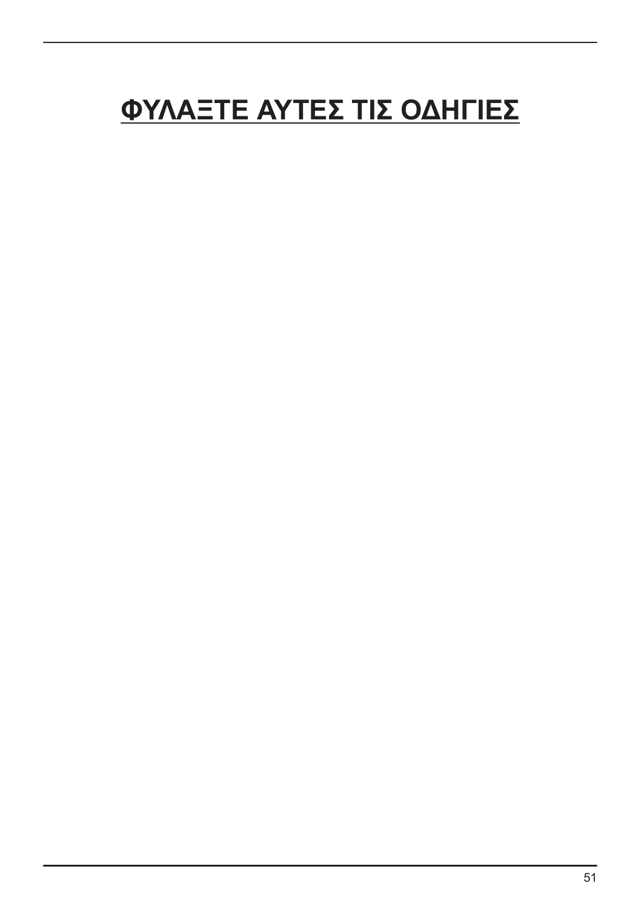# <u>ΦΥΛΑΞΤΕ ΑΥΤΕΣ ΤΙΣ ΟΔΗΓΙΕΣ</u>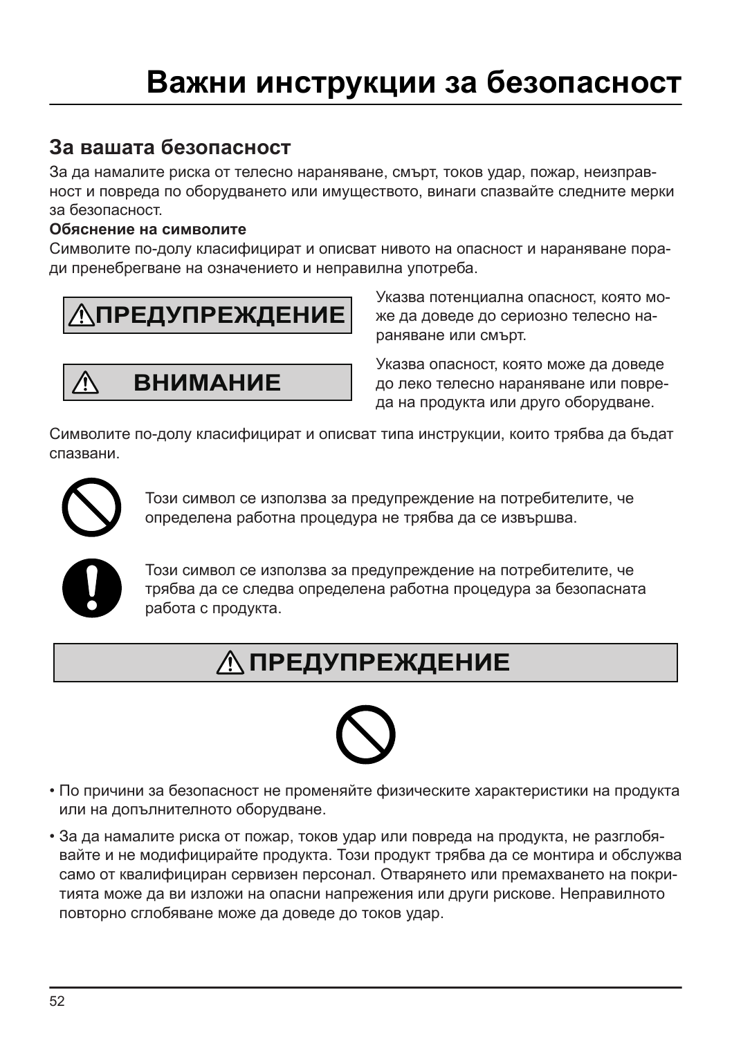# Важни инструкции за безопасност

## За вашата безопасност

За да намалите риска от телесно нараняване, смърт, токов удар, пожар, неизправност и повреда по оборудването или имуществото, винаги спазвайте следните мерки за безопасност.

**Обяснение на символите**

Символите по-долу класифицират и описват нивото на опасност и нараняване поради пренебрегване на означението и неправилна употреба.

| | |
|---|---|
| **⚠ПРЕДУПРЕЖДЕНИЕ** | Указва потенциална опасност, която може да доведе до сериозно телесно нараняване или смърт. |
| **⚠ ВНИМАНИЕ** | Указва опасност, която може да доведе до леко телесно нараняване или повреда на продукта или друго оборудване. |

Символите по-долу класифицират и описват типа инструкции, които трябва да бъдат спазвани.

Този символ се използва за предупреждение на потребителите, че определена работна процедура не трябва да се извършва.

Този символ се използва за предупреждение на потребителите, че трябва да се следва определена работна процедура за безопасната работа с продукта.

## ⚠ ПРЕДУПРЕЖДЕНИЕ

- По причини за безопасност не променяйте физическите характеристики на продукта или на допълнителното оборудване.
- За да намалите риска от пожар, токов удар или повреда на продукта, не разглобявайте и не модифицирайте продукта. Този продукт трябва да се монтира и обслужва само от квалифициран сервизен персонал. Отварянето или премахването на покритията може да ви изложи на опасни напрежения или други рискове. Неправилното повторно сглобяване може да доведе до токов удар.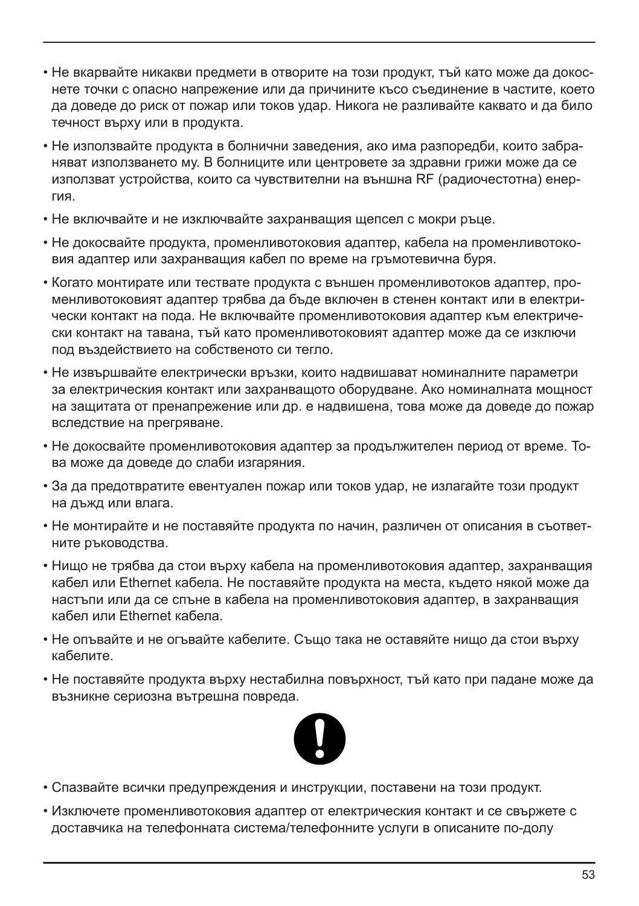- Не вкарвайте никакви предмети в отворите на този продукт, тъй като може да докоснете точки с опасно напрежение или да причините късо съединение в частите, което да доведе до риск от пожар или токов удар. Никога не разливайте каквато и да било течност върху или в продукта.
- Не използвайте продукта в болнични заведения, ако има разпоредби, които забраняват използването му. В болниците или центровете за здравни грижи може да се използват устройства, които са чувствителни на външна RF (радиочестотна) енергия.
- Не включвайте и не изключвайте захранващия щепсел с мокри ръце.
- Не докосвайте продукта, променливотоковия адаптер, кабела на променливотоковия адаптер или захранващия кабел по време на гръмотевична буря.
- Когато монтирате или тествате продукта с външен променливотоков адаптер, променливотоковият адаптер трябва да бъде включен в стенен контакт или в електрически контакт на пода. Не включвайте променливотоковия адаптер към електрически контакт на тавана, тъй като променливотоковият адаптер може да се изключи под въздействието на собственото си тегло.
- Не извършвайте електрически връзки, които надвишават номиналните параметри за електрическия контакт или захранващото оборудване. Ако номиналната мощност на защитата от пренапрежение или др. е надвишена, това може да доведе до пожар вследствие на прегряване.
- Не докосвайте променливотоковия адаптер за продължителен период от време. Това може да доведе до слаби изгаряния.
- За да предотвратите евентуален пожар или токов удар, не излагайте този продукт на дъжд или влага.
- Не монтирайте и не поставяйте продукта по начин, различен от описания в съответните ръководства.
- Нищо не трябва да стои върху кабела на променливотоковия адаптер, захранващия кабел или Ethernet кабела. Не поставяйте продукта на места, където някой може да настъпи или да се спъне в кабела на променливотоковия адаптер, в захранващия кабел или Ethernet кабела.
- Не опъвайте и не огъвайте кабелите. Също така не оставяйте нищо да стои върху кабелите.
- Не поставяйте продукта върху нестабилна повърхност, тъй като при падане може да възникне сериозна вътрешна повреда.

- Спазвайте всички предупреждения и инструкции, поставени на този продукт.
- Изключете променливотоковия адаптер от електрическия контакт и се свържете с доставчика на телефонната система/телефонните услуги в описаните по-долу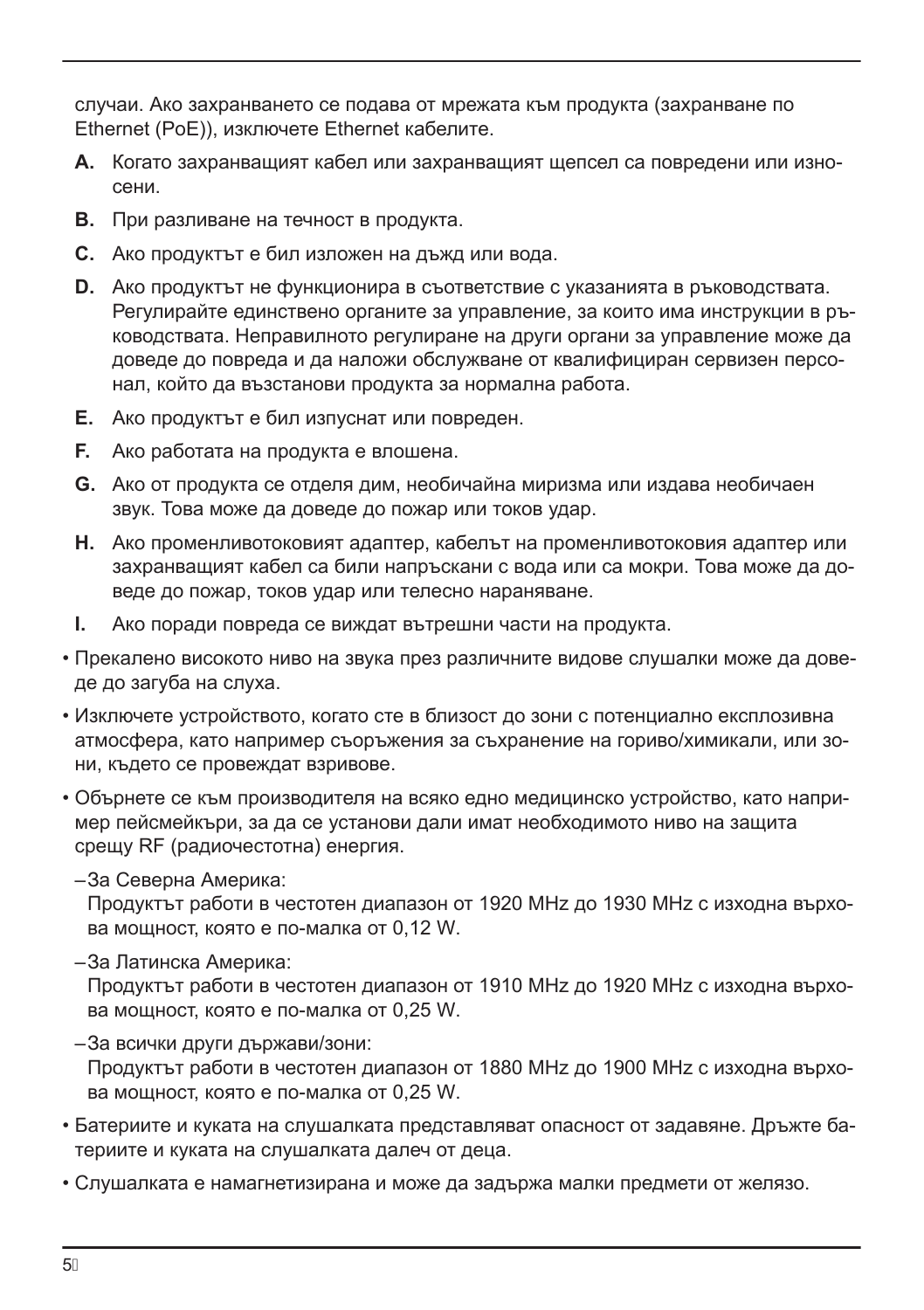случаи. Ако захранването се подава от мрежата към продукта (захранване по Ethernet (PoE)), изключете Ethernet кабелите.

**A.** Когато захранващият кабел или захранващият щепсел са повредени или износени.

**B.** При разливане на течност в продукта.

**C.** Ако продуктът е бил изложен на дъжд или вода.

**D.** Ако продуктът не функционира в съответствие с указанията в ръководствата. Регулирайте единствено органите за управление, за които има инструкции в ръководствата. Неправилното регулиране на други органи за управление може да доведе до повреда и да наложи обслужване от квалифициран сервизен персонал, който да възстанови продукта за нормална работа.

**E.** Ако продуктът е бил изпуснат или повреден.

**F.** Ако работата на продукта е влошена.

**G.** Ако от продукта се отделя дим, необичайна миризма или издава необичаен звук. Това може да доведе до пожар или токов удар.

**H.** Ако променливотоковият адаптер, кабелът на променливотоковия адаптер или захранващият кабел са били напръскани с вода или са мокри. Това може да доведе до пожар, токов удар или телесно нараняване.

**I.** Ако поради повреда се виждат вътрешни части на продукта.

- Прекалено високото ниво на звука през различните видове слушалки може да доведе до загуба на слуха.
- Изключете устройството, когато сте в близост до зони с потенциално експлозивна атмосфера, като например съоръжения за съхранение на гориво/химикали, или зони, където се провеждат взривове.
- Обърнете се към производителя на всяко едно медицинско устройство, като например пейсмейкъри, за да се установи дали имат необходимото ниво на защита срещу RF (радиочестотна) енергия.
  - За Северна Америка:
    Продуктът работи в честотен диапазон от 1920 MHz до 1930 MHz с изходна върхова мощност, която е по-малка от 0,12 W.
  - За Латинска Америка:
    Продуктът работи в честотен диапазон от 1910 MHz до 1920 MHz с изходна върхова мощност, която е по-малка от 0,25 W.
  - За всички други държави/зони:
    Продуктът работи в честотен диапазон от 1880 MHz до 1900 MHz с изходна върхова мощност, която е по-малка от 0,25 W.
- Батериите и куката на слушалката представляват опасност от задавяне. Дръжте батериите и куката на слушалката далеч от деца.
- Слушалката е намагнетизирана и може да задържа малки предмети от желязо.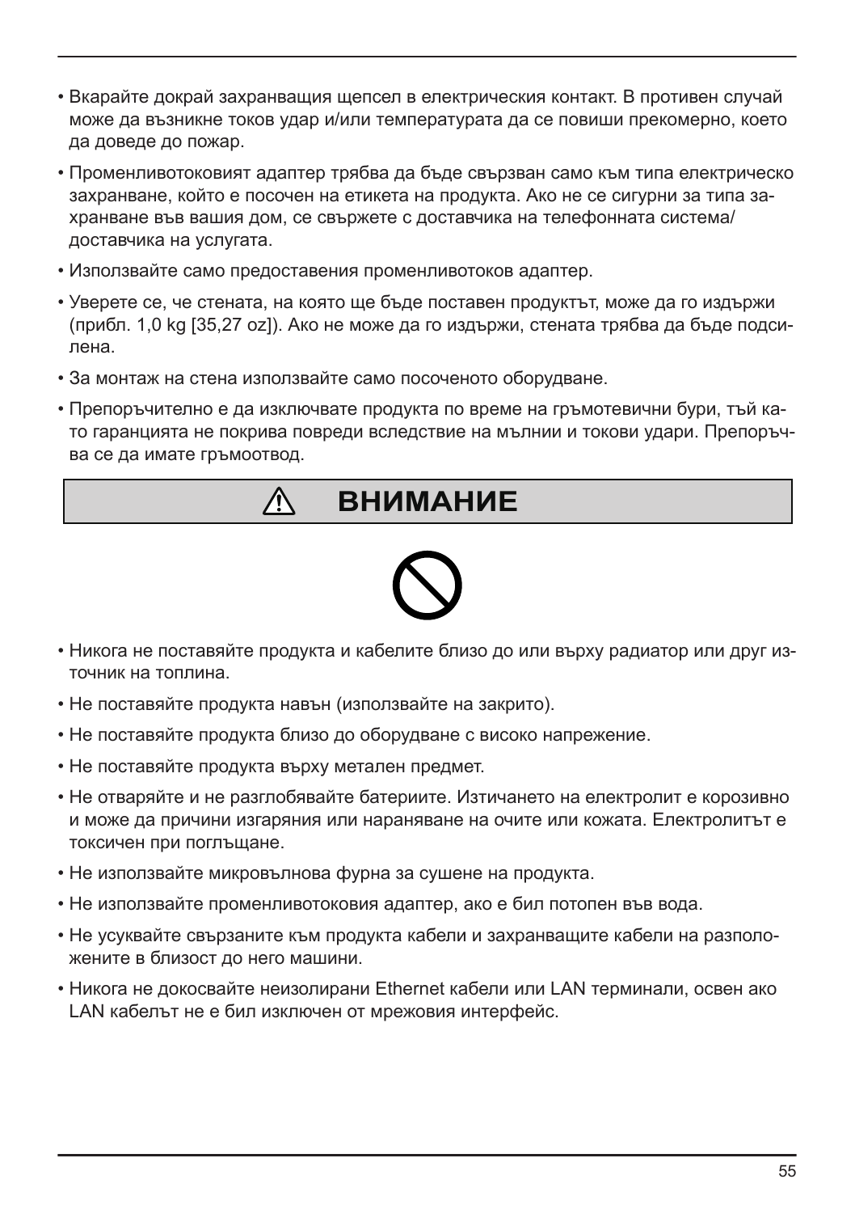- Вкарайте докрай захранващия щепсел в електрическия контакт. В противен случай може да възникне токов удар и/или температурата да се повиши прекомерно, което да доведе до пожар.
- Променливотоковият адаптер трябва да бъде свързван само към типа електрическо захранване, който е посочен на етикета на продукта. Ако не се сигурни за типа захранване във вашия дом, се свържете с доставчика на телефонната система/ доставчика на услугата.
- Използвайте само предоставения променливотоков адаптер.
- Уверете се, че стената, на която ще бъде поставен продуктът, може да го издържи (прибл. 1,0 kg [35,27 oz]). Ако не може да го издържи, стената трябва да бъде подсилена.
- За монтаж на стена използвайте само посоченото оборудване.
- Препоръчително е да изключвате продукта по време на гръмотевични бури, тъй като гаранцията не покрива повреди вследствие на мълнии и токови удари. Препоръчва се да имате гръмоотвод.

## ⚠ ВНИМАНИЕ

- Никога не поставяйте продукта и кабелите близо до или върху радиатор или друг източник на топлина.
- Не поставяйте продукта навън (използвайте на закрито).
- Не поставяйте продукта близо до оборудване с високо напрежение.
- Не поставяйте продукта върху метален предмет.
- Не отваряйте и не разглобявайте батериите. Изтичането на електролит е корозивно и може да причини изгаряния или нараняване на очите или кожата. Електролитът е токсичен при поглъщане.
- Не използвайте микровълнова фурна за сушене на продукта.
- Не използвайте променливотоковия адаптер, ако е бил потопен във вода.
- Не усуквайте свързаните към продукта кабели и захранващите кабели на разположените в близост до него машини.
- Никога не докосвайте неизолирани Ethernet кабели или LAN терминали, освен ако LAN кабелът не е бил изключен от мрежовия интерфейс.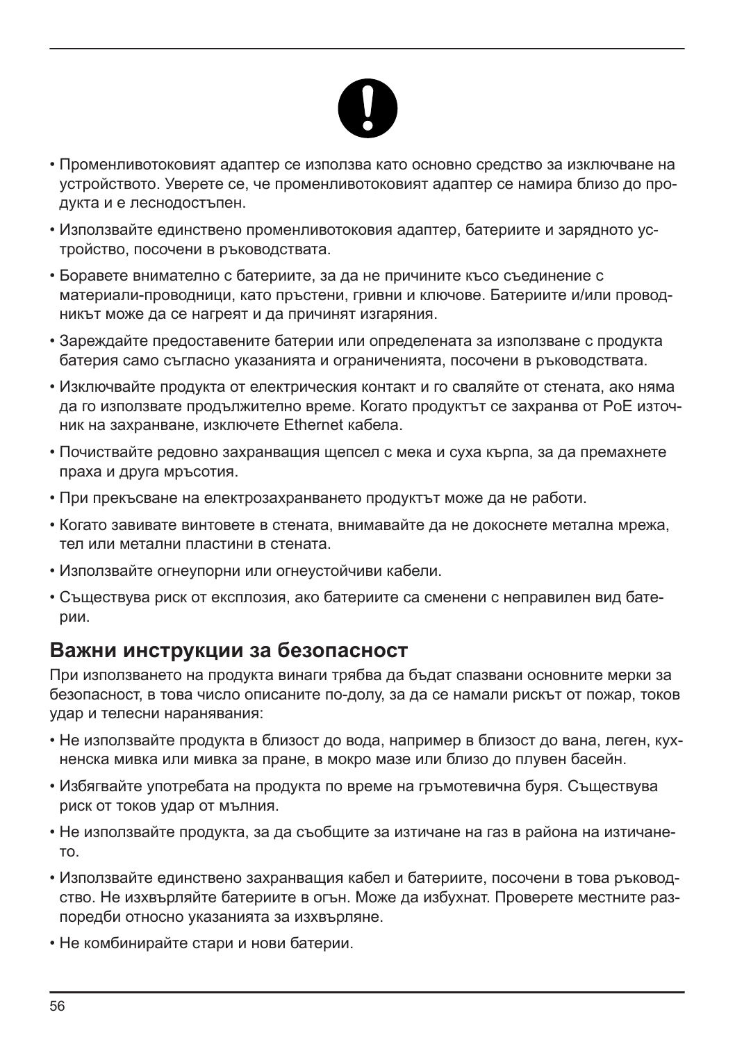- Променливотоковият адаптер се използва като основно средство за изключване на устройството. Уверете се, че променливотоковият адаптер се намира близо до продукта и е леснодостъпен.
- Използвайте единствено променливотоковия адаптер, батериите и зарядното устройство, посочени в ръководствата.
- Боравете внимателно с батериите, за да не причините късо съединение с материали-проводници, като пръстени, гривни и ключове. Батериите и/или проводникът може да се нагреят и да причинят изгаряния.
- Зареждайте предоставените батерии или определената за използване с продукта батерия само съгласно указанията и ограниченията, посочени в ръководствата.
- Изключвайте продукта от електрическия контакт и го сваляйте от стената, ако няма да го използвате продължително време. Когато продуктът се захранва от PoE източник на захранване, изключете Ethernet кабела.
- Почиствайте редовно захранващия щепсел с мека и суха кърпа, за да премахнете праха и друга мръсотия.
- При прекъсване на електрозахранването продуктът може да не работи.
- Когато завивате винтовете в стената, внимавайте да не докоснете метална мрежа, тел или метални пластини в стената.
- Използвайте огнеупорни или огнеустойчиви кабели.
- Съществува риск от експлозия, ако батериите са сменени с неправилен вид батерии.

## Важни инструкции за безопасност

При използването на продукта винаги трябва да бъдат спазвани основните мерки за безопасност, в това число описаните по-долу, за да се намали рискът от пожар, токов удар и телесни наранявания:

- Не използвайте продукта в близост до вода, например в близост до вана, леген, кухненска мивка или мивка за пране, в мокро мазе или близо до плувен басейн.
- Избягвайте употребата на продукта по време на гръмотевична буря. Съществува риск от токов удар от мълния.
- Не използвайте продукта, за да съобщите за изтичане на газ в района на изтичането.
- Използвайте единствено захранващия кабел и батериите, посочени в това ръководство. Не изхвърляйте батериите в огън. Може да избухнат. Проверете местните разпоредби относно указанията за изхвърляне.
- Не комбинирайте стари и нови батерии.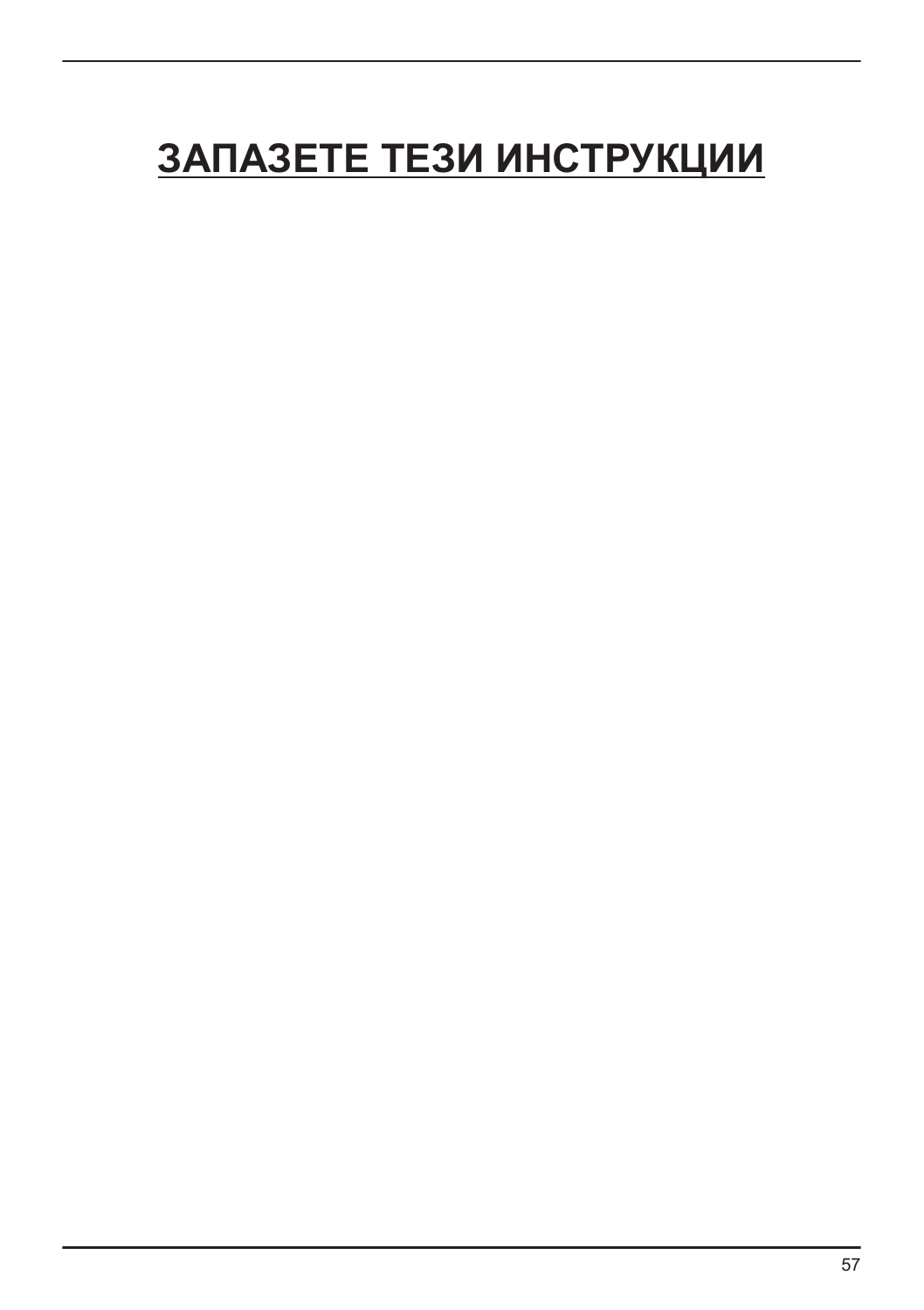# ЗАПАЗЕТЕ ТЕЗИ ИНСТРУКЦИИ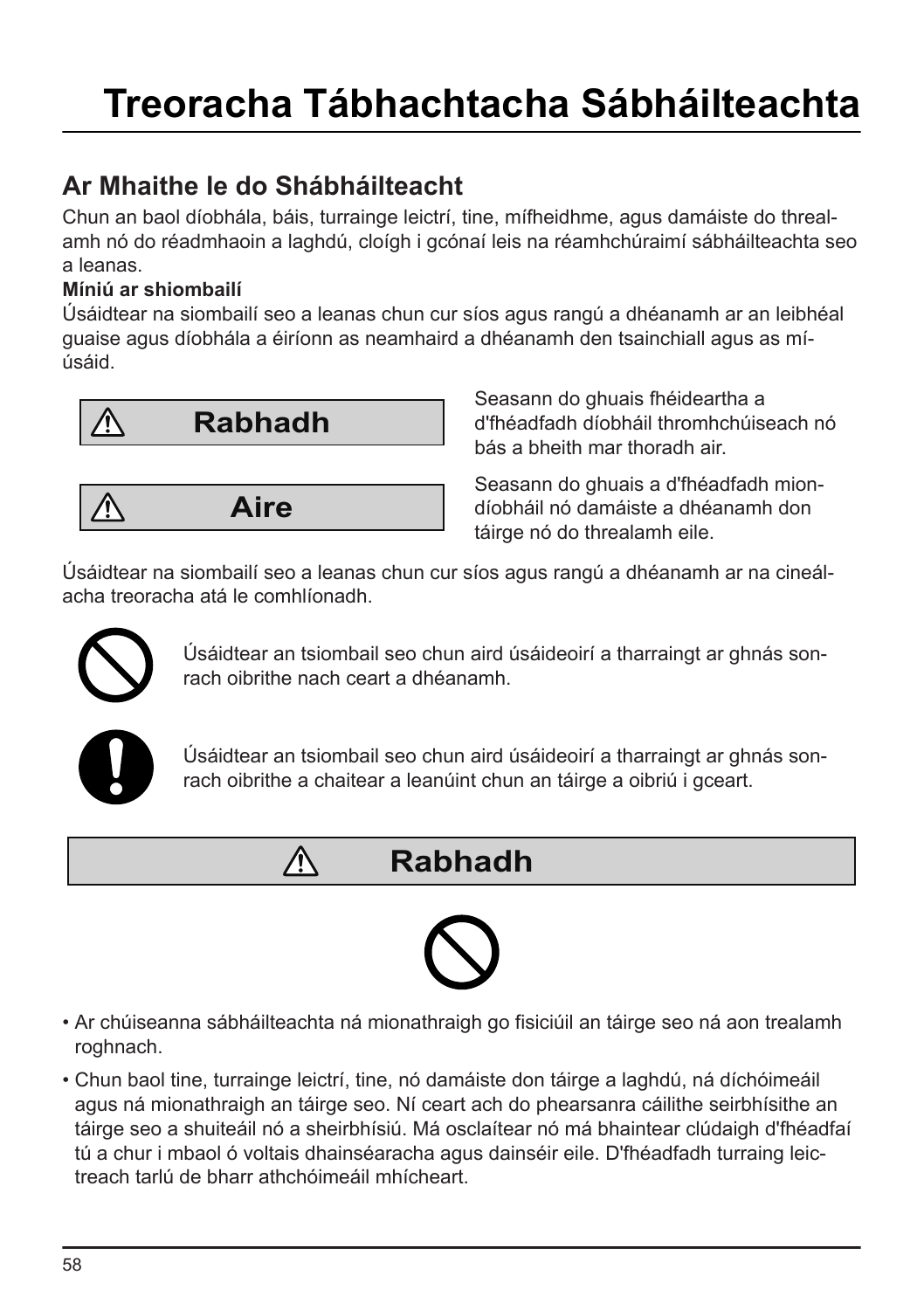# Treoracha Tábhachtacha Sábháilteachta

## Ar Mhaithe le do Shábháilteacht

Chun an baol díobhála, báis, turrainge leictrí, tine, mífheidhme, agus damáiste do threalamh nó do réadmhaoin a laghdú, cloígh i gcónaí leis na réamhchúraimí sábháilteachta seo a leanas.

**Míniú ar shiombailí**

Úsáidtear na siombailí seo a leanas chun cur síos agus rangú a dhéanamh ar an leibhéal guaise agus díobhála a éiríonn as neamhaird a dhéanamh den tsainchiall agus as míúsáid.

| | |
|---|---|
| ⚠ **Rabhadh** | Seasann do ghuais fhéideartha a d'fhéadfadh díobháil thromhchúiseach nó bás a bheith mar thoradh air. |
| ⚠ **Aire** | Seasann do ghuais a d'fhéadfadh mion-díobháil nó damáiste a dhéanamh don táirge nó do threalamh eile. |

Úsáidtear na siombailí seo a leanas chun cur síos agus rangú a dhéanamh ar na cineálacha treoracha atá le comhlíonadh.

Úsáidtear an tsiombail seo chun aird úsáideoirí a tharraingt ar ghnás sonrach oibrithe nach ceart a dhéanamh.

Úsáidtear an tsiombail seo chun aird úsáideoirí a tharraingt ar ghnás sonrach oibrithe a chaitear a leanúint chun an táirge a oibriú i gceart.

## ⚠ Rabhadh

- Ar chúiseanna sábháilteachta ná mionathraigh go fisiciúil an táirge seo ná aon trealamh roghnach.
- Chun baol tine, turrainge leictrí, tine, nó damáiste don táirge a laghdú, ná díchóimeáil agus ná mionathraigh an táirge seo. Ní ceart ach do phearsanra cáilithe seirbhísithe an táirge seo a shuiteáil nó a sheirbhísiú. Má osclaítear nó má bhaintear clúdaigh d'fhéadfaí tú a chur i mbaol ó voltais dhainséaracha agus dainséir eile. D'fhéadfadh turraing leictreach tarlú de bharr athchóimeáil mhícheart.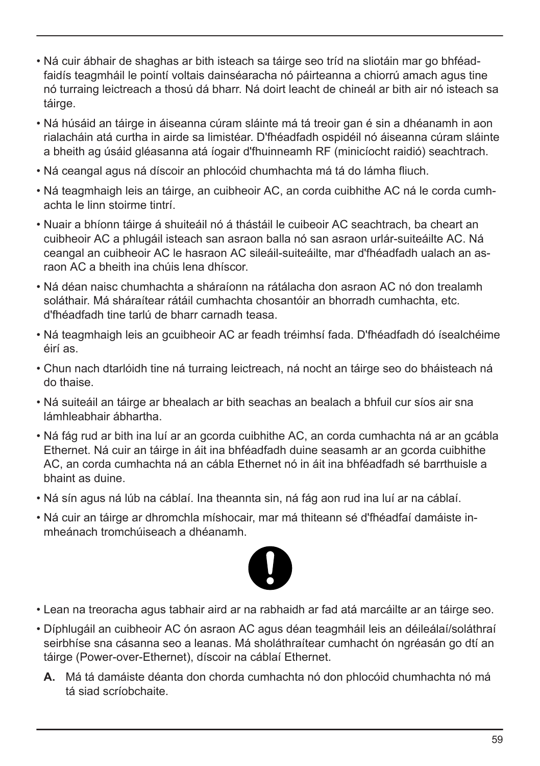- Ná cuir ábhair de shaghas ar bith isteach sa táirge seo tríd na sliotáin mar go bhféadfaidís teagmháil le pointí voltais dainséaracha nó páirteanna a chiorrú amach agus tine nó turraing leictreach a thosú dá bharr. Ná doirt leacht de chineál ar bith air nó isteach sa táirge.
- Ná húsáid an táirge in áiseanna cúram sláinte má tá treoir gan é sin a dhéanamh in aon rialacháin atá curtha in airde sa limistéar. D'fhéadfadh ospidéil nó áiseanna cúram sláinte a bheith ag úsáid gléasanna atá íogair d'fhuinneamh RF (minicíocht raidió) seachtrach.
- Ná ceangal agus ná díscoir an phlocóid chumhachta má tá do lámha fliuch.
- Ná teagmhaigh leis an táirge, an cuibheoir AC, an corda cuibhithe AC ná le corda cumhachta le linn stoirme tintrí.
- Nuair a bhíonn táirge á shuiteáil nó á thástáil le cuibeoir AC seachtrach, ba cheart an cuibheoir AC a phlugáil isteach san asraon balla nó san asraon urlár-suiteáilte AC. Ná ceangal an cuibheoir AC le hasraon AC sileáil-suiteáilte, mar d'fhéadfadh ualach an asraon AC a bheith ina chúis lena dhíscor.
- Ná déan naisc chumhachta a sháraíonn na rátálacha don asraon AC nó don trealamh soláthair. Má sháraítear rátáil cumhachta chosantóir an bhorradh cumhachta, etc. d'fhéadfadh tine tarlú de bharr carnadh teasa.
- Ná teagmhaigh leis an gcuibheoir AC ar feadh tréimhsí fada. D'fhéadfadh dó ísealchéime éirí as.
- Chun nach dtarlóidh tine ná turraing leictreach, ná nocht an táirge seo do bháisteach ná do thaise.
- Ná suiteáil an táirge ar bhealach ar bith seachas an bealach a bhfuil cur síos air sna lámhleabhair ábhartha.
- Ná fág rud ar bith ina luí ar an gcorda cuibhithe AC, an corda cumhachta ná ar an gcábla Ethernet. Ná cuir an táirge in áit ina bhféadfadh duine seasamh ar an gcorda cuibhithe AC, an corda cumhachta ná an cábla Ethernet nó in áit ina bhféadfadh sé barrthuisle a bhaint as duine.
- Ná sín agus ná lúb na cáblaí. Ina theannta sin, ná fág aon rud ina luí ar na cáblaí.
- Ná cuir an táirge ar dhromchla míshocair, mar má thiteann sé d'fhéadfaí damáiste inmheánach tromchúiseach a dhéanamh.

- Lean na treoracha agus tabhair aird ar na rabhaidh ar fad atá marcáilte ar an táirge seo.
- Díphlugáil an cuibheoir AC ón asraon AC agus déan teagmháil leis an déileálaí/soláthraí seirbhíse sna cásanna seo a leanas. Má sholáthraítear cumhacht ón ngréasán go dtí an táirge (Power-over-Ethernet), díscoir na cáblaí Ethernet.

  **A.** Má tá damáiste déanta don chorda cumhachta nó don phlocóid chumhachta nó má tá siad scríobchaite.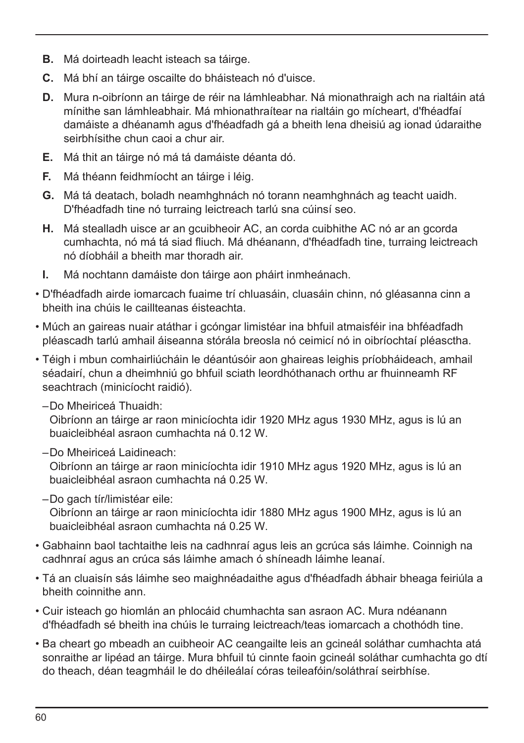**B.** Má doirteadh leacht isteach sa táirge.

**C.** Má bhí an táirge oscailte do bháisteach nó d'uisce.

**D.** Mura n-oibríonn an táirge de réir na lámhleabhar. Ná mionathraigh ach na rialtáin atá mínithe san lámhleabhair. Má mhionathraítear na rialtáin go mícheart, d'fhéadfaí damáiste a dhéanamh agus d'fhéadfadh gá a bheith lena dheisiú ag ionad údaraithe seirbhísithe chun caoi a chur air.

**E.** Má thit an táirge nó má tá damáiste déanta dó.

**F.** Má théann feidhmíocht an táirge i léig.

**G.** Má tá deatach, boladh neamhghnách nó torann neamhghnách ag teacht uaidh. D'fhéadfadh tine nó turraing leictreach tarlú sna cúinsí seo.

**H.** Má stealladh uisce ar an gcuibheoir AC, an corda cuibhithe AC nó ar an gcorda cumhachta, nó má tá siad fliuch. Má dhéanann, d'fhéadfadh tine, turraing leictreach nó díobháil a bheith mar thoradh air.

**I.** Má nochtann damáiste don táirge aon pháirt inmheánach.

- D'fhéadfadh airde iomarcach fuaime trí chluasáin, cluasáin chinn, nó gléasanna cinn a bheith ina chúis le caillteanas éisteachta.
- Múch an gaireas nuair atáthar i gcóngar limistéar ina bhfuil atmaisféir ina bhféadfadh pléascadh tarlú amhail áiseanna stórála breosla nó ceimicí nó in oibríochtaí pléasctha.
- Téigh i mbun comhairliúcháin le déantúsóir aon ghaireas leighis príobháideach, amhail séadairí, chun a dheimhniú go bhfuil sciath leordhóthanach orthu ar fhuinneamh RF seachtrach (minicíocht raidió).
  - Do Mheiriceá Thuaidh:
    Oibríonn an táirge ar raon minicíochta idir 1920 MHz agus 1930 MHz, agus is lú an buaicleibhéal asraon cumhachta ná 0.12 W.
  - Do Mheiriceá Laidineach:
    Oibríonn an táirge ar raon minicíochta idir 1910 MHz agus 1920 MHz, agus is lú an buaicleibhéal asraon cumhachta ná 0.25 W.
  - Do gach tír/limistéar eile:
    Oibríonn an táirge ar raon minicíochta idir 1880 MHz agus 1900 MHz, agus is lú an buaicleibhéal asraon cumhachta ná 0.25 W.
- Gabhainn baol tachtaithe leis na cadhnraí agus leis an gcrúca sás láimhe. Coinnigh na cadhnraí agus an crúca sás láimhe amach ó shíneadh láimhe leanaí.
- Tá an cluaisín sás láimhe seo maighnéadaithe agus d'fhéadfadh ábhair bheaga feiriúla a bheith coinnithe ann.
- Cuir isteach go hiomlán an phlocáid chumhachta san asraon AC. Mura ndéanann d'fhéadfadh sé bheith ina chúis le turraing leictreach/teas iomarcach a chothódh tine.
- Ba cheart go mbeadh an cuibheoir AC ceangailte leis an gcineál soláthar cumhachta atá sonraithe ar lipéad an táirge. Mura bhfuil tú cinnte faoin gcineál soláthar cumhachta go dtí do theach, déan teagmháil le do dhéileálaí córas teileafóin/soláthraí seirbhíse.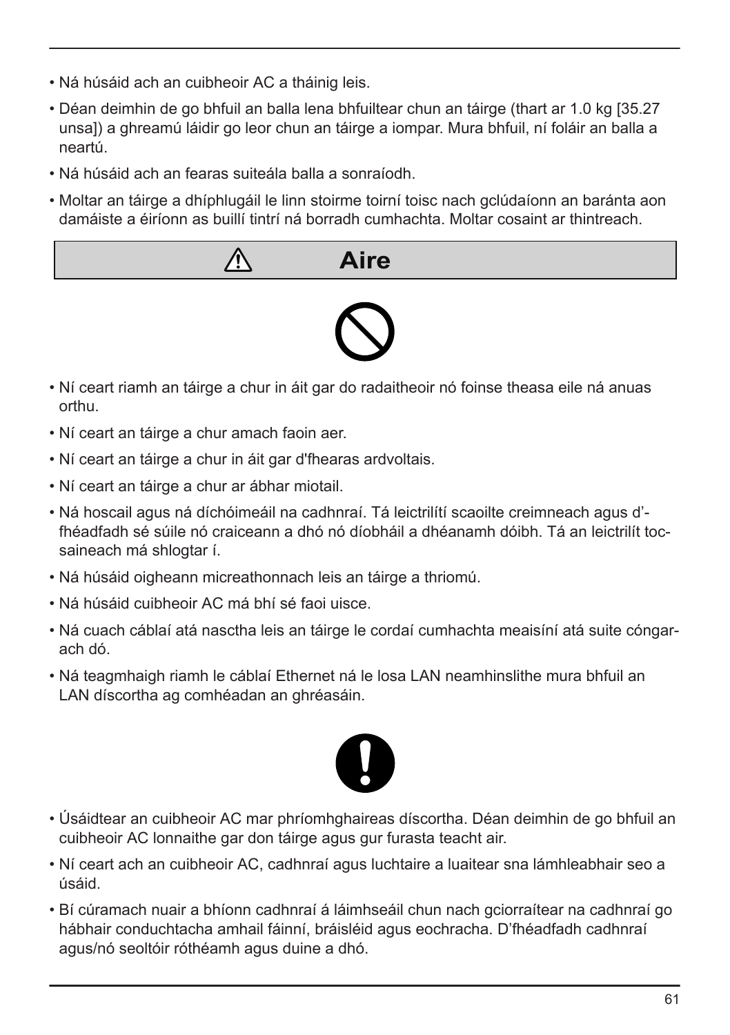- Ná húsáid ach an cuibheoir AC a tháinig leis.
- Déan deimhin de go bhfuil an balla lena bhfuiltear chun an táirge (thart ar 1.0 kg [35.27 unsa]) a ghreamú láidir go leor chun an táirge a iompar. Mura bhfuil, ní foláir an balla a neartú.
- Ná húsáid ach an fearas suiteála balla a sonraíodh.
- Moltar an táirge a dhíphlugáil le linn stoirme toirní toisc nach gclúdaíonn an baránta aon damáiste a éiríonn as buillí tintrí ná borradh cumhachta. Moltar cosaint ar thintreach.

## ⚠ Aire

- Ní ceart riamh an táirge a chur in áit gar do radaitheoir nó foinse theasa eile ná anuas orthu.
- Ní ceart an táirge a chur amach faoin aer.
- Ní ceart an táirge a chur in áit gar d'fhearas ardvoltais.
- Ní ceart an táirge a chur ar ábhar miotail.
- Ná hoscail agus ná díchóimeáil na cadhnraí. Tá leictrilítí scaoilte creimneach agus d'-fhéadfadh sé súile nó craiceann a dhó nó díobháil a dhéanamh dóibh. Tá an leictrilít tocsaineach má shlogtar í.
- Ná húsáid oigheann micreathonnach leis an táirge a thriomú.
- Ná húsáid cuibheoir AC má bhí sé faoi uisce.
- Ná cuach cáblaí atá nasctha leis an táirge le cordaí cumhachta meaisíní atá suite cóngarach dó.
- Ná teagmhaigh riamh le cáblaí Ethernet ná le losa LAN neamhinslithe mura bhfuil an LAN díscortha ag comhéadan an ghréasáin.

- Úsáidtear an cuibheoir AC mar phríomhghaireas díscortha. Déan deimhin de go bhfuil an cuibheoir AC lonnaithe gar don táirge agus gur furasta teacht air.
- Ní ceart ach an cuibheoir AC, cadhnraí agus luchtaire a luaitear sna lámhleabhair seo a úsáid.
- Bí cúramach nuair a bhíonn cadhnraí á láimhseáil chun nach gciorraítear na cadhnraí go hábhair conduchtacha amhail fáinní, bráisléid agus eochracha. D'fhéadfadh cadhnraí agus/nó seoltóir róthéamh agus duine a dhó.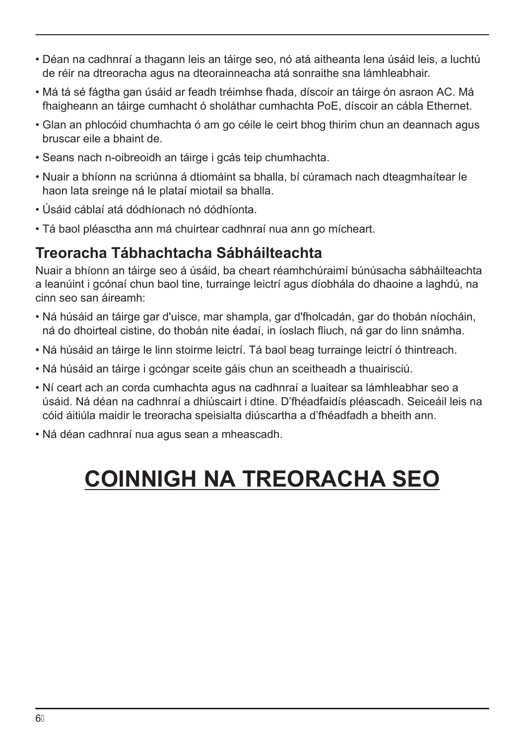- Déan na cadhnraí a thagann leis an táirge seo, nó atá aitheanta lena úsáid leis, a luchtú de réir na dtreoracha agus na dteorainneacha atá sonraithe sna lámhleabhair.
- Má tá sé fágtha gan úsáid ar feadh tréimhse fhada, díscoir an táirge ón asraon AC. Má fhaigheann an táirge cumhacht ó sholáthar cumhachta PoE, díscoir an cábla Ethernet.
- Glan an phlocóid chumhachta ó am go céile le ceirt bhog thirim chun an deannach agus bruscar eile a bhaint de.
- Seans nach n-oibreoidh an táirge i gcás teip chumhachta.
- Nuair a bhíonn na scriúnna á dtiomáint sa bhalla, bí cúramach nach dteagmhaítear le haon lata sreinge ná le plataí miotail sa bhalla.
- Úsáid cáblaí atá dódhíonach nó dódhíonta.
- Tá baol pléasctha ann má chuirtear cadhnraí nua ann go mícheart.

## Treoracha Tábhachtacha Sábháilteachta

Nuair a bhíonn an táirge seo á úsáid, ba cheart réamhchúraimí búnúsacha sábháilteachta a leanúint i gcónaí chun baol tine, turrainge leictrí agus díobhála do dhaoine a laghdú, na cinn seo san áireamh:

- Ná húsáid an táirge gar d'uisce, mar shampla, gar d'fholcadán, gar do thobán níocháin, ná do dhoirteal cistine, do thobán nite éadaí, in íoslach fliuch, ná gar do linn snámha.
- Ná húsáid an táirge le linn stoirme leictrí. Tá baol beag turrainge leictrí ó thintreach.
- Ná húsáid an táirge i gcóngar sceite gáis chun an sceitheadh a thuairisciú.
- Ní ceart ach an corda cumhachta agus na cadhnraí a luaitear sa lámhleabhar seo a úsáid. Ná déan na cadhnraí a dhiúscairt i dtine. D'fhéadfaidís pléascadh. Seiceáil leis na cóid áitiúla maidir le treoracha speisialta diúscartha a d'fhéadfadh a bheith ann.
- Ná déan cadhnraí nua agus sean a mheascadh.

# COINNIGH NA TREORACHA SEO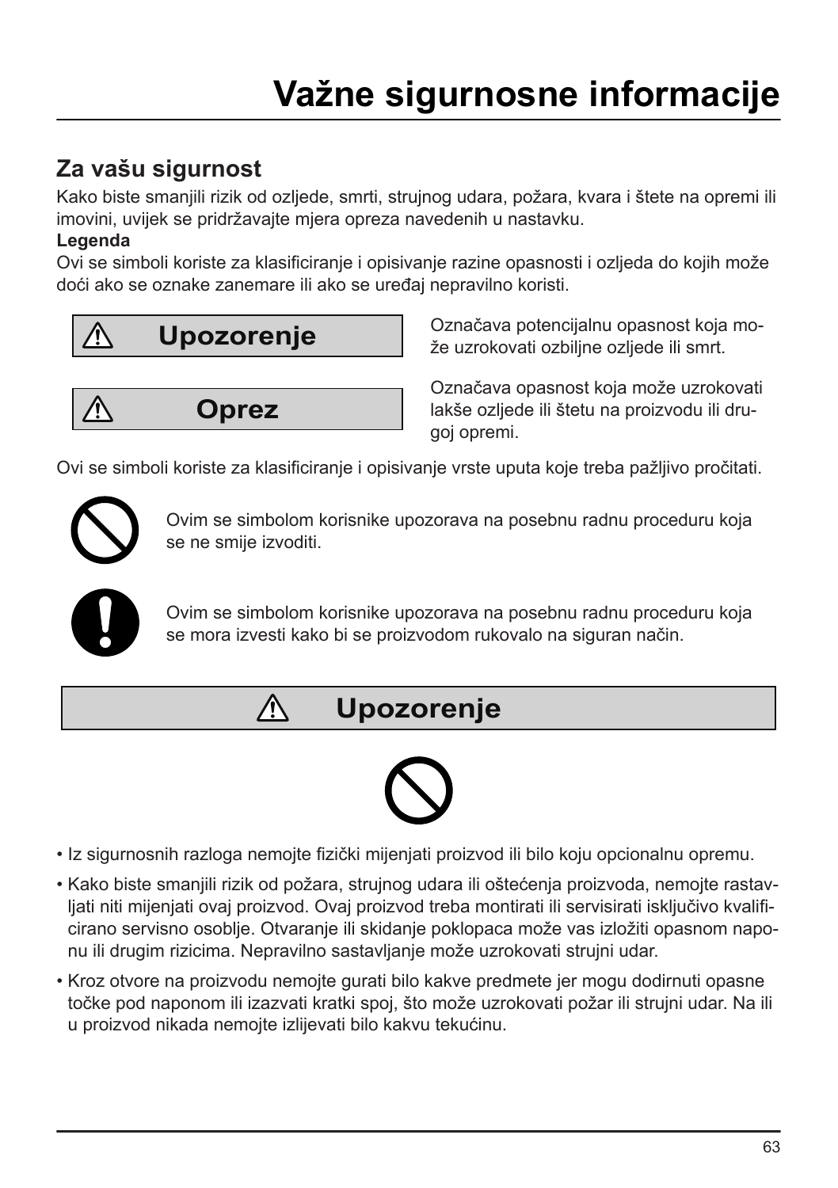# Važne sigurnosne informacije

## Za vašu sigurnost

Kako biste smanjili rizik od ozljede, smrti, strujnog udara, požara, kvara i štete na opremi ili imovini, uvijek se pridržavajte mjera opreza navedenih u nastavku.

**Legenda**

Ovi se simboli koriste za klasificiranje i opisivanje razine opasnosti i ozljeda do kojih može doći ako se oznake zanemare ili ako se uređaj nepravilno koristi.

| | |
|---|---|
| ⚠ **Upozorenje** | Označava potencijalnu opasnost koja može uzrokovati ozbiljne ozljede ili smrt. |
| ⚠ **Oprez** | Označava opasnost koja može uzrokovati lakše ozljede ili štetu na proizvodu ili drugoj opremi. |

Ovi se simboli koriste za klasificiranje i opisivanje vrste uputa koje treba pažljivo pročitati.

Ovim se simbolom korisnike upozorava na posebnu radnu proceduru koja se ne smije izvoditi.

Ovim se simbolom korisnike upozorava na posebnu radnu proceduru koja se mora izvesti kako bi se proizvodom rukovalo na siguran način.

## ⚠ Upozorenje

- Iz sigurnosnih razloga nemojte fizički mijenjati proizvod ili bilo koju opcionalnu opremu.
- Kako biste smanjili rizik od požara, strujnog udara ili oštećenja proizvoda, nemojte rastavljati niti mijenjati ovaj proizvod. Ovaj proizvod treba montirati ili servisirati isključivo kvalificirano servisno osoblje. Otvaranje ili skidanje poklopaca može vas izložiti opasnom naponu ili drugim rizicima. Nepravilno sastavljanje može uzrokovati strujni udar.
- Kroz otvore na proizvodu nemojte gurati bilo kakve predmete jer mogu dodirnuti opasne točke pod naponom ili izazvati kratki spoj, što može uzrokovati požar ili strujni udar. Na ili u proizvod nikada nemojte izlijevati bilo kakvu tekućinu.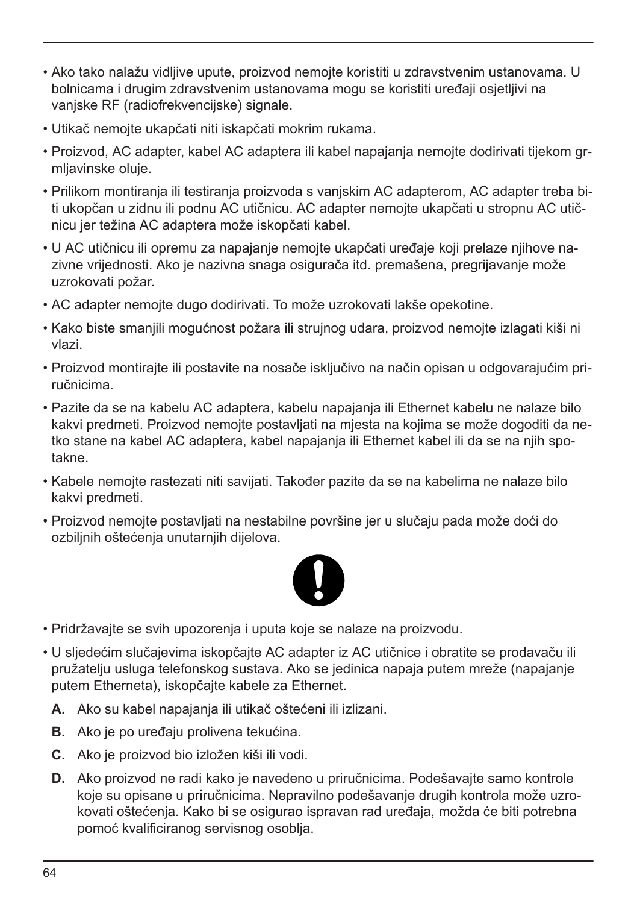- Ako tako nalažu vidljive upute, proizvod nemojte koristiti u zdravstvenim ustanovama. U bolnicama i drugim zdravstvenim ustanovama mogu se koristiti uređaji osjetljivi na vanjske RF (radiofrekvencijske) signale.
- Utikač nemojte ukapčati niti iskapčati mokrim rukama.
- Proizvod, AC adapter, kabel AC adaptera ili kabel napajanja nemojte dodirivati tijekom grmljavinske oluje.
- Prilikom montiranja ili testiranja proizvoda s vanjskim AC adapterom, AC adapter treba biti ukopčan u zidnu ili podnu AC utičnicu. AC adapter nemojte ukapčati u stropnu AC utičnicu jer težina AC adaptera može iskopčati kabel.
- U AC utičnicu ili opremu za napajanje nemojte ukapčati uređaje koji prelaze njihove nazivne vrijednosti. Ako je nazivna snaga osigurača itd. premašena, pregrijavanje može uzrokovati požar.
- AC adapter nemojte dugo dodirivati. To može uzrokovati lakše opekotine.
- Kako biste smanjili mogućnost požara ili strujnog udara, proizvod nemojte izlagati kiši ni vlazi.
- Proizvod montirajte ili postavite na nosače isključivo na način opisan u odgovarajućim priručnicima.
- Pazite da se na kabelu AC adaptera, kabelu napajanja ili Ethernet kabelu ne nalaze bilo kakvi predmeti. Proizvod nemojte postavljati na mjesta na kojima se može dogoditi da netko stane na kabel AC adaptera, kabel napajanja ili Ethernet kabel ili da se na njih spotakne.
- Kabele nemojte rastezati niti savijati. Također pazite da se na kabelima ne nalaze bilo kakvi predmeti.
- Proizvod nemojte postavljati na nestabilne površine jer u slučaju pada može doći do ozbiljnih oštećenja unutarnjih dijelova.

- Pridržavajte se svih upozorenja i uputa koje se nalaze na proizvodu.
- U sljedećim slučajevima iskopčajte AC adapter iz AC utičnice i obratite se prodavaču ili pružatelju usluga telefonskog sustava. Ako se jedinica napaja putem mreže (napajanje putem Etherneta), iskopčajte kabele za Ethernet.
  - **A.** Ako su kabel napajanja ili utikač oštećeni ili izlizani.
  - **B.** Ako je po uređaju prolivena tekućina.
  - **C.** Ako je proizvod bio izložen kiši ili vodi.
  - **D.** Ako proizvod ne radi kako je navedeno u priručnicima. Podešavajte samo kontrole koje su opisane u priručnicima. Nepravilno podešavanje drugih kontrola može uzrokovati oštećenja. Kako bi se osigurao ispravan rad uređaja, možda će biti potrebna pomoć kvalificiranog servisnog osoblja.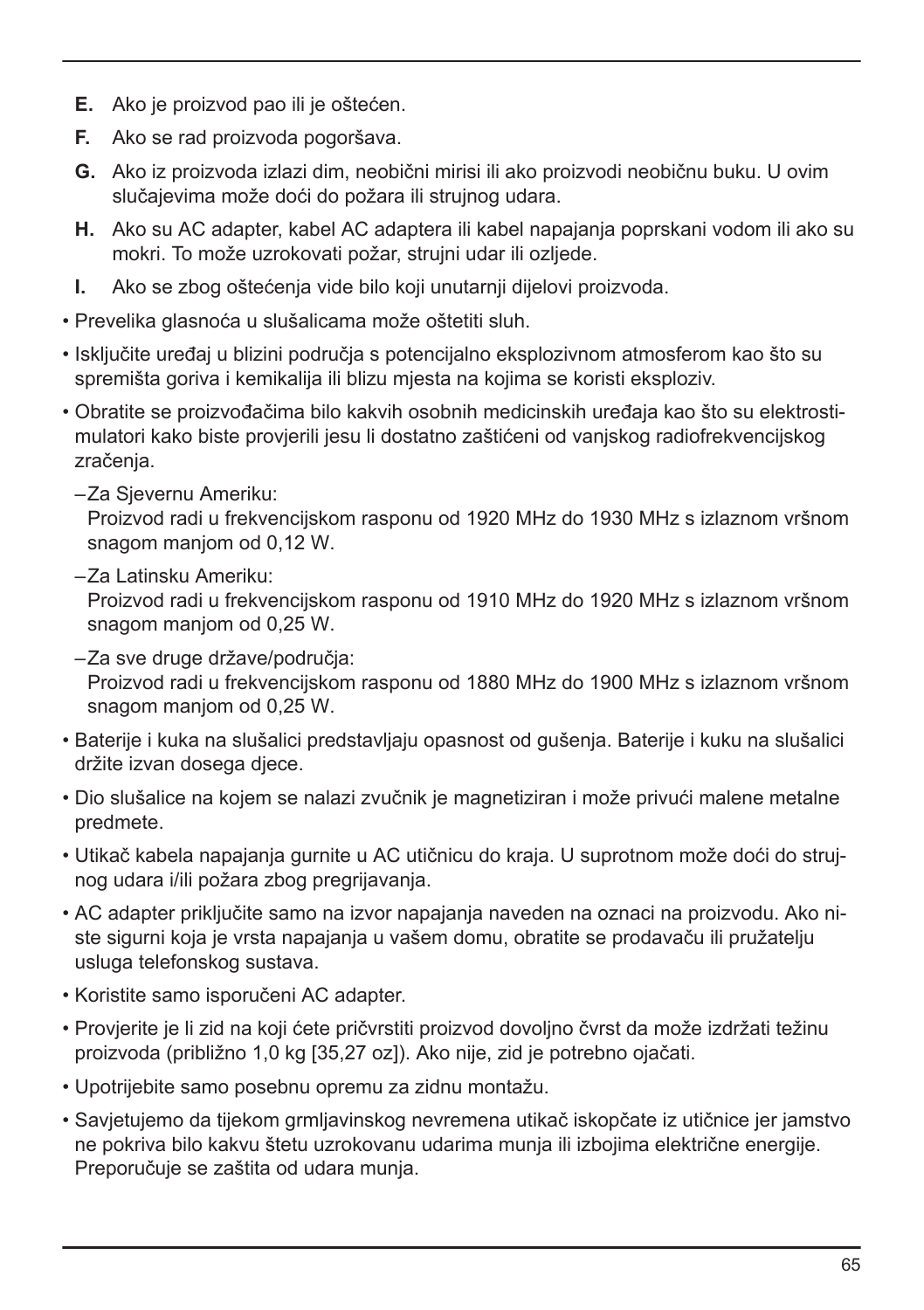**E.** Ako je proizvod pao ili je oštećen.

**F.** Ako se rad proizvoda pogoršava.

**G.** Ako iz proizvoda izlazi dim, neobični mirisi ili ako proizvodi neobičnu buku. U ovim slučajevima može doći do požara ili strujnog udara.

**H.** Ako su AC adapter, kabel AC adaptera ili kabel napajanja poprskani vodom ili ako su mokri. To može uzrokovati požar, strujni udar ili ozljede.

**I.** Ako se zbog oštećenja vide bilo koji unutarnji dijelovi proizvoda.

- Prevelika glasnoća u slušalicama može oštetiti sluh.
- Isključite uređaj u blizini područja s potencijalno eksplozivnom atmosferom kao što su spremišta goriva i kemikalija ili blizu mjesta na kojima se koristi eksploziv.
- Obratite se proizvođačima bilo kakvih osobnih medicinskih uređaja kao što su elektrostimulatori kako biste provjerili jesu li dostatno zaštićeni od vanjskog radiofrekvencijskog zračenja.
  - Za Sjevernu Ameriku:
    Proizvod radi u frekvencijskom rasponu od 1920 MHz do 1930 MHz s izlaznom vršnom snagom manjom od 0,12 W.
  - Za Latinsku Ameriku:
    Proizvod radi u frekvencijskom rasponu od 1910 MHz do 1920 MHz s izlaznom vršnom snagom manjom od 0,25 W.
  - Za sve druge države/područja:
    Proizvod radi u frekvencijskom rasponu od 1880 MHz do 1900 MHz s izlaznom vršnom snagom manjom od 0,25 W.
- Baterije i kuka na slušalici predstavljaju opasnost od gušenja. Baterije i kuku na slušalici držite izvan dosega djece.
- Dio slušalice na kojem se nalazi zvučnik je magnetiziran i može privući malene metalne predmete.
- Utikač kabela napajanja gurnite u AC utičnicu do kraja. U suprotnom može doći do strujnog udara i/ili požara zbog pregrijavanja.
- AC adapter priključite samo na izvor napajanja naveden na oznaci na proizvodu. Ako niste sigurni koja je vrsta napajanja u vašem domu, obratite se prodavaču ili pružatelju usluga telefonskog sustava.
- Koristite samo isporučeni AC adapter.
- Provjerite je li zid na koji ćete pričvrstiti proizvod dovoljno čvrst da može izdržati težinu proizvoda (približno 1,0 kg [35,27 oz]). Ako nije, zid je potrebno ojačati.
- Upotrijebite samo posebnu opremu za zidnu montažu.
- Savjetujemo da tijekom grmljavinskog nevremena utikač iskopčate iz utičnice jer jamstvo ne pokriva bilo kakvu štetu uzrokovanu udarima munja ili izbojima električne energije. Preporučuje se zaštita od udara munja.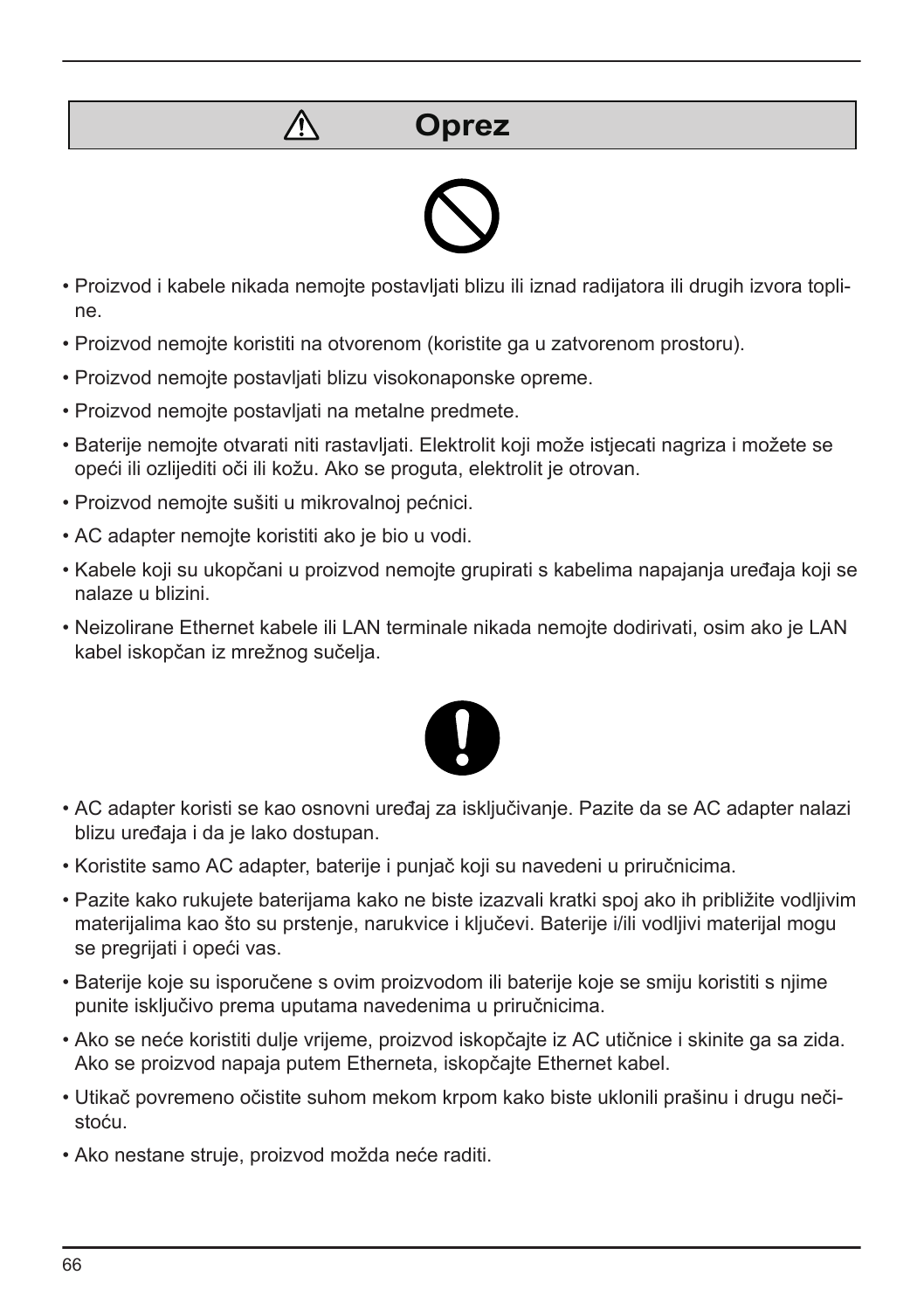## ⚠ Oprez

- Proizvod i kabele nikada nemojte postavljati blizu ili iznad radijatora ili drugih izvora topline.
- Proizvod nemojte koristiti na otvorenom (koristite ga u zatvorenom prostoru).
- Proizvod nemojte postavljati blizu visokonaponske opreme.
- Proizvod nemojte postavljati na metalne predmete.
- Baterije nemojte otvarati niti rastavljati. Elektrolit koji može istjecati nagriza i možete se opeći ili ozlijediti oči ili kožu. Ako se proguta, elektrolit je otrovan.
- Proizvod nemojte sušiti u mikrovalnoj pećnici.
- AC adapter nemojte koristiti ako je bio u vodi.
- Kabele koji su ukopčani u proizvod nemojte grupirati s kabelima napajanja uređaja koji se nalaze u blizini.
- Neizolirane Ethernet kabele ili LAN terminale nikada nemojte dodirivati, osim ako je LAN kabel iskopčan iz mrežnog sučelja.

- AC adapter koristi se kao osnovni uređaj za isključivanje. Pazite da se AC adapter nalazi blizu uređaja i da je lako dostupan.
- Koristite samo AC adapter, baterije i punjač koji su navedeni u priručnicima.
- Pazite kako rukujete baterijama kako ne biste izazvali kratki spoj ako ih približite vodljivim materijalima kao što su prstenje, narukvice i ključevi. Baterije i/ili vodljivi materijal mogu se pregrijati i opeći vas.
- Baterije koje su isporučene s ovim proizvodom ili baterije koje se smiju koristiti s njime punite isključivo prema uputama navedenima u priručnicima.
- Ako se neće koristiti dulje vrijeme, proizvod iskopčajte iz AC utičnice i skinite ga sa zida. Ako se proizvod napaja putem Etherneta, iskopčajte Ethernet kabel.
- Utikač povremeno očistite suhom mekom krpom kako biste uklonili prašinu i drugu nečistoću.
- Ako nestane struje, proizvod možda neće raditi.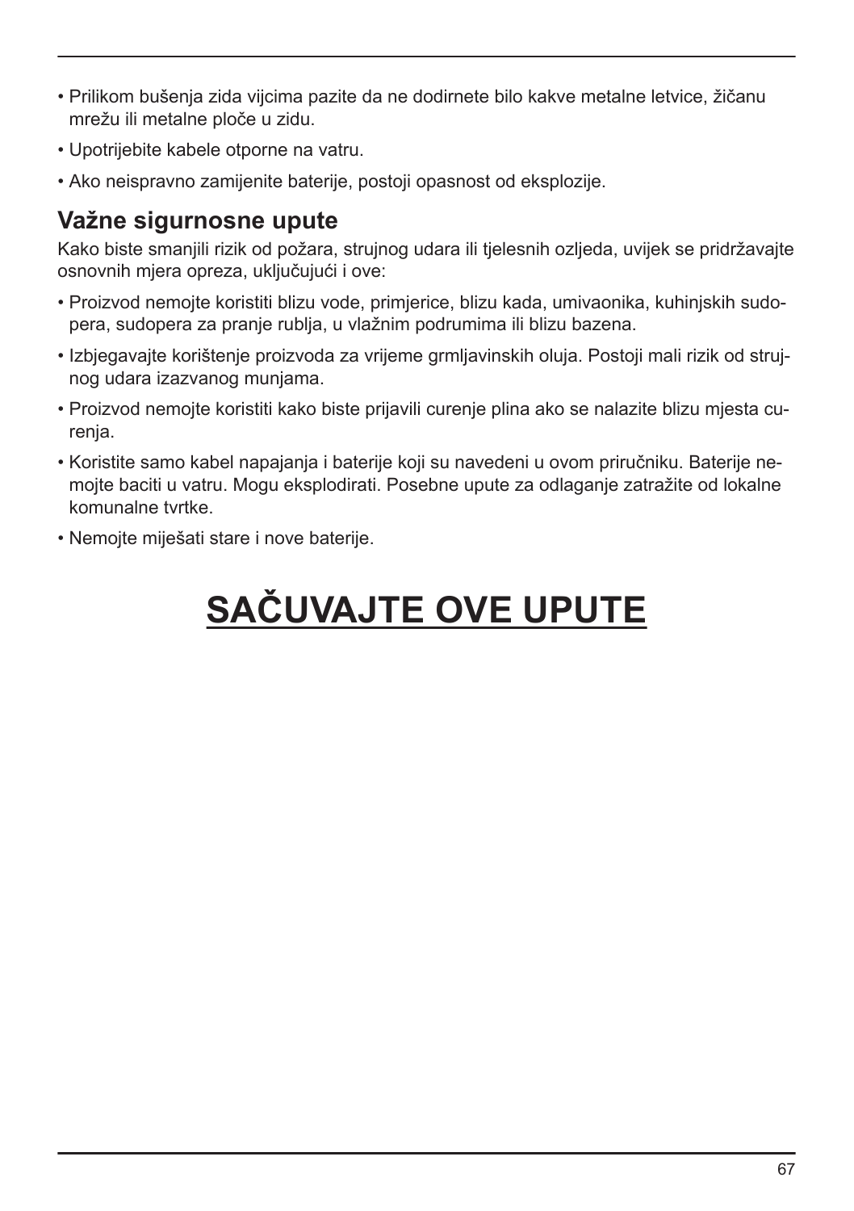- Prilikom bušenja zida vijcima pazite da ne dodirnete bilo kakve metalne letvice, žičanu mrežu ili metalne ploče u zidu.
- Upotrijebite kabele otporne na vatru.
- Ako neispravno zamijenite baterije, postoji opasnost od eksplozije.

## Važne sigurnosne upute

Kako biste smanjili rizik od požara, strujnog udara ili tjelesnih ozljeda, uvijek se pridržavajte osnovnih mjera opreza, uključujući i ove:

- Proizvod nemojte koristiti blizu vode, primjerice, blizu kada, umivaonika, kuhinjskih sudopera, sudopera za pranje rublja, u vlažnim podrumima ili blizu bazena.
- Izbjegavajte korištenje proizvoda za vrijeme grmljavinskih oluja. Postoji mali rizik od strujnog udara izazvanog munjama.
- Proizvod nemojte koristiti kako biste prijavili curenje plina ako se nalazite blizu mjesta curenja.
- Koristite samo kabel napajanja i baterije koji su navedeni u ovom priručniku. Baterije nemojte baciti u vatru. Mogu eksplodirati. Posebne upute za odlaganje zatražite od lokalne komunalne tvrtke.
- Nemojte miješati stare i nove baterije.

# SAČUVAJTE OVE UPUTE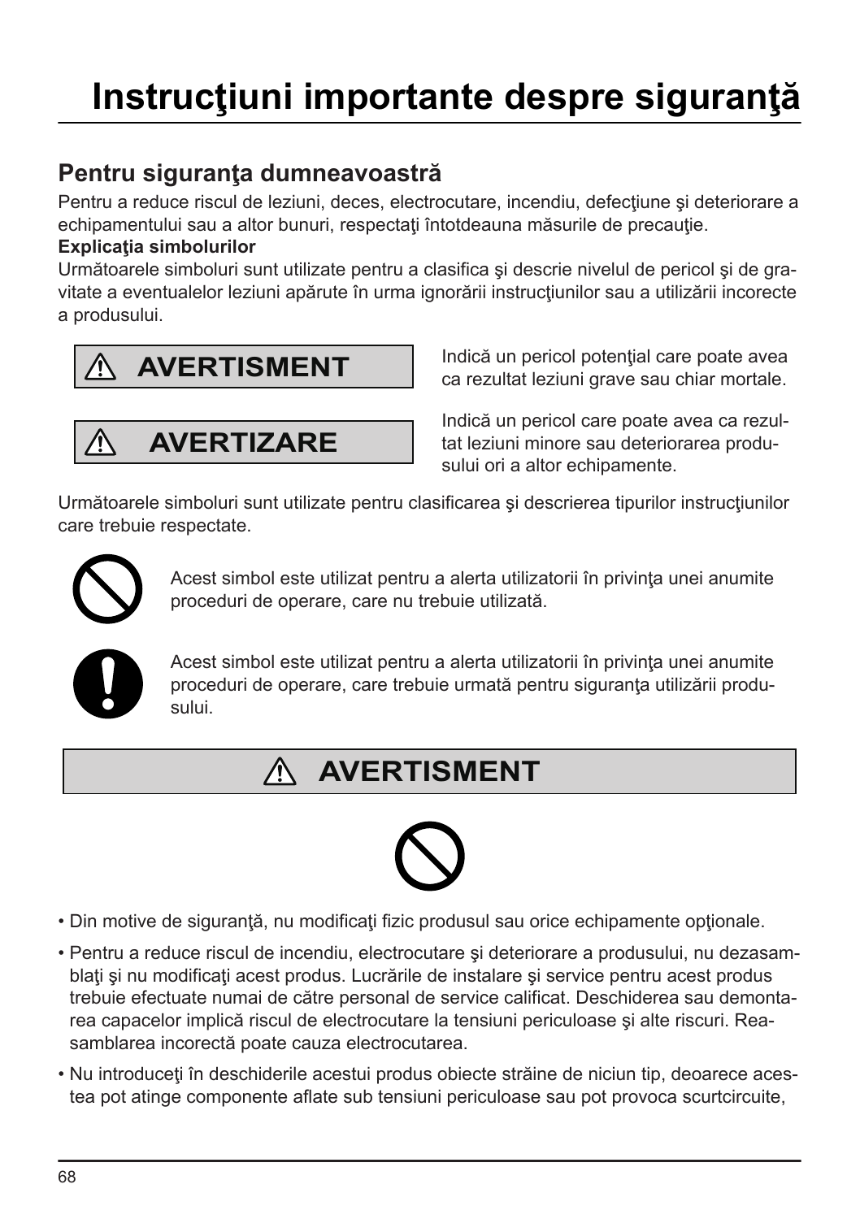# Instrucţiuni importante despre siguranţă

## Pentru siguranţa dumneavoastră

Pentru a reduce riscul de leziuni, deces, electrocutare, incendiu, defecţiune şi deteriorare a echipamentului sau a altor bunuri, respectaţi întotdeauna măsurile de precauţie.

**Explicaţia simbolurilor**

Următoarele simboluri sunt utilizate pentru a clasifica şi descrie nivelul de pericol şi de gravitate a eventualelor leziuni apărute în urma ignorării instrucţiunilor sau a utilizării incorecte a produsului.

| | |
|---|---|
| ⚠ **AVERTISMENT** | Indică un pericol potenţial care poate avea ca rezultat leziuni grave sau chiar mortale. |
| ⚠ **AVERTIZARE** | Indică un pericol care poate avea ca rezultat leziuni minore sau deteriorarea produsului ori a altor echipamente. |

Următoarele simboluri sunt utilizate pentru clasificarea şi descrierea tipurilor instrucţiunilor care trebuie respectate.

Acest simbol este utilizat pentru a alerta utilizatorii în privinţa unei anumite proceduri de operare, care nu trebuie utilizată.

Acest simbol este utilizat pentru a alerta utilizatorii în privinţa unei anumite proceduri de operare, care trebuie urmată pentru siguranţa utilizării produsului.

## ⚠ AVERTISMENT

- Din motive de siguranţă, nu modificaţi fizic produsul sau orice echipamente opţionale.
- Pentru a reduce riscul de incendiu, electrocutare şi deteriorare a produsului, nu dezasamblaţi şi nu modificaţi acest produs. Lucrările de instalare şi service pentru acest produs trebuie efectuate numai de către personal de service calificat. Deschiderea sau demontarea capacelor implică riscul de electrocutare la tensiuni periculoase şi alte riscuri. Reasamblarea incorectă poate cauza electrocutarea.
- Nu introduceţi în deschiderile acestui produs obiecte străine de niciun tip, deoarece acestea pot atinge componente aflate sub tensiuni periculoase sau pot provoca scurtcircuite,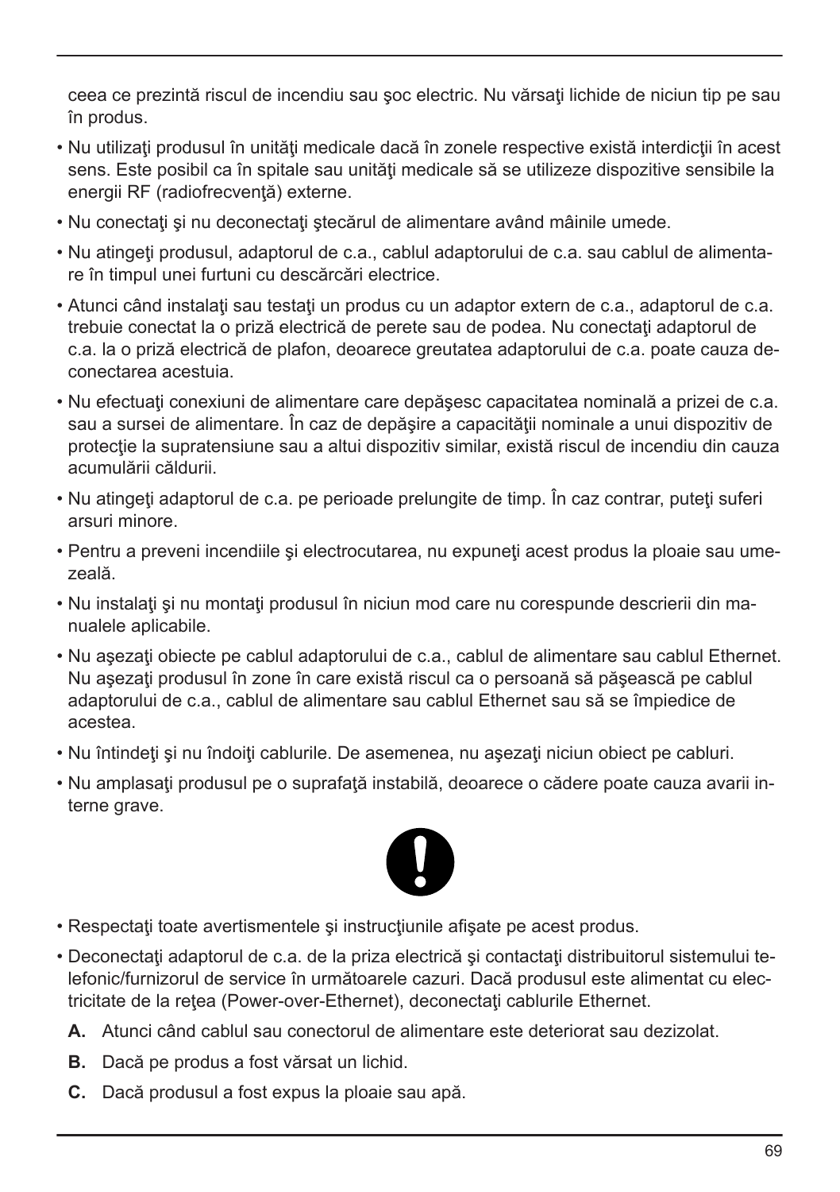ceea ce prezintă riscul de incendiu sau şoc electric. Nu vărsaţi lichide de niciun tip pe sau în produs.

- Nu utilizaţi produsul în unităţi medicale dacă în zonele respective există interdicţii în acest sens. Este posibil ca în spitale sau unităţi medicale să se utilizeze dispozitive sensibile la energii RF (radiofrecvenţă) externe.
- Nu conectaţi şi nu deconectaţi ştecărul de alimentare având mâinile umede.
- Nu atingeţi produsul, adaptorul de c.a., cablul adaptorului de c.a. sau cablul de alimentare în timpul unei furtuni cu descărcări electrice.
- Atunci când instalaţi sau testaţi un produs cu un adaptor extern de c.a., adaptorul de c.a. trebuie conectat la o priză electrică de perete sau de podea. Nu conectaţi adaptorul de c.a. la o priză electrică de plafon, deoarece greutatea adaptorului de c.a. poate cauza deconectarea acestuia.
- Nu efectuaţi conexiuni de alimentare care depăşesc capacitatea nominală a prizei de c.a. sau a sursei de alimentare. În caz de depăşire a capacităţii nominale a unui dispozitiv de protecţie la supratensiune sau a altui dispozitiv similar, există riscul de incendiu din cauza acumulării căldurii.
- Nu atingeţi adaptorul de c.a. pe perioade prelungite de timp. În caz contrar, puteţi suferi arsuri minore.
- Pentru a preveni incendiile şi electrocutarea, nu expuneţi acest produs la ploaie sau umezeală.
- Nu instalaţi şi nu montaţi produsul în niciun mod care nu corespunde descrierii din manualele aplicabile.
- Nu aşezaţi obiecte pe cablul adaptorului de c.a., cablul de alimentare sau cablul Ethernet. Nu aşezaţi produsul în zone în care există riscul ca o persoană să păşească pe cablul adaptorului de c.a., cablul de alimentare sau cablul Ethernet sau să se împiedice de acestea.
- Nu întindeţi şi nu îndoiţi cablurile. De asemenea, nu aşezaţi niciun obiect pe cabluri.
- Nu amplasaţi produsul pe o suprafaţă instabilă, deoarece o cădere poate cauza avarii interne grave.

- Respectaţi toate avertismentele şi instrucţiunile afişate pe acest produs.
- Deconectaţi adaptorul de c.a. de la priza electrică şi contactaţi distribuitorul sistemului telefonic/furnizorul de service în următoarele cazuri. Dacă produsul este alimentat cu electricitate de la reţea (Power-over-Ethernet), deconectaţi cablurile Ethernet.

  **A.** Atunci când cablul sau conectorul de alimentare este deteriorat sau dezizolat.

  **B.** Dacă pe produs a fost vărsat un lichid.

  **C.** Dacă produsul a fost expus la ploaie sau apă.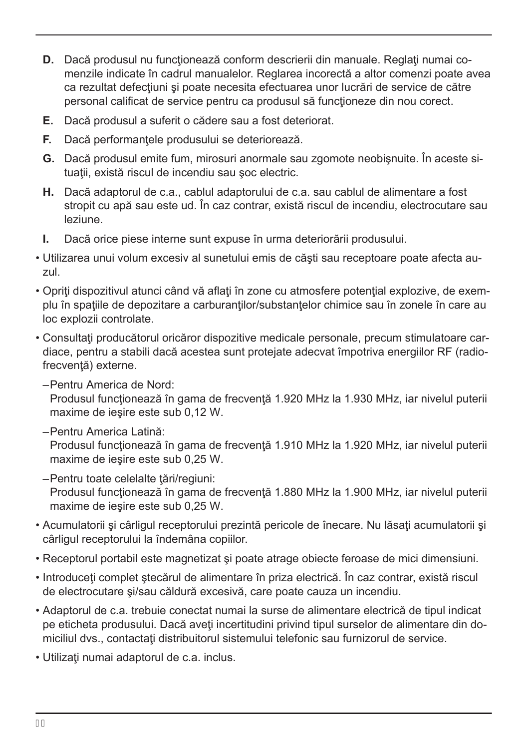**D.** Dacă produsul nu funcţionează conform descrierii din manuale. Reglaţi numai comenzile indicate în cadrul manualelor. Reglarea incorectă a altor comenzi poate avea ca rezultat defecţiuni şi poate necesita efectuarea unor lucrări de service de către personal calificat de service pentru ca produsul să funcţioneze din nou corect.

**E.** Dacă produsul a suferit o cădere sau a fost deteriorat.

**F.** Dacă performanţele produsului se deteriorează.

**G.** Dacă produsul emite fum, mirosuri anormale sau zgomote neobişnuite. În aceste situaţii, există riscul de incendiu sau şoc electric.

**H.** Dacă adaptorul de c.a., cablul adaptorului de c.a. sau cablul de alimentare a fost stropit cu apă sau este ud. În caz contrar, există riscul de incendiu, electrocutare sau leziune.

**I.** Dacă orice piese interne sunt expuse în urma deteriorării produsului.

- Utilizarea unui volum excesiv al sunetului emis de căşti sau receptoare poate afecta auzul.
- Opriţi dispozitivul atunci când vă aflaţi în zone cu atmosfere potenţial explozive, de exemplu în spaţiile de depozitare a carburanţilor/substanţelor chimice sau în zonele în care au loc explozii controlate.
- Consultaţi producătorul oricăror dispozitive medicale personale, precum stimulatoare cardiace, pentru a stabili dacă acestea sunt protejate adecvat împotriva energiilor RF (radiofrecvenţă) externe.
  - Pentru America de Nord:
    Produsul funcţionează în gama de frecvenţă 1.920 MHz la 1.930 MHz, iar nivelul puterii maxime de ieşire este sub 0,12 W.
  - Pentru America Latină:
    Produsul funcţionează în gama de frecvenţă 1.910 MHz la 1.920 MHz, iar nivelul puterii maxime de ieşire este sub 0,25 W.
  - Pentru toate celelalte ţări/regiuni:
    Produsul funcţionează în gama de frecvenţă 1.880 MHz la 1.900 MHz, iar nivelul puterii maxime de ieşire este sub 0,25 W.
- Acumulatorii şi cârligul receptorului prezintă pericole de înecare. Nu lăsaţi acumulatorii şi cârligul receptorului la îndemâna copiilor.
- Receptorul portabil este magnetizat şi poate atrage obiecte feroase de mici dimensiuni.
- Introduceţi complet ştecărul de alimentare în priza electrică. În caz contrar, există riscul de electrocutare şi/sau căldură excesivă, care poate cauza un incendiu.
- Adaptorul de c.a. trebuie conectat numai la surse de alimentare electrică de tipul indicat pe eticheta produsului. Dacă aveţi incertitudini privind tipul surselor de alimentare din domiciliul dvs., contactaţi distribuitorul sistemului telefonic sau furnizorul de service.
- Utilizaţi numai adaptorul de c.a. inclus.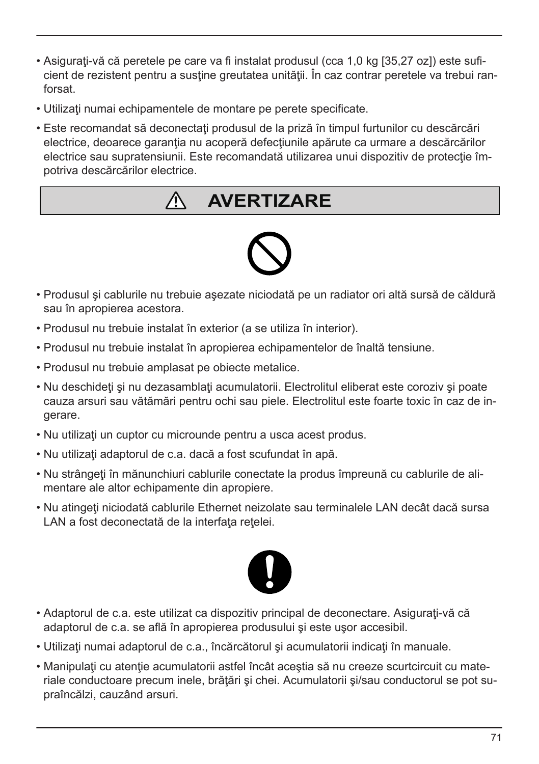- Asiguraţi-vă că peretele pe care va fi instalat produsul (cca 1,0 kg [35,27 oz]) este suficient de rezistent pentru a susţine greutatea unităţii. În caz contrar peretele va trebui ranforsat.
- Utilizaţi numai echipamentele de montare pe perete specificate.
- Este recomandat să deconectaţi produsul de la priză în timpul furtunilor cu descărcări electrice, deoarece garanţia nu acoperă defecţiunile apărute ca urmare a descărcărilor electrice sau supratensiunii. Este recomandată utilizarea unui dispozitiv de protecţie împotriva descărcărilor electrice.

## ⚠ AVERTIZARE

- Produsul şi cablurile nu trebuie aşezate niciodată pe un radiator ori altă sursă de căldură sau în apropierea acestora.
- Produsul nu trebuie instalat în exterior (a se utiliza în interior).
- Produsul nu trebuie instalat în apropierea echipamentelor de înaltă tensiune.
- Produsul nu trebuie amplasat pe obiecte metalice.
- Nu deschideţi şi nu dezasamblaţi acumulatorii. Electrolitul eliberat este coroziv şi poate cauza arsuri sau vătămări pentru ochi sau piele. Electrolitul este foarte toxic în caz de ingerare.
- Nu utilizaţi un cuptor cu microunde pentru a usca acest produs.
- Nu utilizaţi adaptorul de c.a. dacă a fost scufundat în apă.
- Nu strângeţi în mănunchiuri cablurile conectate la produs împreună cu cablurile de alimentare ale altor echipamente din apropiere.
- Nu atingeţi niciodată cablurile Ethernet neizolate sau terminalele LAN decât dacă sursa LAN a fost deconectată de la interfaţa reţelei.

- Adaptorul de c.a. este utilizat ca dispozitiv principal de deconectare. Asiguraţi-vă că adaptorul de c.a. se află în apropierea produsului şi este uşor accesibil.
- Utilizaţi numai adaptorul de c.a., încărcătorul şi acumulatorii indicaţi în manuale.
- Manipulaţi cu atenţie acumulatorii astfel încât aceştia să nu creeze scurtcircuit cu materiale conductoare precum inele, brăţări şi chei. Acumulatorii şi/sau conductorul se pot supraîncălzi, cauzând arsuri.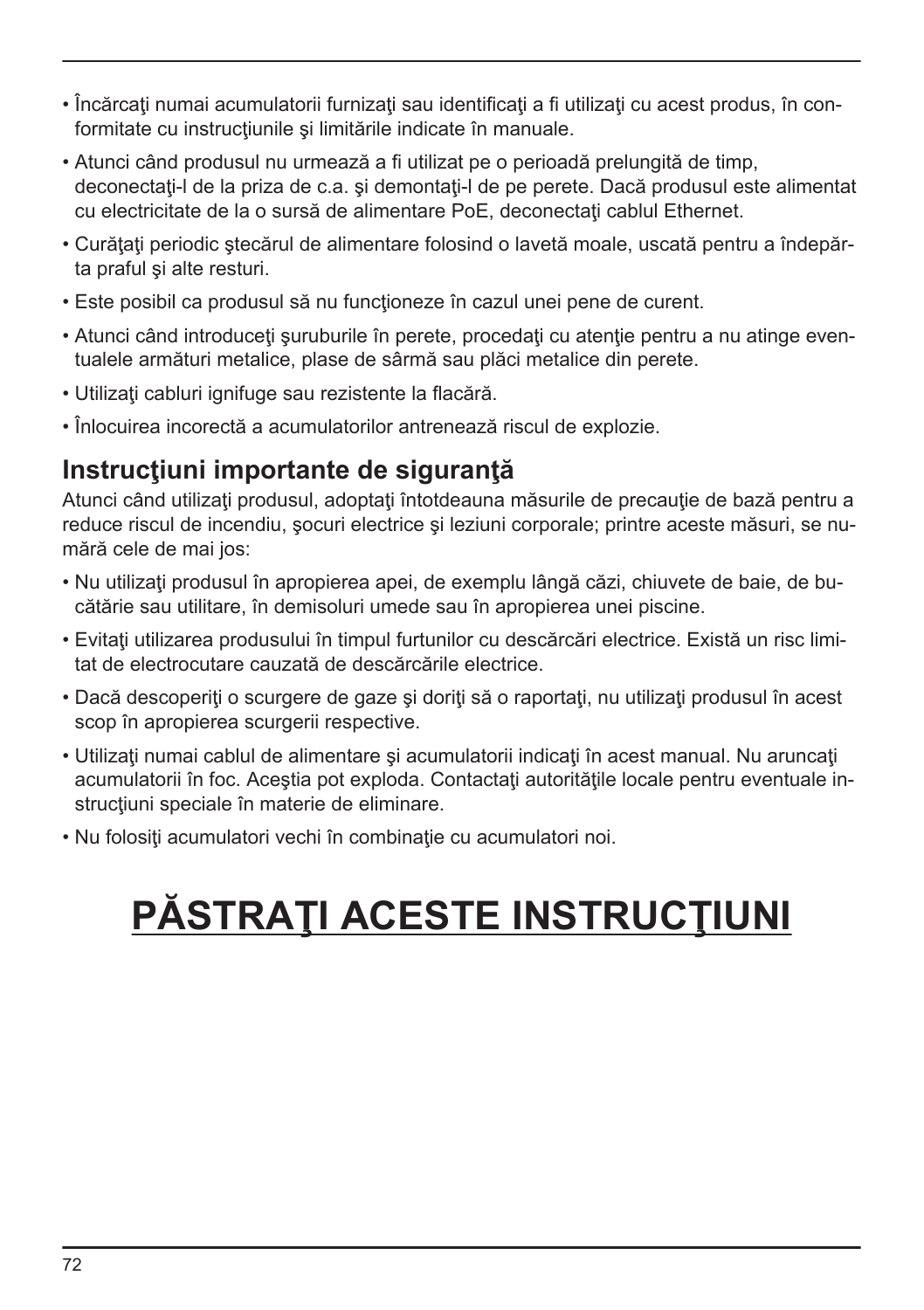- Încărcaţi numai acumulatorii furnizaţi sau identificaţi a fi utilizaţi cu acest produs, în conformitate cu instrucţiunile şi limitările indicate în manuale.
- Atunci când produsul nu urmează a fi utilizat pe o perioadă prelungită de timp, deconectaţi-l de la priza de c.a. şi demontaţi-l de pe perete. Dacă produsul este alimentat cu electricitate de la o sursă de alimentare PoE, deconectaţi cablul Ethernet.
- Curăţaţi periodic ştecărul de alimentare folosind o lavetă moale, uscată pentru a îndepărta praful şi alte resturi.
- Este posibil ca produsul să nu funcţioneze în cazul unei pene de curent.
- Atunci când introduceţi şuruburile în perete, procedaţi cu atenţie pentru a nu atinge eventualele armături metalice, plase de sârmă sau plăci metalice din perete.
- Utilizaţi cabluri ignifuge sau rezistente la flacără.
- Înlocuirea incorectă a acumulatorilor antrenează riscul de explozie.

## Instrucţiuni importante de siguranţă

Atunci când utilizaţi produsul, adoptaţi întotdeauna măsurile de precauţie de bază pentru a reduce riscul de incendiu, şocuri electrice şi leziuni corporale; printre aceste măsuri, se numără cele de mai jos:

- Nu utilizaţi produsul în apropierea apei, de exemplu lângă căzi, chiuvete de baie, de bucătărie sau utilitare, în demisoluri umede sau în apropierea unei piscine.
- Evitaţi utilizarea produsului în timpul furtunilor cu descărcări electrice. Există un risc limitat de electrocutare cauzată de descărcările electrice.
- Dacă descoperiţi o scurgere de gaze şi doriţi să o raportaţi, nu utilizaţi produsul în acest scop în apropierea scurgerii respective.
- Utilizaţi numai cablul de alimentare şi acumulatorii indicaţi în acest manual. Nu aruncaţi acumulatorii în foc. Aceştia pot exploda. Contactaţi autorităţile locale pentru eventuale instrucţiuni speciale în materie de eliminare.
- Nu folosiţi acumulatori vechi în combinaţie cu acumulatori noi.

# PĂSTRAŢI ACESTE INSTRUCŢIUNI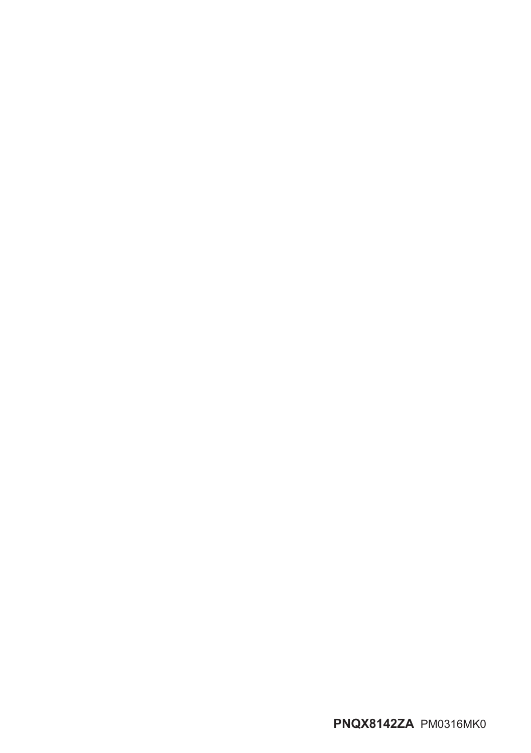**PNQX8142ZA** PM0316MK0